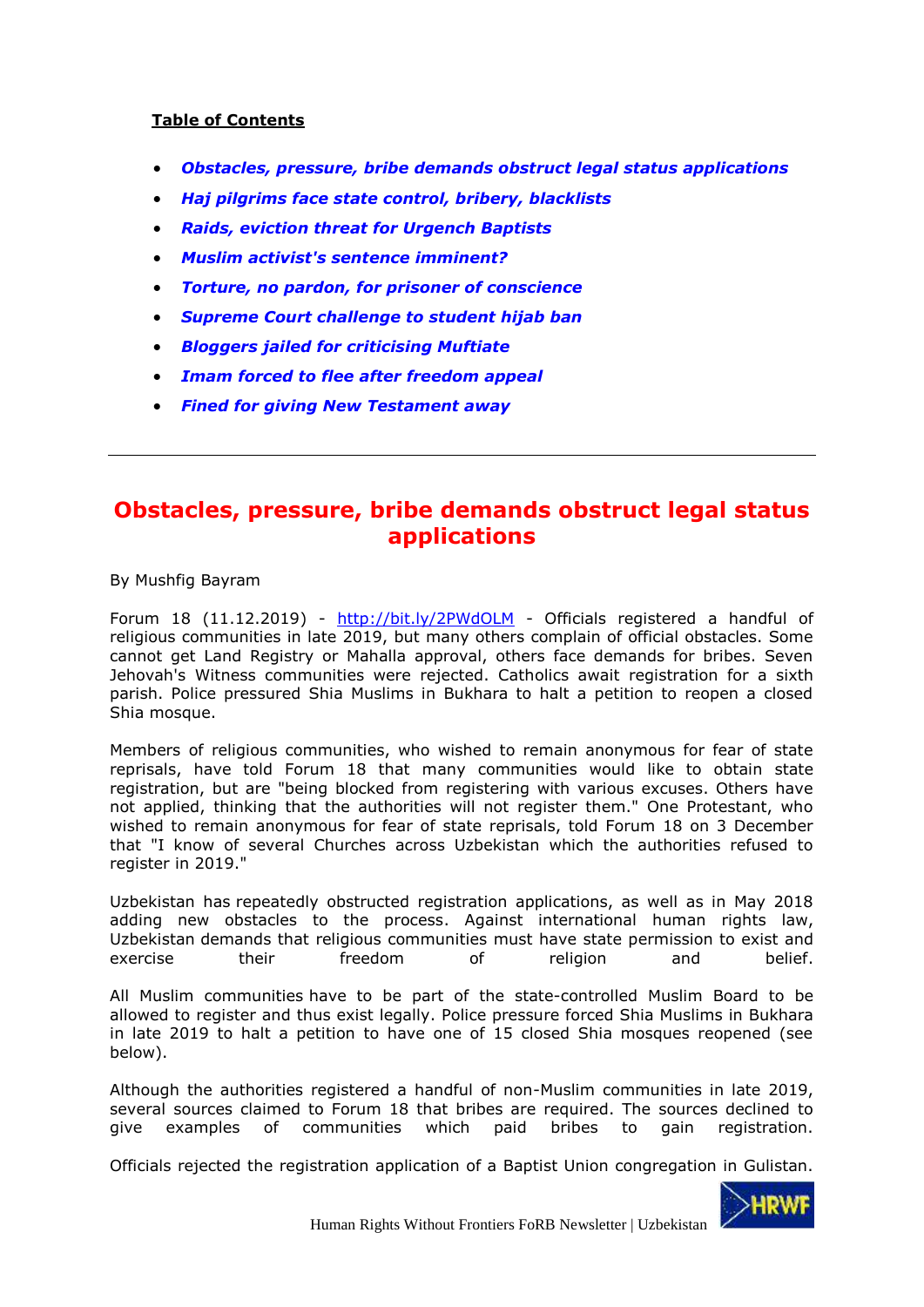**Table of Contents**

- ***Obstacles, pressure, bribe demands obstruct legal status applications***
- ***Haj pilgrims face state control, bribery, blacklists***
- ***Raids, eviction threat for Urgench Baptists***
- ***Muslim activist's sentence imminent?***
- ***Torture, no pardon, for prisoner of conscience***
- ***Supreme Court challenge to student hijab ban***
- ***Bloggers jailed for criticising Muftiate***
- ***Imam forced to flee after freedom appeal***
- ***Fined for giving New Testament away***

---

# Obstacles, pressure, bribe demands obstruct legal status applications

By Mushfig Bayram

Forum 18 (11.12.2019) - http://bit.ly/2PWdOLM - Officials registered a handful of religious communities in late 2019, but many others complain of official obstacles. Some cannot get Land Registry or Mahalla approval, others face demands for bribes. Seven Jehovah's Witness communities were rejected. Catholics await registration for a sixth parish. Police pressured Shia Muslims in Bukhara to halt a petition to reopen a closed Shia mosque.

Members of religious communities, who wished to remain anonymous for fear of state reprisals, have told Forum 18 that many communities would like to obtain state registration, but are "being blocked from registering with various excuses. Others have not applied, thinking that the authorities will not register them." One Protestant, who wished to remain anonymous for fear of state reprisals, told Forum 18 on 3 December that "I know of several Churches across Uzbekistan which the authorities refused to register in 2019."

Uzbekistan has repeatedly obstructed registration applications, as well as in May 2018 adding new obstacles to the process. Against international human rights law, Uzbekistan demands that religious communities must have state permission to exist and exercise their freedom of religion and belief.

All Muslim communities have to be part of the state-controlled Muslim Board to be allowed to register and thus exist legally. Police pressure forced Shia Muslims in Bukhara in late 2019 to halt a petition to have one of 15 closed Shia mosques reopened (see below).

Although the authorities registered a handful of non-Muslim communities in late 2019, several sources claimed to Forum 18 that bribes are required. The sources declined to give examples of communities which paid bribes to gain registration.

Officials rejected the registration application of a Baptist Union congregation in Gulistan.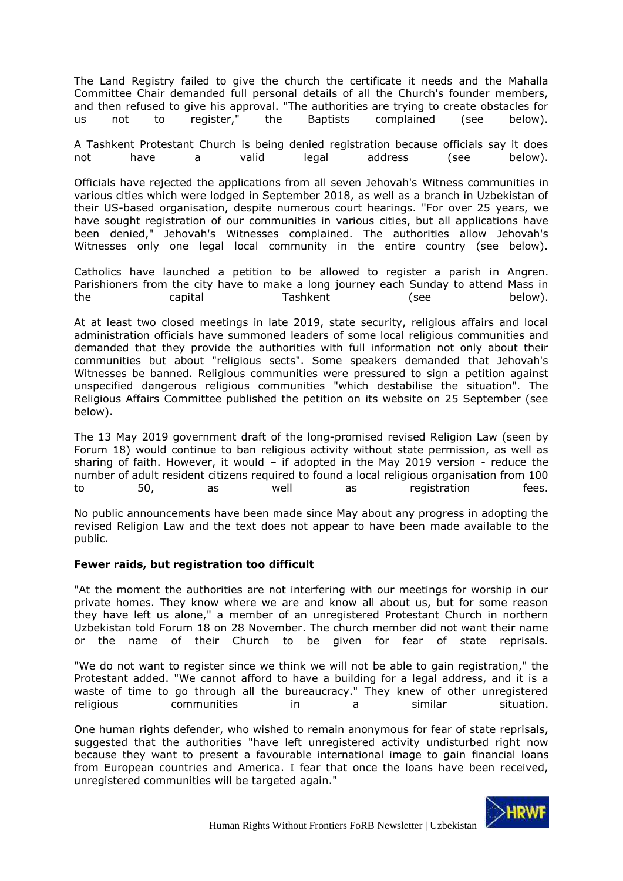The Land Registry failed to give the church the certificate it needs and the Mahalla Committee Chair demanded full personal details of all the Church's founder members, and then refused to give his approval. "The authorities are trying to create obstacles for us not to register," the Baptists complained (see below).

A Tashkent Protestant Church is being denied registration because officials say it does not have a valid legal address (see below).

Officials have rejected the applications from all seven Jehovah's Witness communities in various cities which were lodged in September 2018, as well as a branch in Uzbekistan of their US-based organisation, despite numerous court hearings. "For over 25 years, we have sought registration of our communities in various cities, but all applications have been denied," Jehovah's Witnesses complained. The authorities allow Jehovah's Witnesses only one legal local community in the entire country (see below).

Catholics have launched a petition to be allowed to register a parish in Angren. Parishioners from the city have to make a long journey each Sunday to attend Mass in the capital Tashkent (see below).

At at least two closed meetings in late 2019, state security, religious affairs and local administration officials have summoned leaders of some local religious communities and demanded that they provide the authorities with full information not only about their communities but about "religious sects". Some speakers demanded that Jehovah's Witnesses be banned. Religious communities were pressured to sign a petition against unspecified dangerous religious communities "which destabilise the situation". The Religious Affairs Committee published the petition on its website on 25 September (see below).

The 13 May 2019 government draft of the long-promised revised Religion Law (seen by Forum 18) would continue to ban religious activity without state permission, as well as sharing of faith. However, it would – if adopted in the May 2019 version - reduce the number of adult resident citizens required to found a local religious organisation from 100 to 50, as well as registration fees.

No public announcements have been made since May about any progress in adopting the revised Religion Law and the text does not appear to have been made available to the public.

**Fewer raids, but registration too difficult**

"At the moment the authorities are not interfering with our meetings for worship in our private homes. They know where we are and know all about us, but for some reason they have left us alone," a member of an unregistered Protestant Church in northern Uzbekistan told Forum 18 on 28 November. The church member did not want their name or the name of their Church to be given for fear of state reprisals.

"We do not want to register since we think we will not be able to gain registration," the Protestant added. "We cannot afford to have a building for a legal address, and it is a waste of time to go through all the bureaucracy." They knew of other unregistered religious communities in a similar situation.

One human rights defender, who wished to remain anonymous for fear of state reprisals, suggested that the authorities "have left unregistered activity undisturbed right now because they want to present a favourable international image to gain financial loans from European countries and America. I fear that once the loans have been received, unregistered communities will be targeted again."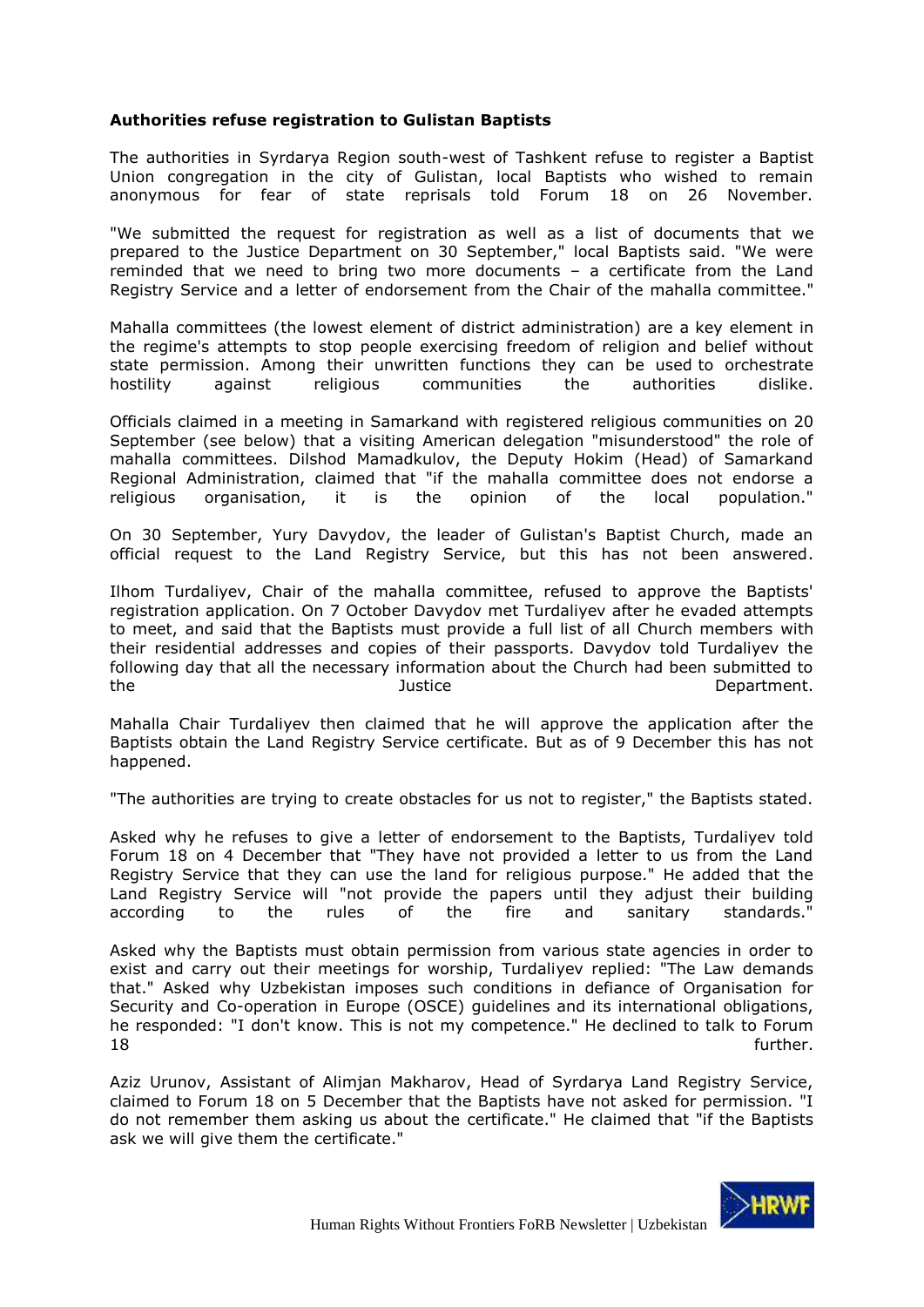**Authorities refuse registration to Gulistan Baptists**

The authorities in Syrdarya Region south-west of Tashkent refuse to register a Baptist Union congregation in the city of Gulistan, local Baptists who wished to remain anonymous for fear of state reprisals told Forum 18 on 26 November.

"We submitted the request for registration as well as a list of documents that we prepared to the Justice Department on 30 September," local Baptists said. "We were reminded that we need to bring two more documents – a certificate from the Land Registry Service and a letter of endorsement from the Chair of the mahalla committee."

Mahalla committees (the lowest element of district administration) are a key element in the regime's attempts to stop people exercising freedom of religion and belief without state permission. Among their unwritten functions they can be used to orchestrate hostility against religious communities the authorities dislike.

Officials claimed in a meeting in Samarkand with registered religious communities on 20 September (see below) that a visiting American delegation "misunderstood" the role of mahalla committees. Dilshod Mamadkulov, the Deputy Hokim (Head) of Samarkand Regional Administration, claimed that "if the mahalla committee does not endorse a religious organisation, it is the opinion of the local population."

On 30 September, Yury Davydov, the leader of Gulistan's Baptist Church, made an official request to the Land Registry Service, but this has not been answered.

Ilhom Turdaliyev, Chair of the mahalla committee, refused to approve the Baptists' registration application. On 7 October Davydov met Turdaliyev after he evaded attempts to meet, and said that the Baptists must provide a full list of all Church members with their residential addresses and copies of their passports. Davydov told Turdaliyev the following day that all the necessary information about the Church had been submitted to the Justice Department.

Mahalla Chair Turdaliyev then claimed that he will approve the application after the Baptists obtain the Land Registry Service certificate. But as of 9 December this has not happened.

"The authorities are trying to create obstacles for us not to register," the Baptists stated.

Asked why he refuses to give a letter of endorsement to the Baptists, Turdaliyev told Forum 18 on 4 December that "They have not provided a letter to us from the Land Registry Service that they can use the land for religious purpose." He added that the Land Registry Service will "not provide the papers until they adjust their building according to the rules of the fire and sanitary standards."

Asked why the Baptists must obtain permission from various state agencies in order to exist and carry out their meetings for worship, Turdaliyev replied: "The Law demands that." Asked why Uzbekistan imposes such conditions in defiance of Organisation for Security and Co-operation in Europe (OSCE) guidelines and its international obligations, he responded: "I don't know. This is not my competence." He declined to talk to Forum 18 further.

Aziz Urunov, Assistant of Alimjan Makharov, Head of Syrdarya Land Registry Service, claimed to Forum 18 on 5 December that the Baptists have not asked for permission. "I do not remember them asking us about the certificate." He claimed that "if the Baptists ask we will give them the certificate."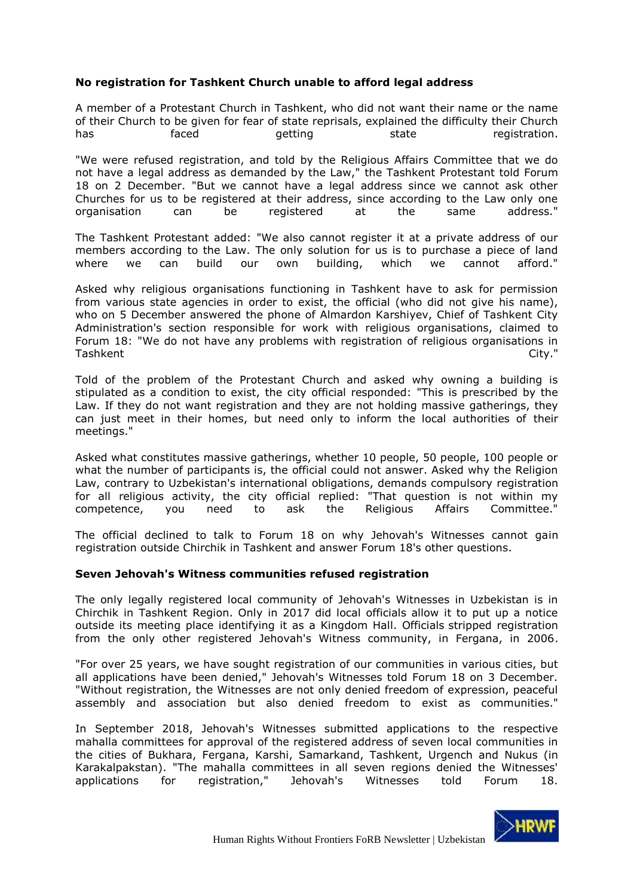**No registration for Tashkent Church unable to afford legal address**

A member of a Protestant Church in Tashkent, who did not want their name or the name of their Church to be given for fear of state reprisals, explained the difficulty their Church has faced getting state registration.

"We were refused registration, and told by the Religious Affairs Committee that we do not have a legal address as demanded by the Law," the Tashkent Protestant told Forum 18 on 2 December. "But we cannot have a legal address since we cannot ask other Churches for us to be registered at their address, since according to the Law only one organisation can be registered at the same address."

The Tashkent Protestant added: "We also cannot register it at a private address of our members according to the Law. The only solution for us is to purchase a piece of land where we can build our own building, which we cannot afford."

Asked why religious organisations functioning in Tashkent have to ask for permission from various state agencies in order to exist, the official (who did not give his name), who on 5 December answered the phone of Almardon Karshiyev, Chief of Tashkent City Administration's section responsible for work with religious organisations, claimed to Forum 18: "We do not have any problems with registration of religious organisations in Tashkent City."

Told of the problem of the Protestant Church and asked why owning a building is stipulated as a condition to exist, the city official responded: "This is prescribed by the Law. If they do not want registration and they are not holding massive gatherings, they can just meet in their homes, but need only to inform the local authorities of their meetings."

Asked what constitutes massive gatherings, whether 10 people, 50 people, 100 people or what the number of participants is, the official could not answer. Asked why the Religion Law, contrary to Uzbekistan's international obligations, demands compulsory registration for all religious activity, the city official replied: "That question is not within my competence, you need to ask the Religious Affairs Committee."

The official declined to talk to Forum 18 on why Jehovah's Witnesses cannot gain registration outside Chirchik in Tashkent and answer Forum 18's other questions.

**Seven Jehovah's Witness communities refused registration**

The only legally registered local community of Jehovah's Witnesses in Uzbekistan is in Chirchik in Tashkent Region. Only in 2017 did local officials allow it to put up a notice outside its meeting place identifying it as a Kingdom Hall. Officials stripped registration from the only other registered Jehovah's Witness community, in Fergana, in 2006.

"For over 25 years, we have sought registration of our communities in various cities, but all applications have been denied," Jehovah's Witnesses told Forum 18 on 3 December. "Without registration, the Witnesses are not only denied freedom of expression, peaceful assembly and association but also denied freedom to exist as communities."

In September 2018, Jehovah's Witnesses submitted applications to the respective mahalla committees for approval of the registered address of seven local communities in the cities of Bukhara, Fergana, Karshi, Samarkand, Tashkent, Urgench and Nukus (in Karakalpakstan). "The mahalla committees in all seven regions denied the Witnesses' applications for registration," Jehovah's Witnesses told Forum 18.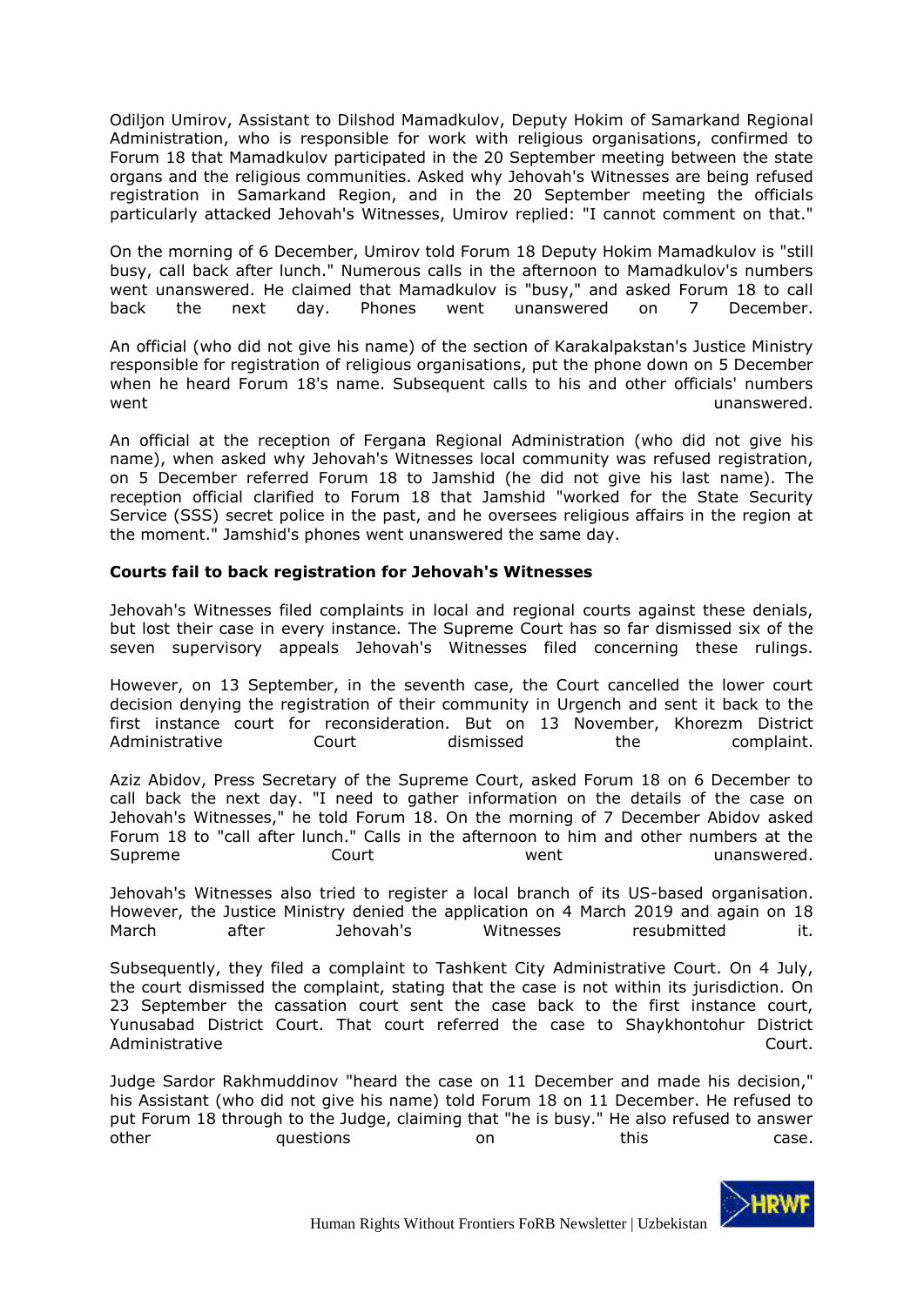Odiljon Umirov, Assistant to Dilshod Mamadkulov, Deputy Hokim of Samarkand Regional Administration, who is responsible for work with religious organisations, confirmed to Forum 18 that Mamadkulov participated in the 20 September meeting between the state organs and the religious communities. Asked why Jehovah's Witnesses are being refused registration in Samarkand Region, and in the 20 September meeting the officials particularly attacked Jehovah's Witnesses, Umirov replied: "I cannot comment on that."

On the morning of 6 December, Umirov told Forum 18 Deputy Hokim Mamadkulov is "still busy, call back after lunch." Numerous calls in the afternoon to Mamadkulov's numbers went unanswered. He claimed that Mamadkulov is "busy," and asked Forum 18 to call back the next day. Phones went unanswered on 7 December.

An official (who did not give his name) of the section of Karakalpakstan's Justice Ministry responsible for registration of religious organisations, put the phone down on 5 December when he heard Forum 18's name. Subsequent calls to his and other officials' numbers went unanswered.

An official at the reception of Fergana Regional Administration (who did not give his name), when asked why Jehovah's Witnesses local community was refused registration, on 5 December referred Forum 18 to Jamshid (he did not give his last name). The reception official clarified to Forum 18 that Jamshid "worked for the State Security Service (SSS) secret police in the past, and he oversees religious affairs in the region at the moment." Jamshid's phones went unanswered the same day.

**Courts fail to back registration for Jehovah's Witnesses**

Jehovah's Witnesses filed complaints in local and regional courts against these denials, but lost their case in every instance. The Supreme Court has so far dismissed six of the seven supervisory appeals Jehovah's Witnesses filed concerning these rulings.

However, on 13 September, in the seventh case, the Court cancelled the lower court decision denying the registration of their community in Urgench and sent it back to the first instance court for reconsideration. But on 13 November, Khorezm District Administrative Court dismissed the complaint.

Aziz Abidov, Press Secretary of the Supreme Court, asked Forum 18 on 6 December to call back the next day. "I need to gather information on the details of the case on Jehovah's Witnesses," he told Forum 18. On the morning of 7 December Abidov asked Forum 18 to "call after lunch." Calls in the afternoon to him and other numbers at the Supreme Court went unanswered.

Jehovah's Witnesses also tried to register a local branch of its US-based organisation. However, the Justice Ministry denied the application on 4 March 2019 and again on 18 March after Jehovah's Witnesses resubmitted it.

Subsequently, they filed a complaint to Tashkent City Administrative Court. On 4 July, the court dismissed the complaint, stating that the case is not within its jurisdiction. On 23 September the cassation court sent the case back to the first instance court, Yunusabad District Court. That court referred the case to Shaykhontohur District Administrative Court.

Judge Sardor Rakhmuddinov "heard the case on 11 December and made his decision," his Assistant (who did not give his name) told Forum 18 on 11 December. He refused to put Forum 18 through to the Judge, claiming that "he is busy." He also refused to answer other questions on this case.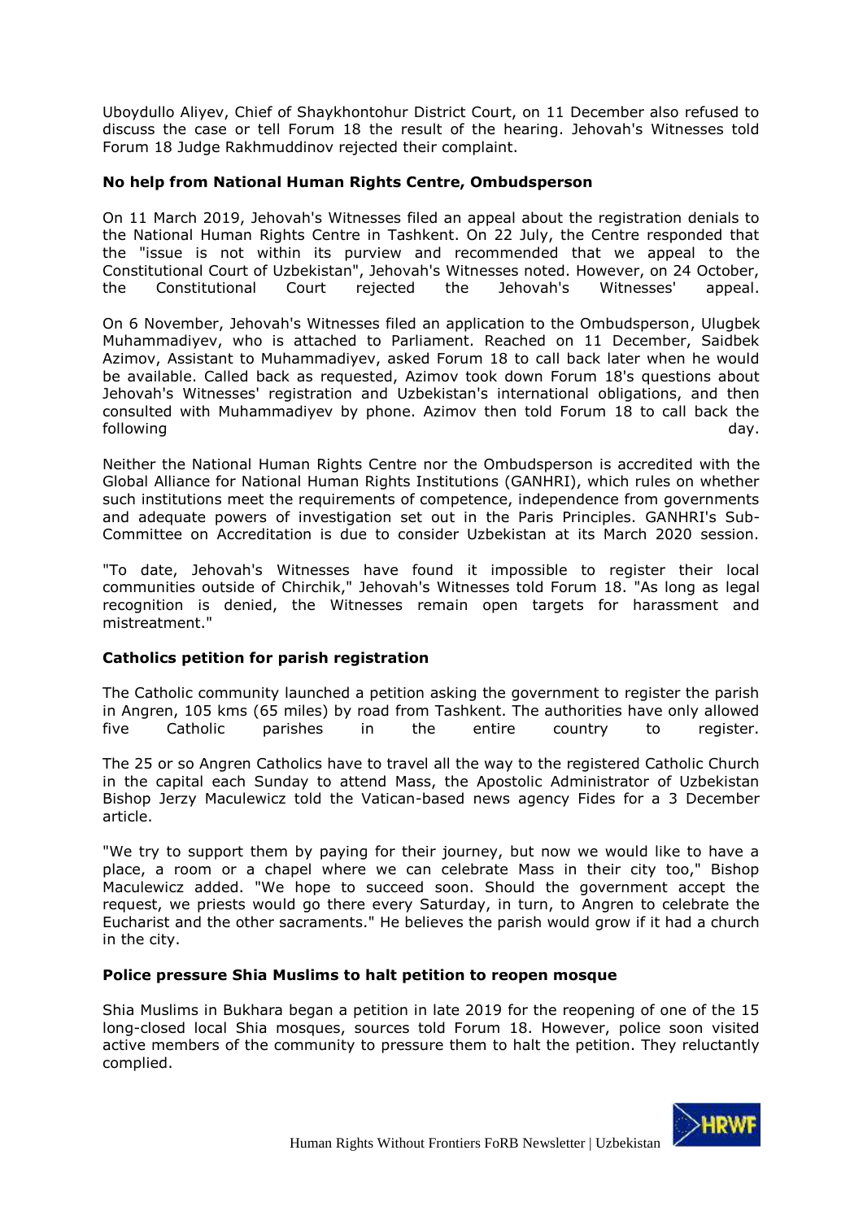Uboydullo Aliyev, Chief of Shaykhontohur District Court, on 11 December also refused to discuss the case or tell Forum 18 the result of the hearing. Jehovah's Witnesses told Forum 18 Judge Rakhmuddinov rejected their complaint.

**No help from National Human Rights Centre, Ombudsperson**

On 11 March 2019, Jehovah's Witnesses filed an appeal about the registration denials to the National Human Rights Centre in Tashkent. On 22 July, the Centre responded that the "issue is not within its purview and recommended that we appeal to the Constitutional Court of Uzbekistan", Jehovah's Witnesses noted. However, on 24 October, the Constitutional Court rejected the Jehovah's Witnesses' appeal.

On 6 November, Jehovah's Witnesses filed an application to the Ombudsperson, Ulugbek Muhammadiyev, who is attached to Parliament. Reached on 11 December, Saidbek Azimov, Assistant to Muhammadiyev, asked Forum 18 to call back later when he would be available. Called back as requested, Azimov took down Forum 18's questions about Jehovah's Witnesses' registration and Uzbekistan's international obligations, and then consulted with Muhammadiyev by phone. Azimov then told Forum 18 to call back the following day.

Neither the National Human Rights Centre nor the Ombudsperson is accredited with the Global Alliance for National Human Rights Institutions (GANHRI), which rules on whether such institutions meet the requirements of competence, independence from governments and adequate powers of investigation set out in the Paris Principles. GANHRI's Sub-Committee on Accreditation is due to consider Uzbekistan at its March 2020 session.

"To date, Jehovah's Witnesses have found it impossible to register their local communities outside of Chirchik," Jehovah's Witnesses told Forum 18. "As long as legal recognition is denied, the Witnesses remain open targets for harassment and mistreatment."

**Catholics petition for parish registration**

The Catholic community launched a petition asking the government to register the parish in Angren, 105 kms (65 miles) by road from Tashkent. The authorities have only allowed five Catholic parishes in the entire country to register.

The 25 or so Angren Catholics have to travel all the way to the registered Catholic Church in the capital each Sunday to attend Mass, the Apostolic Administrator of Uzbekistan Bishop Jerzy Maculewicz told the Vatican-based news agency Fides for a 3 December article.

"We try to support them by paying for their journey, but now we would like to have a place, a room or a chapel where we can celebrate Mass in their city too," Bishop Maculewicz added. "We hope to succeed soon. Should the government accept the request, we priests would go there every Saturday, in turn, to Angren to celebrate the Eucharist and the other sacraments." He believes the parish would grow if it had a church in the city.

**Police pressure Shia Muslims to halt petition to reopen mosque**

Shia Muslims in Bukhara began a petition in late 2019 for the reopening of one of the 15 long-closed local Shia mosques, sources told Forum 18. However, police soon visited active members of the community to pressure them to halt the petition. They reluctantly complied.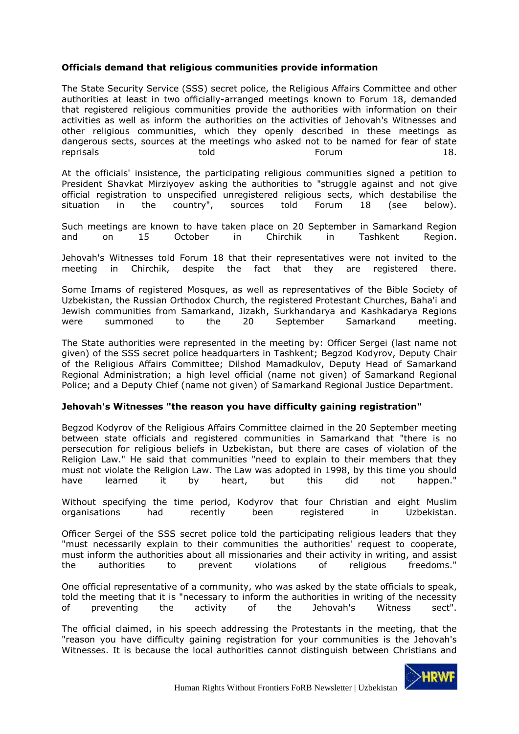**Officials demand that religious communities provide information**

The State Security Service (SSS) secret police, the Religious Affairs Committee and other authorities at least in two officially-arranged meetings known to Forum 18, demanded that registered religious communities provide the authorities with information on their activities as well as inform the authorities on the activities of Jehovah's Witnesses and other religious communities, which they openly described in these meetings as dangerous sects, sources at the meetings who asked not to be named for fear of state reprisals told Forum 18.

At the officials' insistence, the participating religious communities signed a petition to President Shavkat Mirziyoyev asking the authorities to "struggle against and not give official registration to unspecified unregistered religious sects, which destabilise the situation in the country", sources told Forum 18 (see below).

Such meetings are known to have taken place on 20 September in Samarkand Region and on 15 October in Chirchik in Tashkent Region.

Jehovah's Witnesses told Forum 18 that their representatives were not invited to the meeting in Chirchik, despite the fact that they are registered there.

Some Imams of registered Mosques, as well as representatives of the Bible Society of Uzbekistan, the Russian Orthodox Church, the registered Protestant Churches, Baha'i and Jewish communities from Samarkand, Jizakh, Surkhandarya and Kashkadarya Regions were summoned to the 20 September Samarkand meeting.

The State authorities were represented in the meeting by: Officer Sergei (last name not given) of the SSS secret police headquarters in Tashkent; Begzod Kodyrov, Deputy Chair of the Religious Affairs Committee; Dilshod Mamadkulov, Deputy Head of Samarkand Regional Administration; a high level official (name not given) of Samarkand Regional Police; and a Deputy Chief (name not given) of Samarkand Regional Justice Department.

**Jehovah's Witnesses "the reason you have difficulty gaining registration"**

Begzod Kodyrov of the Religious Affairs Committee claimed in the 20 September meeting between state officials and registered communities in Samarkand that "there is no persecution for religious beliefs in Uzbekistan, but there are cases of violation of the Religion Law." He said that communities "need to explain to their members that they must not violate the Religion Law. The Law was adopted in 1998, by this time you should have learned it by heart, but this did not happen."

Without specifying the time period, Kodyrov that four Christian and eight Muslim organisations had recently been registered in Uzbekistan.

Officer Sergei of the SSS secret police told the participating religious leaders that they "must necessarily explain to their communities the authorities' request to cooperate, must inform the authorities about all missionaries and their activity in writing, and assist the authorities to prevent violations of religious freedoms."

One official representative of a community, who was asked by the state officials to speak, told the meeting that it is "necessary to inform the authorities in writing of the necessity of preventing the activity of the Jehovah's Witness sect".

The official claimed, in his speech addressing the Protestants in the meeting, that the "reason you have difficulty gaining registration for your communities is the Jehovah's Witnesses. It is because the local authorities cannot distinguish between Christians and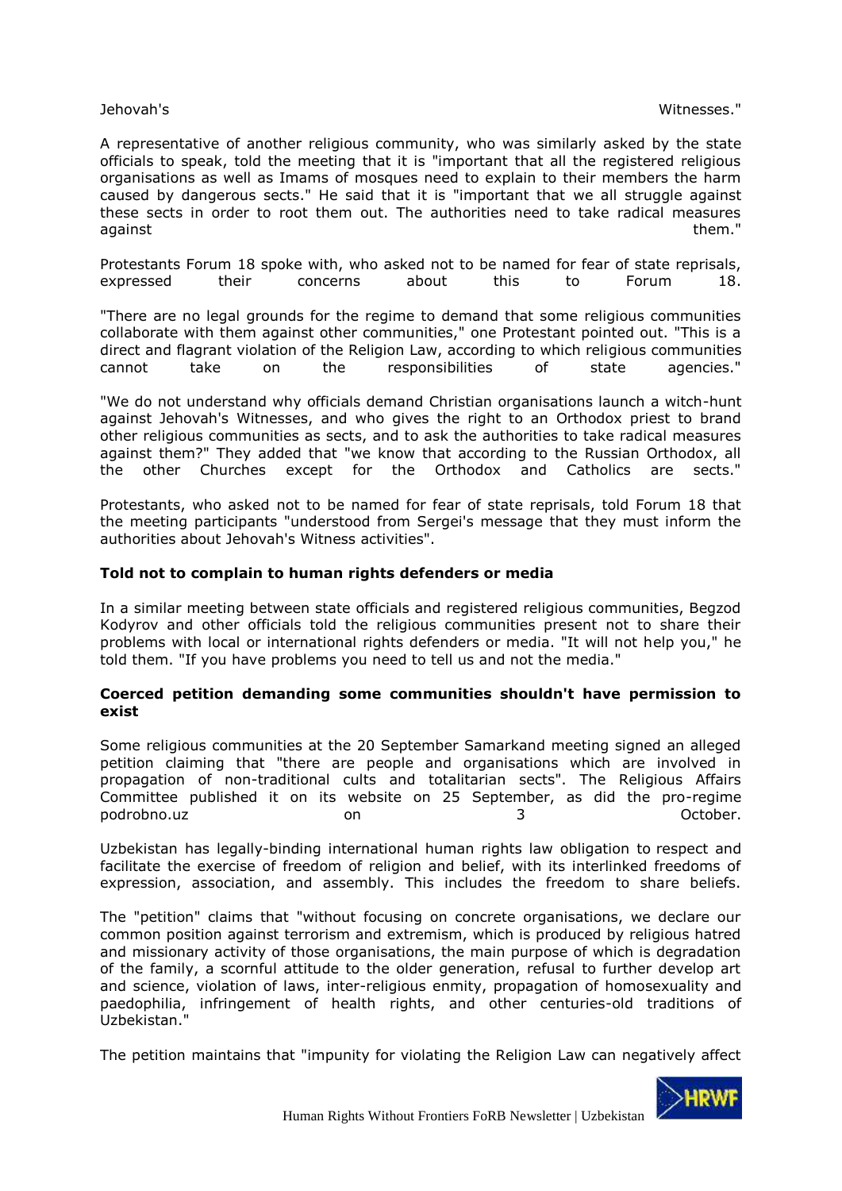Jehovah's Witnesses."

A representative of another religious community, who was similarly asked by the state officials to speak, told the meeting that it is "important that all the registered religious organisations as well as Imams of mosques need to explain to their members the harm caused by dangerous sects." He said that it is "important that we all struggle against these sects in order to root them out. The authorities need to take radical measures against them."

Protestants Forum 18 spoke with, who asked not to be named for fear of state reprisals, expressed their concerns about this to Forum 18.

"There are no legal grounds for the regime to demand that some religious communities collaborate with them against other communities," one Protestant pointed out. "This is a direct and flagrant violation of the Religion Law, according to which religious communities cannot take on the responsibilities of state agencies."

"We do not understand why officials demand Christian organisations launch a witch-hunt against Jehovah's Witnesses, and who gives the right to an Orthodox priest to brand other religious communities as sects, and to ask the authorities to take radical measures against them?" They added that "we know that according to the Russian Orthodox, all the other Churches except for the Orthodox and Catholics are sects."

Protestants, who asked not to be named for fear of state reprisals, told Forum 18 that the meeting participants "understood from Sergei's message that they must inform the authorities about Jehovah's Witness activities".

**Told not to complain to human rights defenders or media**

In a similar meeting between state officials and registered religious communities, Begzod Kodyrov and other officials told the religious communities present not to share their problems with local or international rights defenders or media. "It will not help you," he told them. "If you have problems you need to tell us and not the media."

**Coerced petition demanding some communities shouldn't have permission to exist**

Some religious communities at the 20 September Samarkand meeting signed an alleged petition claiming that "there are people and organisations which are involved in propagation of non-traditional cults and totalitarian sects". The Religious Affairs Committee published it on its website on 25 September, as did the pro-regime podrobno.uz on 3 October.

Uzbekistan has legally-binding international human rights law obligation to respect and facilitate the exercise of freedom of religion and belief, with its interlinked freedoms of expression, association, and assembly. This includes the freedom to share beliefs.

The "petition" claims that "without focusing on concrete organisations, we declare our common position against terrorism and extremism, which is produced by religious hatred and missionary activity of those organisations, the main purpose of which is degradation of the family, a scornful attitude to the older generation, refusal to further develop art and science, violation of laws, inter-religious enmity, propagation of homosexuality and paedophilia, infringement of health rights, and other centuries-old traditions of Uzbekistan."

The petition maintains that "impunity for violating the Religion Law can negatively affect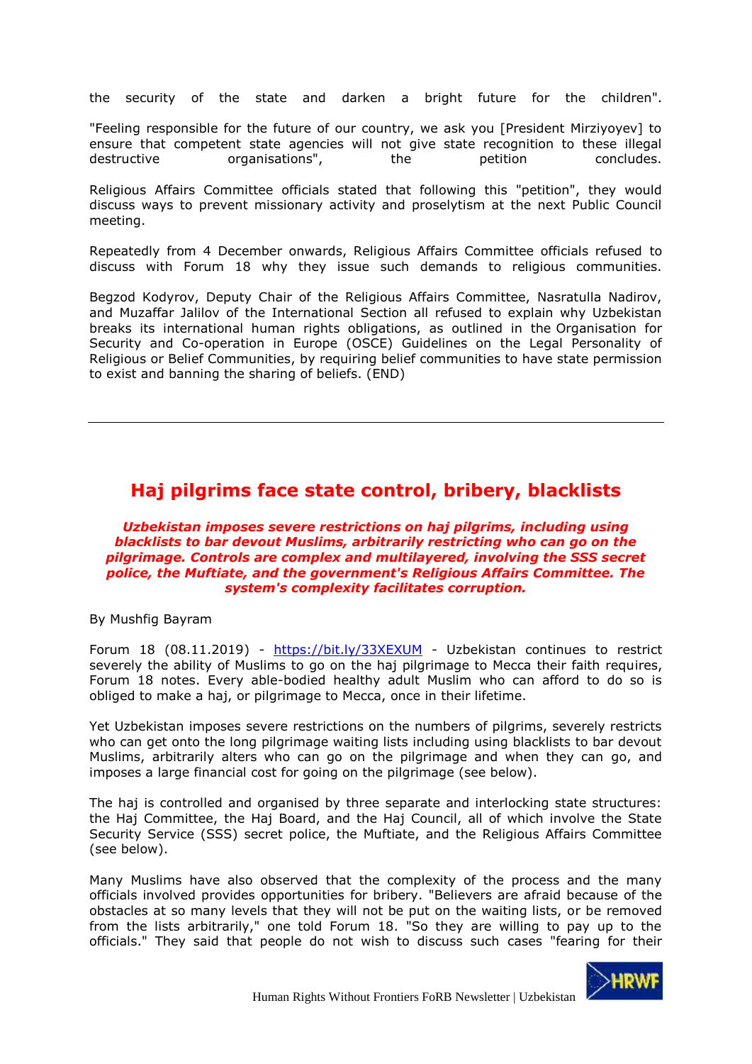the security of the state and darken a bright future for the children".

"Feeling responsible for the future of our country, we ask you [President Mirziyoyev] to ensure that competent state agencies will not give state recognition to these illegal destructive organisations", the petition concludes.

Religious Affairs Committee officials stated that following this "petition", they would discuss ways to prevent missionary activity and proselytism at the next Public Council meeting.

Repeatedly from 4 December onwards, Religious Affairs Committee officials refused to discuss with Forum 18 why they issue such demands to religious communities.

Begzod Kodyrov, Deputy Chair of the Religious Affairs Committee, Nasratulla Nadirov, and Muzaffar Jalilov of the International Section all refused to explain why Uzbekistan breaks its international human rights obligations, as outlined in the Organisation for Security and Co-operation in Europe (OSCE) Guidelines on the Legal Personality of Religious or Belief Communities, by requiring belief communities to have state permission to exist and banning the sharing of beliefs. (END)

---

## Haj pilgrims face state control, bribery, blacklists

***Uzbekistan imposes severe restrictions on haj pilgrims, including using blacklists to bar devout Muslims, arbitrarily restricting who can go on the pilgrimage. Controls are complex and multilayered, involving the SSS secret police, the Muftiate, and the government's Religious Affairs Committee. The system's complexity facilitates corruption.***

By Mushfig Bayram

Forum 18 (08.11.2019) - https://bit.ly/33XEXUM - Uzbekistan continues to restrict severely the ability of Muslims to go on the haj pilgrimage to Mecca their faith requires, Forum 18 notes. Every able-bodied healthy adult Muslim who can afford to do so is obliged to make a haj, or pilgrimage to Mecca, once in their lifetime.

Yet Uzbekistan imposes severe restrictions on the numbers of pilgrims, severely restricts who can get onto the long pilgrimage waiting lists including using blacklists to bar devout Muslims, arbitrarily alters who can go on the pilgrimage and when they can go, and imposes a large financial cost for going on the pilgrimage (see below).

The haj is controlled and organised by three separate and interlocking state structures: the Haj Committee, the Haj Board, and the Haj Council, all of which involve the State Security Service (SSS) secret police, the Muftiate, and the Religious Affairs Committee (see below).

Many Muslims have also observed that the complexity of the process and the many officials involved provides opportunities for bribery. "Believers are afraid because of the obstacles at so many levels that they will not be put on the waiting lists, or be removed from the lists arbitrarily," one told Forum 18. "So they are willing to pay up to the officials." They said that people do not wish to discuss such cases "fearing for their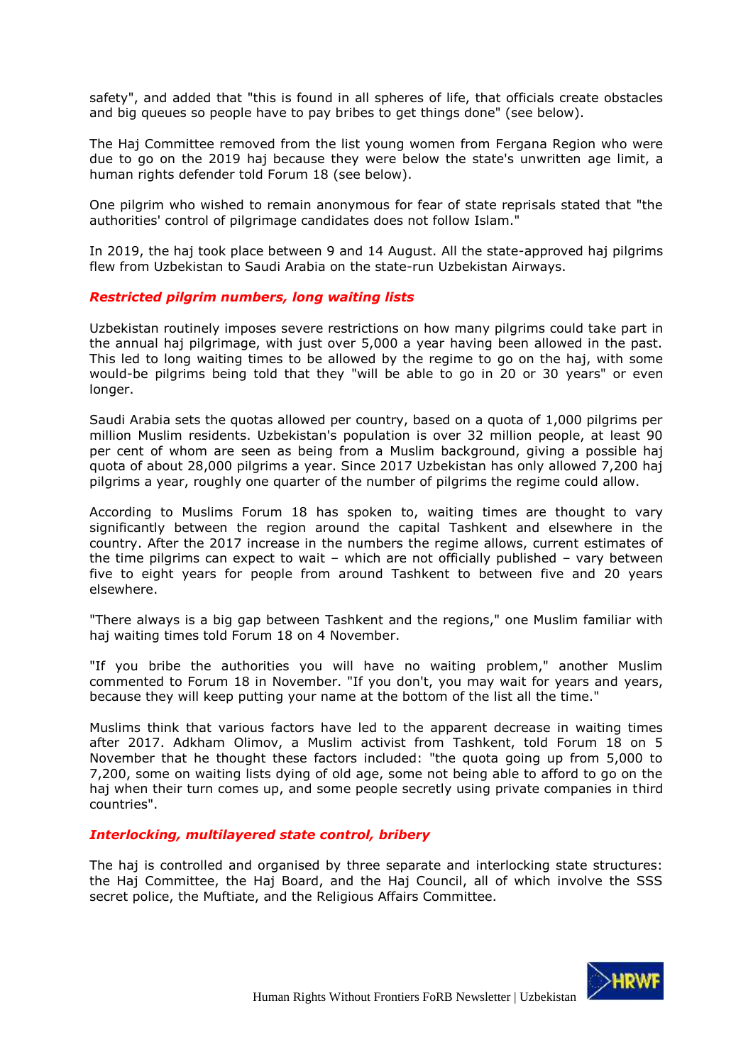safety", and added that "this is found in all spheres of life, that officials create obstacles and big queues so people have to pay bribes to get things done" (see below).

The Haj Committee removed from the list young women from Fergana Region who were due to go on the 2019 haj because they were below the state's unwritten age limit, a human rights defender told Forum 18 (see below).

One pilgrim who wished to remain anonymous for fear of state reprisals stated that "the authorities' control of pilgrimage candidates does not follow Islam."

In 2019, the haj took place between 9 and 14 August. All the state-approved haj pilgrims flew from Uzbekistan to Saudi Arabia on the state-run Uzbekistan Airways.

### *Restricted pilgrim numbers, long waiting lists*

Uzbekistan routinely imposes severe restrictions on how many pilgrims could take part in the annual haj pilgrimage, with just over 5,000 a year having been allowed in the past. This led to long waiting times to be allowed by the regime to go on the haj, with some would-be pilgrims being told that they "will be able to go in 20 or 30 years" or even longer.

Saudi Arabia sets the quotas allowed per country, based on a quota of 1,000 pilgrims per million Muslim residents. Uzbekistan's population is over 32 million people, at least 90 per cent of whom are seen as being from a Muslim background, giving a possible haj quota of about 28,000 pilgrims a year. Since 2017 Uzbekistan has only allowed 7,200 haj pilgrims a year, roughly one quarter of the number of pilgrims the regime could allow.

According to Muslims Forum 18 has spoken to, waiting times are thought to vary significantly between the region around the capital Tashkent and elsewhere in the country. After the 2017 increase in the numbers the regime allows, current estimates of the time pilgrims can expect to wait – which are not officially published – vary between five to eight years for people from around Tashkent to between five and 20 years elsewhere.

"There always is a big gap between Tashkent and the regions," one Muslim familiar with haj waiting times told Forum 18 on 4 November.

"If you bribe the authorities you will have no waiting problem," another Muslim commented to Forum 18 in November. "If you don't, you may wait for years and years, because they will keep putting your name at the bottom of the list all the time."

Muslims think that various factors have led to the apparent decrease in waiting times after 2017. Adkham Olimov, a Muslim activist from Tashkent, told Forum 18 on 5 November that he thought these factors included: "the quota going up from 5,000 to 7,200, some on waiting lists dying of old age, some not being able to afford to go on the haj when their turn comes up, and some people secretly using private companies in third countries".

### *Interlocking, multilayered state control, bribery*

The haj is controlled and organised by three separate and interlocking state structures: the Haj Committee, the Haj Board, and the Haj Council, all of which involve the SSS secret police, the Muftiate, and the Religious Affairs Committee.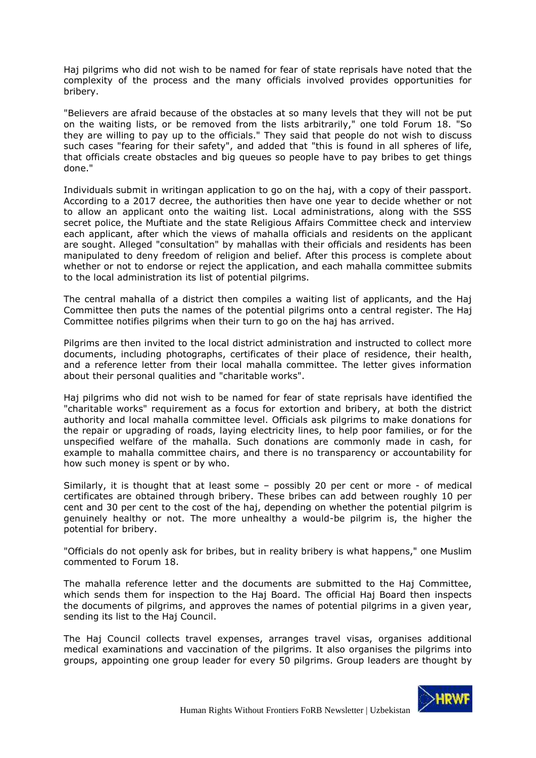Haj pilgrims who did not wish to be named for fear of state reprisals have noted that the complexity of the process and the many officials involved provides opportunities for bribery.

"Believers are afraid because of the obstacles at so many levels that they will not be put on the waiting lists, or be removed from the lists arbitrarily," one told Forum 18. "So they are willing to pay up to the officials." They said that people do not wish to discuss such cases "fearing for their safety", and added that "this is found in all spheres of life, that officials create obstacles and big queues so people have to pay bribes to get things done."

Individuals submit in writingan application to go on the haj, with a copy of their passport. According to a 2017 decree, the authorities then have one year to decide whether or not to allow an applicant onto the waiting list. Local administrations, along with the SSS secret police, the Muftiate and the state Religious Affairs Committee check and interview each applicant, after which the views of mahalla officials and residents on the applicant are sought. Alleged "consultation" by mahallas with their officials and residents has been manipulated to deny freedom of religion and belief. After this process is complete about whether or not to endorse or reject the application, and each mahalla committee submits to the local administration its list of potential pilgrims.

The central mahalla of a district then compiles a waiting list of applicants, and the Haj Committee then puts the names of the potential pilgrims onto a central register. The Haj Committee notifies pilgrims when their turn to go on the haj has arrived.

Pilgrims are then invited to the local district administration and instructed to collect more documents, including photographs, certificates of their place of residence, their health, and a reference letter from their local mahalla committee. The letter gives information about their personal qualities and "charitable works".

Haj pilgrims who did not wish to be named for fear of state reprisals have identified the "charitable works" requirement as a focus for extortion and bribery, at both the district authority and local mahalla committee level. Officials ask pilgrims to make donations for the repair or upgrading of roads, laying electricity lines, to help poor families, or for the unspecified welfare of the mahalla. Such donations are commonly made in cash, for example to mahalla committee chairs, and there is no transparency or accountability for how such money is spent or by who.

Similarly, it is thought that at least some – possibly 20 per cent or more - of medical certificates are obtained through bribery. These bribes can add between roughly 10 per cent and 30 per cent to the cost of the haj, depending on whether the potential pilgrim is genuinely healthy or not. The more unhealthy a would-be pilgrim is, the higher the potential for bribery.

"Officials do not openly ask for bribes, but in reality bribery is what happens," one Muslim commented to Forum 18.

The mahalla reference letter and the documents are submitted to the Haj Committee, which sends them for inspection to the Haj Board. The official Haj Board then inspects the documents of pilgrims, and approves the names of potential pilgrims in a given year, sending its list to the Haj Council.

The Haj Council collects travel expenses, arranges travel visas, organises additional medical examinations and vaccination of the pilgrims. It also organises the pilgrims into groups, appointing one group leader for every 50 pilgrims. Group leaders are thought by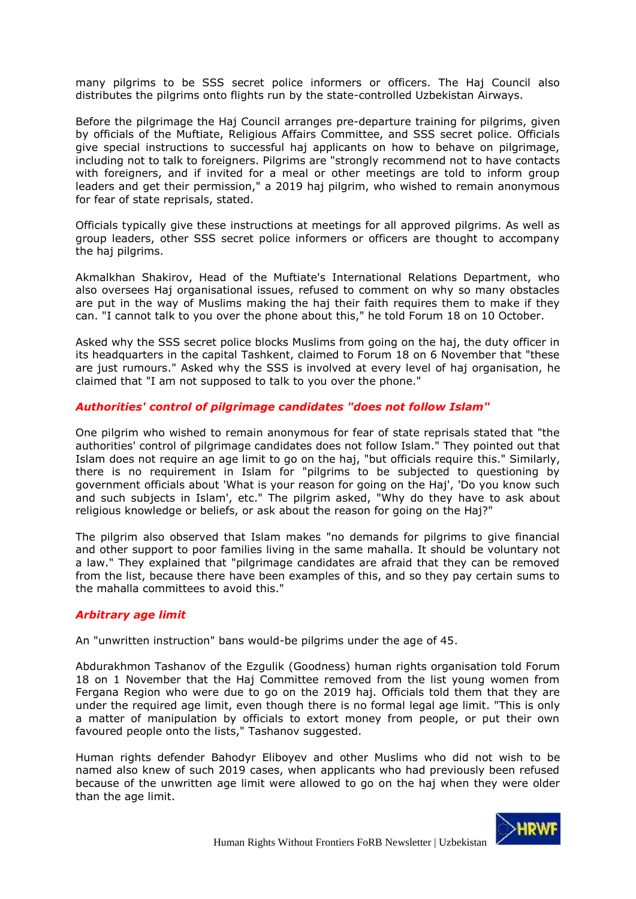many pilgrims to be SSS secret police informers or officers. The Haj Council also distributes the pilgrims onto flights run by the state-controlled Uzbekistan Airways.

Before the pilgrimage the Haj Council arranges pre-departure training for pilgrims, given by officials of the Muftiate, Religious Affairs Committee, and SSS secret police. Officials give special instructions to successful haj applicants on how to behave on pilgrimage, including not to talk to foreigners. Pilgrims are "strongly recommend not to have contacts with foreigners, and if invited for a meal or other meetings are told to inform group leaders and get their permission," a 2019 haj pilgrim, who wished to remain anonymous for fear of state reprisals, stated.

Officials typically give these instructions at meetings for all approved pilgrims. As well as group leaders, other SSS secret police informers or officers are thought to accompany the haj pilgrims.

Akmalkhan Shakirov, Head of the Muftiate's International Relations Department, who also oversees Haj organisational issues, refused to comment on why so many obstacles are put in the way of Muslims making the haj their faith requires them to make if they can. "I cannot talk to you over the phone about this," he told Forum 18 on 10 October.

Asked why the SSS secret police blocks Muslims from going on the haj, the duty officer in its headquarters in the capital Tashkent, claimed to Forum 18 on 6 November that "these are just rumours." Asked why the SSS is involved at every level of haj organisation, he claimed that "I am not supposed to talk to you over the phone."

### *Authorities' control of pilgrimage candidates "does not follow Islam"*

One pilgrim who wished to remain anonymous for fear of state reprisals stated that "the authorities' control of pilgrimage candidates does not follow Islam." They pointed out that Islam does not require an age limit to go on the haj, "but officials require this." Similarly, there is no requirement in Islam for "pilgrims to be subjected to questioning by government officials about 'What is your reason for going on the Haj', 'Do you know such and such subjects in Islam', etc." The pilgrim asked, "Why do they have to ask about religious knowledge or beliefs, or ask about the reason for going on the Haj?"

The pilgrim also observed that Islam makes "no demands for pilgrims to give financial and other support to poor families living in the same mahalla. It should be voluntary not a law." They explained that "pilgrimage candidates are afraid that they can be removed from the list, because there have been examples of this, and so they pay certain sums to the mahalla committees to avoid this."

### *Arbitrary age limit*

An "unwritten instruction" bans would-be pilgrims under the age of 45.

Abdurakhmon Tashanov of the Ezgulik (Goodness) human rights organisation told Forum 18 on 1 November that the Haj Committee removed from the list young women from Fergana Region who were due to go on the 2019 haj. Officials told them that they are under the required age limit, even though there is no formal legal age limit. "This is only a matter of manipulation by officials to extort money from people, or put their own favoured people onto the lists," Tashanov suggested.

Human rights defender Bahodyr Eliboyev and other Muslims who did not wish to be named also knew of such 2019 cases, when applicants who had previously been refused because of the unwritten age limit were allowed to go on the haj when they were older than the age limit.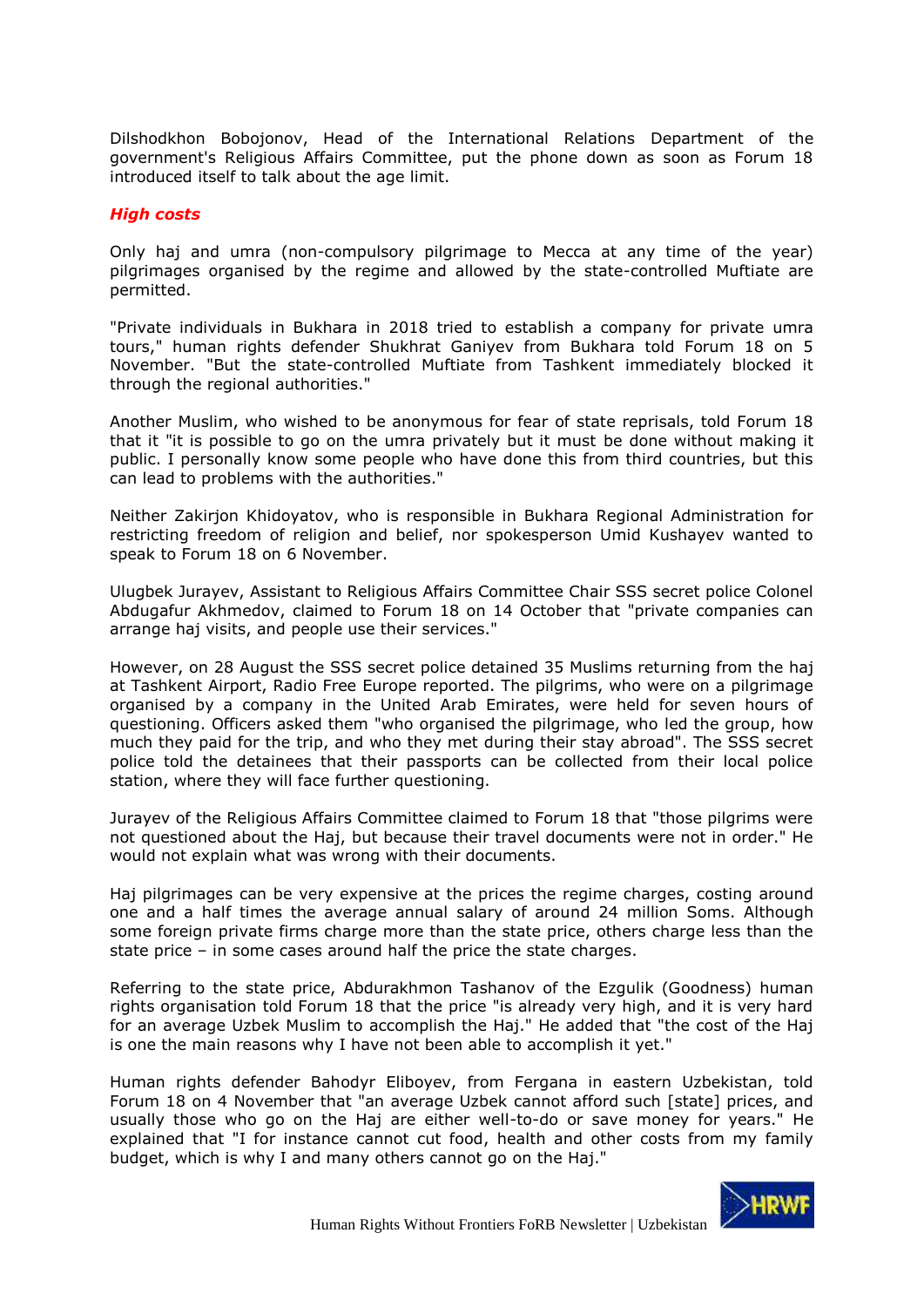Dilshodkhon Bobojonov, Head of the International Relations Department of the government's Religious Affairs Committee, put the phone down as soon as Forum 18 introduced itself to talk about the age limit.

## *High costs*

Only haj and umra (non-compulsory pilgrimage to Mecca at any time of the year) pilgrimages organised by the regime and allowed by the state-controlled Muftiate are permitted.

"Private individuals in Bukhara in 2018 tried to establish a company for private umra tours," human rights defender Shukhrat Ganiyev from Bukhara told Forum 18 on 5 November. "But the state-controlled Muftiate from Tashkent immediately blocked it through the regional authorities."

Another Muslim, who wished to be anonymous for fear of state reprisals, told Forum 18 that it "it is possible to go on the umra privately but it must be done without making it public. I personally know some people who have done this from third countries, but this can lead to problems with the authorities."

Neither Zakirjon Khidoyatov, who is responsible in Bukhara Regional Administration for restricting freedom of religion and belief, nor spokesperson Umid Kushayev wanted to speak to Forum 18 on 6 November.

Ulugbek Jurayev, Assistant to Religious Affairs Committee Chair SSS secret police Colonel Abdugafur Akhmedov, claimed to Forum 18 on 14 October that "private companies can arrange haj visits, and people use their services."

However, on 28 August the SSS secret police detained 35 Muslims returning from the haj at Tashkent Airport, Radio Free Europe reported. The pilgrims, who were on a pilgrimage organised by a company in the United Arab Emirates, were held for seven hours of questioning. Officers asked them "who organised the pilgrimage, who led the group, how much they paid for the trip, and who they met during their stay abroad". The SSS secret police told the detainees that their passports can be collected from their local police station, where they will face further questioning.

Jurayev of the Religious Affairs Committee claimed to Forum 18 that "those pilgrims were not questioned about the Haj, but because their travel documents were not in order." He would not explain what was wrong with their documents.

Haj pilgrimages can be very expensive at the prices the regime charges, costing around one and a half times the average annual salary of around 24 million Soms. Although some foreign private firms charge more than the state price, others charge less than the state price – in some cases around half the price the state charges.

Referring to the state price, Abdurakhmon Tashanov of the Ezgulik (Goodness) human rights organisation told Forum 18 that the price "is already very high, and it is very hard for an average Uzbek Muslim to accomplish the Haj." He added that "the cost of the Haj is one the main reasons why I have not been able to accomplish it yet."

Human rights defender Bahodyr Eliboyev, from Fergana in eastern Uzbekistan, told Forum 18 on 4 November that "an average Uzbek cannot afford such [state] prices, and usually those who go on the Haj are either well-to-do or save money for years." He explained that "I for instance cannot cut food, health and other costs from my family budget, which is why I and many others cannot go on the Haj."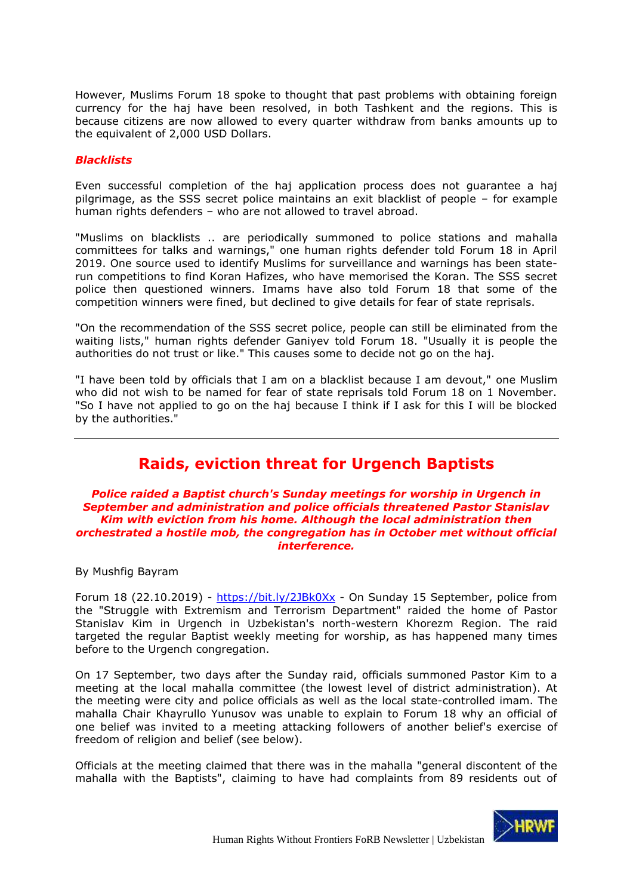However, Muslims Forum 18 spoke to thought that past problems with obtaining foreign currency for the haj have been resolved, in both Tashkent and the regions. This is because citizens are now allowed to every quarter withdraw from banks amounts up to the equivalent of 2,000 USD Dollars.

### *Blacklists*

Even successful completion of the haj application process does not guarantee a haj pilgrimage, as the SSS secret police maintains an exit blacklist of people – for example human rights defenders – who are not allowed to travel abroad.

"Muslims on blacklists .. are periodically summoned to police stations and mahalla committees for talks and warnings," one human rights defender told Forum 18 in April 2019. One source used to identify Muslims for surveillance and warnings has been state-run competitions to find Koran Hafizes, who have memorised the Koran. The SSS secret police then questioned winners. Imams have also told Forum 18 that some of the competition winners were fined, but declined to give details for fear of state reprisals.

"On the recommendation of the SSS secret police, people can still be eliminated from the waiting lists," human rights defender Ganiyev told Forum 18. "Usually it is people the authorities do not trust or like." This causes some to decide not go on the haj.

"I have been told by officials that I am on a blacklist because I am devout," one Muslim who did not wish to be named for fear of state reprisals told Forum 18 on 1 November. "So I have not applied to go on the haj because I think if I ask for this I will be blocked by the authorities."

---

## Raids, eviction threat for Urgench Baptists

***Police raided a Baptist church's Sunday meetings for worship in Urgench in September and administration and police officials threatened Pastor Stanislav Kim with eviction from his home. Although the local administration then orchestrated a hostile mob, the congregation has in October met without official interference.***

By Mushfig Bayram

Forum 18 (22.10.2019) - https://bit.ly/2JBk0Xx - On Sunday 15 September, police from the "Struggle with Extremism and Terrorism Department" raided the home of Pastor Stanislav Kim in Urgench in Uzbekistan's north-western Khorezm Region. The raid targeted the regular Baptist weekly meeting for worship, as has happened many times before to the Urgench congregation.

On 17 September, two days after the Sunday raid, officials summoned Pastor Kim to a meeting at the local mahalla committee (the lowest level of district administration). At the meeting were city and police officials as well as the local state-controlled imam. The mahalla Chair Khayrullo Yunusov was unable to explain to Forum 18 why an official of one belief was invited to a meeting attacking followers of another belief's exercise of freedom of religion and belief (see below).

Officials at the meeting claimed that there was in the mahalla "general discontent of the mahalla with the Baptists", claiming to have had complaints from 89 residents out of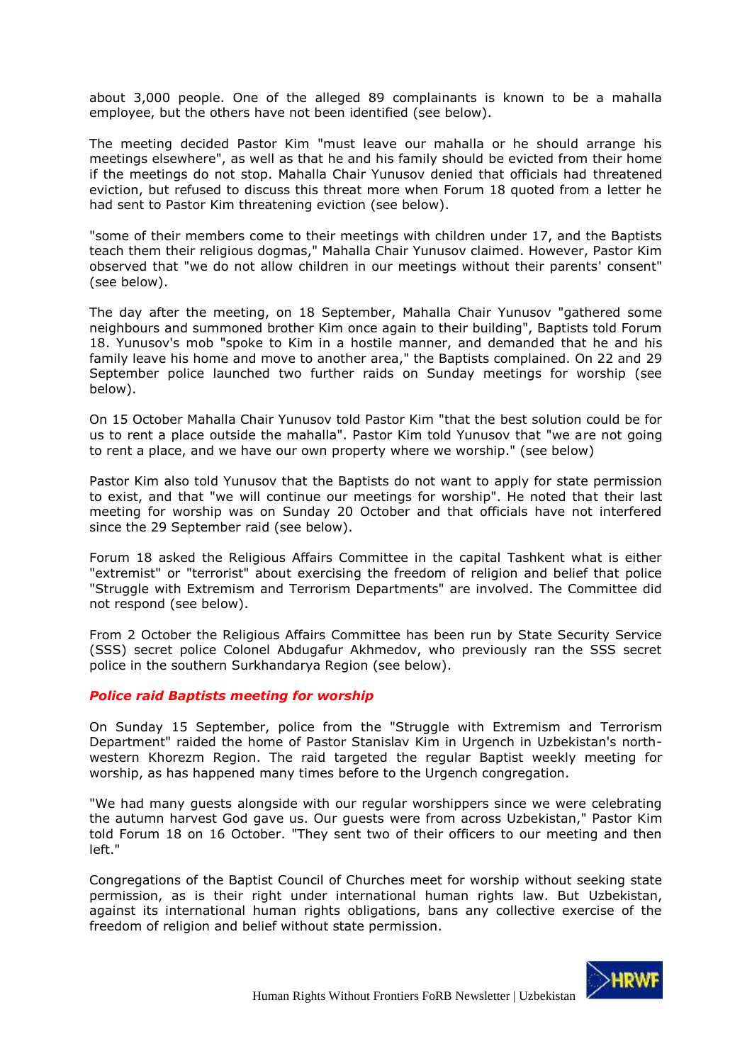about 3,000 people. One of the alleged 89 complainants is known to be a mahalla employee, but the others have not been identified (see below).

The meeting decided Pastor Kim "must leave our mahalla or he should arrange his meetings elsewhere", as well as that he and his family should be evicted from their home if the meetings do not stop. Mahalla Chair Yunusov denied that officials had threatened eviction, but refused to discuss this threat more when Forum 18 quoted from a letter he had sent to Pastor Kim threatening eviction (see below).

"some of their members come to their meetings with children under 17, and the Baptists teach them their religious dogmas," Mahalla Chair Yunusov claimed. However, Pastor Kim observed that "we do not allow children in our meetings without their parents' consent" (see below).

The day after the meeting, on 18 September, Mahalla Chair Yunusov "gathered some neighbours and summoned brother Kim once again to their building", Baptists told Forum 18. Yunusov's mob "spoke to Kim in a hostile manner, and demanded that he and his family leave his home and move to another area," the Baptists complained. On 22 and 29 September police launched two further raids on Sunday meetings for worship (see below).

On 15 October Mahalla Chair Yunusov told Pastor Kim "that the best solution could be for us to rent a place outside the mahalla". Pastor Kim told Yunusov that "we are not going to rent a place, and we have our own property where we worship." (see below)

Pastor Kim also told Yunusov that the Baptists do not want to apply for state permission to exist, and that "we will continue our meetings for worship". He noted that their last meeting for worship was on Sunday 20 October and that officials have not interfered since the 29 September raid (see below).

Forum 18 asked the Religious Affairs Committee in the capital Tashkent what is either "extremist" or "terrorist" about exercising the freedom of religion and belief that police "Struggle with Extremism and Terrorism Departments" are involved. The Committee did not respond (see below).

From 2 October the Religious Affairs Committee has been run by State Security Service (SSS) secret police Colonel Abdugafur Akhmedov, who previously ran the SSS secret police in the southern Surkhandarya Region (see below).

### *Police raid Baptists meeting for worship*

On Sunday 15 September, police from the "Struggle with Extremism and Terrorism Department" raided the home of Pastor Stanislav Kim in Urgench in Uzbekistan's north-western Khorezm Region. The raid targeted the regular Baptist weekly meeting for worship, as has happened many times before to the Urgench congregation.

"We had many guests alongside with our regular worshippers since we were celebrating the autumn harvest God gave us. Our guests were from across Uzbekistan," Pastor Kim told Forum 18 on 16 October. "They sent two of their officers to our meeting and then left."

Congregations of the Baptist Council of Churches meet for worship without seeking state permission, as is their right under international human rights law. But Uzbekistan, against its international human rights obligations, bans any collective exercise of the freedom of religion and belief without state permission.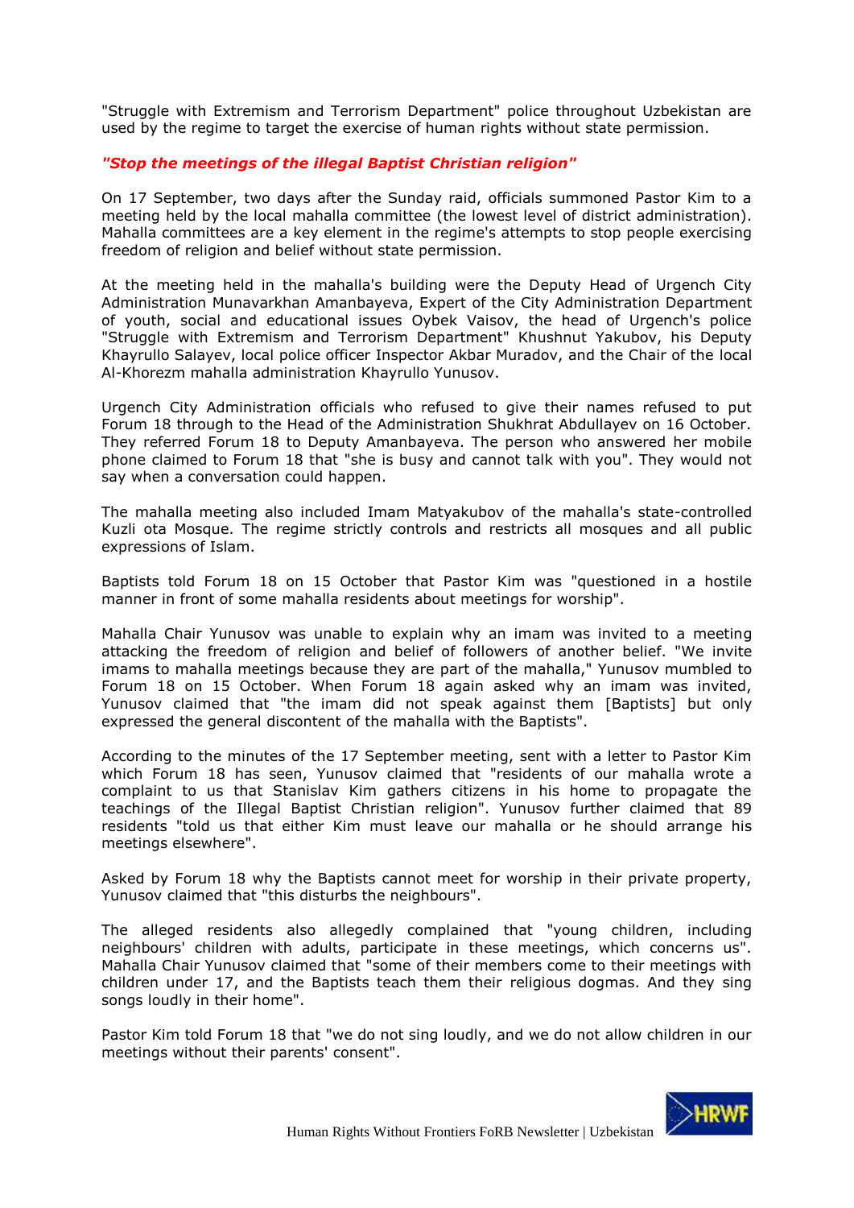"Struggle with Extremism and Terrorism Department" police throughout Uzbekistan are used by the regime to target the exercise of human rights without state permission.

### *"Stop the meetings of the illegal Baptist Christian religion"*

On 17 September, two days after the Sunday raid, officials summoned Pastor Kim to a meeting held by the local mahalla committee (the lowest level of district administration). Mahalla committees are a key element in the regime's attempts to stop people exercising freedom of religion and belief without state permission.

At the meeting held in the mahalla's building were the Deputy Head of Urgench City Administration Munavarkhan Amanbayeva, Expert of the City Administration Department of youth, social and educational issues Oybek Vaisov, the head of Urgench's police "Struggle with Extremism and Terrorism Department" Khushnut Yakubov, his Deputy Khayrullo Salayev, local police officer Inspector Akbar Muradov, and the Chair of the local Al-Khorezm mahalla administration Khayrullo Yunusov.

Urgench City Administration officials who refused to give their names refused to put Forum 18 through to the Head of the Administration Shukhrat Abdullayev on 16 October. They referred Forum 18 to Deputy Amanbayeva. The person who answered her mobile phone claimed to Forum 18 that "she is busy and cannot talk with you". They would not say when a conversation could happen.

The mahalla meeting also included Imam Matyakubov of the mahalla's state-controlled Kuzli ota Mosque. The regime strictly controls and restricts all mosques and all public expressions of Islam.

Baptists told Forum 18 on 15 October that Pastor Kim was "questioned in a hostile manner in front of some mahalla residents about meetings for worship".

Mahalla Chair Yunusov was unable to explain why an imam was invited to a meeting attacking the freedom of religion and belief of followers of another belief. "We invite imams to mahalla meetings because they are part of the mahalla," Yunusov mumbled to Forum 18 on 15 October. When Forum 18 again asked why an imam was invited, Yunusov claimed that "the imam did not speak against them [Baptists] but only expressed the general discontent of the mahalla with the Baptists".

According to the minutes of the 17 September meeting, sent with a letter to Pastor Kim which Forum 18 has seen, Yunusov claimed that "residents of our mahalla wrote a complaint to us that Stanislav Kim gathers citizens in his home to propagate the teachings of the Illegal Baptist Christian religion". Yunusov further claimed that 89 residents "told us that either Kim must leave our mahalla or he should arrange his meetings elsewhere".

Asked by Forum 18 why the Baptists cannot meet for worship in their private property, Yunusov claimed that "this disturbs the neighbours".

The alleged residents also allegedly complained that "young children, including neighbours' children with adults, participate in these meetings, which concerns us". Mahalla Chair Yunusov claimed that "some of their members come to their meetings with children under 17, and the Baptists teach them their religious dogmas. And they sing songs loudly in their home".

Pastor Kim told Forum 18 that "we do not sing loudly, and we do not allow children in our meetings without their parents' consent".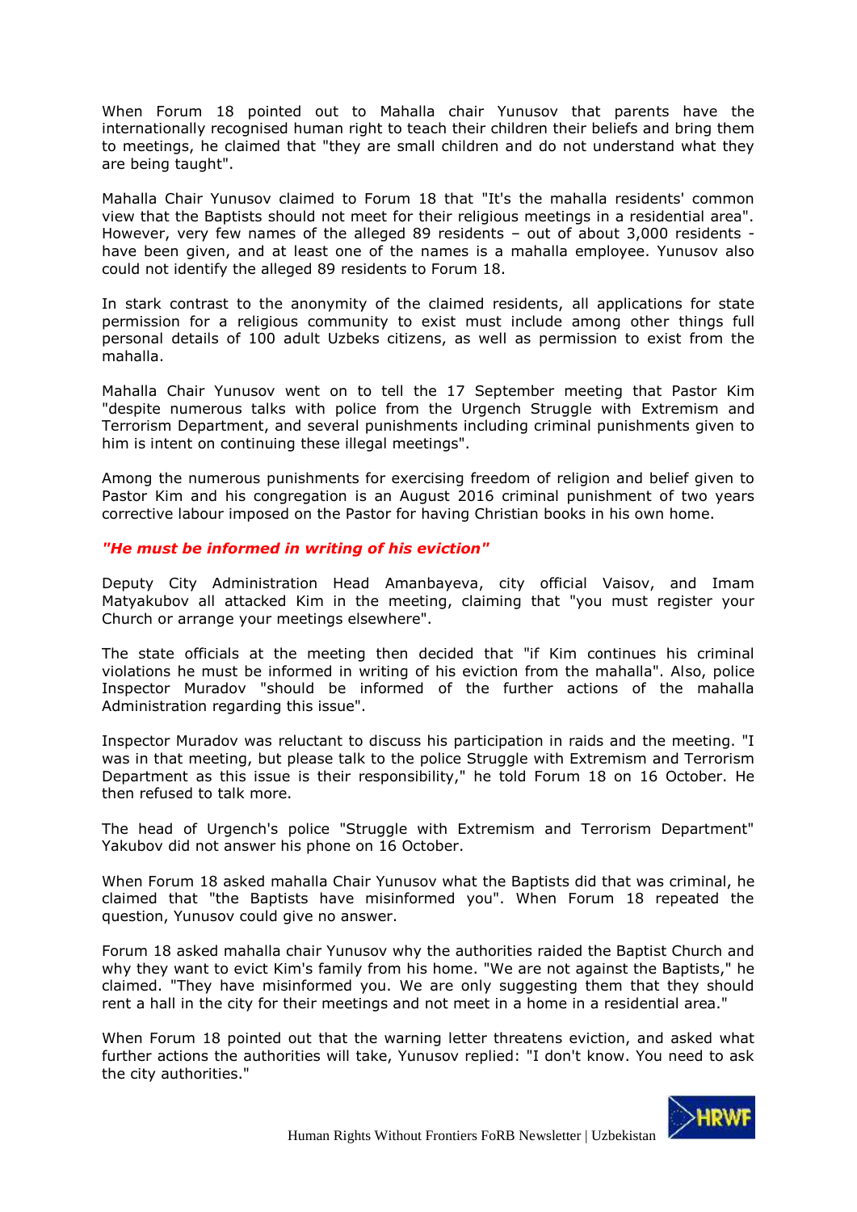When Forum 18 pointed out to Mahalla chair Yunusov that parents have the internationally recognised human right to teach their children their beliefs and bring them to meetings, he claimed that "they are small children and do not understand what they are being taught".

Mahalla Chair Yunusov claimed to Forum 18 that "It's the mahalla residents' common view that the Baptists should not meet for their religious meetings in a residential area". However, very few names of the alleged 89 residents – out of about 3,000 residents - have been given, and at least one of the names is a mahalla employee. Yunusov also could not identify the alleged 89 residents to Forum 18.

In stark contrast to the anonymity of the claimed residents, all applications for state permission for a religious community to exist must include among other things full personal details of 100 adult Uzbeks citizens, as well as permission to exist from the mahalla.

Mahalla Chair Yunusov went on to tell the 17 September meeting that Pastor Kim "despite numerous talks with police from the Urgench Struggle with Extremism and Terrorism Department, and several punishments including criminal punishments given to him is intent on continuing these illegal meetings".

Among the numerous punishments for exercising freedom of religion and belief given to Pastor Kim and his congregation is an August 2016 criminal punishment of two years corrective labour imposed on the Pastor for having Christian books in his own home.

### *"He must be informed in writing of his eviction"*

Deputy City Administration Head Amanbayeva, city official Vaisov, and Imam Matyakubov all attacked Kim in the meeting, claiming that "you must register your Church or arrange your meetings elsewhere".

The state officials at the meeting then decided that "if Kim continues his criminal violations he must be informed in writing of his eviction from the mahalla". Also, police Inspector Muradov "should be informed of the further actions of the mahalla Administration regarding this issue".

Inspector Muradov was reluctant to discuss his participation in raids and the meeting. "I was in that meeting, but please talk to the police Struggle with Extremism and Terrorism Department as this issue is their responsibility," he told Forum 18 on 16 October. He then refused to talk more.

The head of Urgench's police "Struggle with Extremism and Terrorism Department" Yakubov did not answer his phone on 16 October.

When Forum 18 asked mahalla Chair Yunusov what the Baptists did that was criminal, he claimed that "the Baptists have misinformed you". When Forum 18 repeated the question, Yunusov could give no answer.

Forum 18 asked mahalla chair Yunusov why the authorities raided the Baptist Church and why they want to evict Kim's family from his home. "We are not against the Baptists," he claimed. "They have misinformed you. We are only suggesting them that they should rent a hall in the city for their meetings and not meet in a home in a residential area."

When Forum 18 pointed out that the warning letter threatens eviction, and asked what further actions the authorities will take, Yunusov replied: "I don't know. You need to ask the city authorities."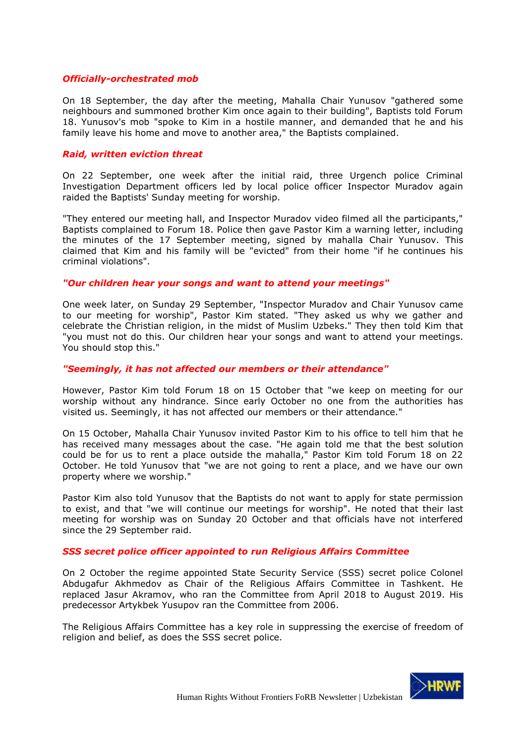### *Officially-orchestrated mob*

On 18 September, the day after the meeting, Mahalla Chair Yunusov "gathered some neighbours and summoned brother Kim once again to their building", Baptists told Forum 18. Yunusov's mob "spoke to Kim in a hostile manner, and demanded that he and his family leave his home and move to another area," the Baptists complained.

### *Raid, written eviction threat*

On 22 September, one week after the initial raid, three Urgench police Criminal Investigation Department officers led by local police officer Inspector Muradov again raided the Baptists' Sunday meeting for worship.

"They entered our meeting hall, and Inspector Muradov video filmed all the participants," Baptists complained to Forum 18. Police then gave Pastor Kim a warning letter, including the minutes of the 17 September meeting, signed by mahalla Chair Yunusov. This claimed that Kim and his family will be "evicted" from their home "if he continues his criminal violations".

### *"Our children hear your songs and want to attend your meetings"*

One week later, on Sunday 29 September, "Inspector Muradov and Chair Yunusov came to our meeting for worship", Pastor Kim stated. "They asked us why we gather and celebrate the Christian religion, in the midst of Muslim Uzbeks." They then told Kim that "you must not do this. Our children hear your songs and want to attend your meetings. You should stop this."

### *"Seemingly, it has not affected our members or their attendance"*

However, Pastor Kim told Forum 18 on 15 October that "we keep on meeting for our worship without any hindrance. Since early October no one from the authorities has visited us. Seemingly, it has not affected our members or their attendance."

On 15 October, Mahalla Chair Yunusov invited Pastor Kim to his office to tell him that he has received many messages about the case. "He again told me that the best solution could be for us to rent a place outside the mahalla," Pastor Kim told Forum 18 on 22 October. He told Yunusov that "we are not going to rent a place, and we have our own property where we worship."

Pastor Kim also told Yunusov that the Baptists do not want to apply for state permission to exist, and that "we will continue our meetings for worship". He noted that their last meeting for worship was on Sunday 20 October and that officials have not interfered since the 29 September raid.

### *SSS secret police officer appointed to run Religious Affairs Committee*

On 2 October the regime appointed State Security Service (SSS) secret police Colonel Abdugafur Akhmedov as Chair of the Religious Affairs Committee in Tashkent. He replaced Jasur Akramov, who ran the Committee from April 2018 to August 2019. His predecessor Artykbek Yusupov ran the Committee from 2006.

The Religious Affairs Committee has a key role in suppressing the exercise of freedom of religion and belief, as does the SSS secret police.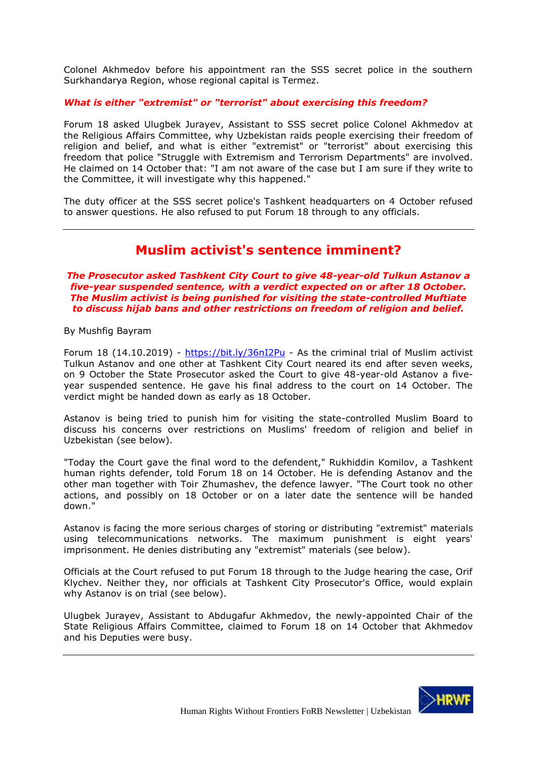Colonel Akhmedov before his appointment ran the SSS secret police in the southern Surkhandarya Region, whose regional capital is Termez.

***What is either "extremist" or "terrorist" about exercising this freedom?***

Forum 18 asked Ulugbek Jurayev, Assistant to SSS secret police Colonel Akhmedov at the Religious Affairs Committee, why Uzbekistan raids people exercising their freedom of religion and belief, and what is either "extremist" or "terrorist" about exercising this freedom that police "Struggle with Extremism and Terrorism Departments" are involved. He claimed on 14 October that: "I am not aware of the case but I am sure if they write to the Committee, it will investigate why this happened."

The duty officer at the SSS secret police's Tashkent headquarters on 4 October refused to answer questions. He also refused to put Forum 18 through to any officials.

---

## Muslim activist's sentence imminent?

***The Prosecutor asked Tashkent City Court to give 48-year-old Tulkun Astanov a five-year suspended sentence, with a verdict expected on or after 18 October. The Muslim activist is being punished for visiting the state-controlled Muftiate to discuss hijab bans and other restrictions on freedom of religion and belief.***

By Mushfig Bayram

Forum 18 (14.10.2019) - https://bit.ly/36nI2Pu - As the criminal trial of Muslim activist Tulkun Astanov and one other at Tashkent City Court neared its end after seven weeks, on 9 October the State Prosecutor asked the Court to give 48-year-old Astanov a five-year suspended sentence. He gave his final address to the court on 14 October. The verdict might be handed down as early as 18 October.

Astanov is being tried to punish him for visiting the state-controlled Muslim Board to discuss his concerns over restrictions on Muslims' freedom of religion and belief in Uzbekistan (see below).

"Today the Court gave the final word to the defendent," Rukhiddin Komilov, a Tashkent human rights defender, told Forum 18 on 14 October. He is defending Astanov and the other man together with Toir Zhumashev, the defence lawyer. "The Court took no other actions, and possibly on 18 October or on a later date the sentence will be handed down."

Astanov is facing the more serious charges of storing or distributing "extremist" materials using telecommunications networks. The maximum punishment is eight years' imprisonment. He denies distributing any "extremist" materials (see below).

Officials at the Court refused to put Forum 18 through to the Judge hearing the case, Orif Klychev. Neither they, nor officials at Tashkent City Prosecutor's Office, would explain why Astanov is on trial (see below).

Ulugbek Jurayev, Assistant to Abdugafur Akhmedov, the newly-appointed Chair of the State Religious Affairs Committee, claimed to Forum 18 on 14 October that Akhmedov and his Deputies were busy.

---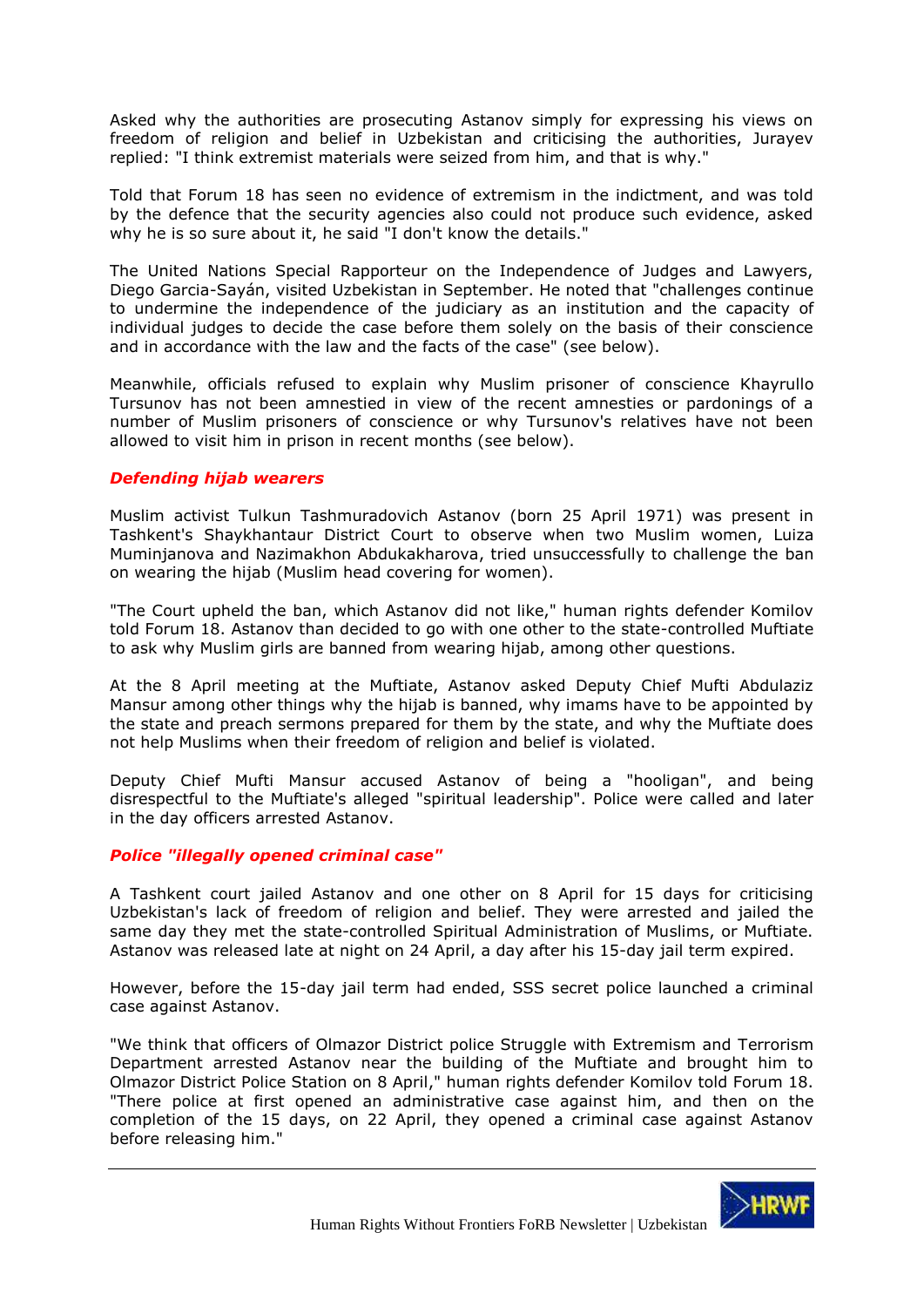Asked why the authorities are prosecuting Astanov simply for expressing his views on freedom of religion and belief in Uzbekistan and criticising the authorities, Jurayev replied: "I think extremist materials were seized from him, and that is why."

Told that Forum 18 has seen no evidence of extremism in the indictment, and was told by the defence that the security agencies also could not produce such evidence, asked why he is so sure about it, he said "I don't know the details."

The United Nations Special Rapporteur on the Independence of Judges and Lawyers, Diego Garcia-Sayán, visited Uzbekistan in September. He noted that "challenges continue to undermine the independence of the judiciary as an institution and the capacity of individual judges to decide the case before them solely on the basis of their conscience and in accordance with the law and the facts of the case" (see below).

Meanwhile, officials refused to explain why Muslim prisoner of conscience Khayrullo Tursunov has not been amnestied in view of the recent amnesties or pardonings of a number of Muslim prisoners of conscience or why Tursunov's relatives have not been allowed to visit him in prison in recent months (see below).

### *Defending hijab wearers*

Muslim activist Tulkun Tashmuradovich Astanov (born 25 April 1971) was present in Tashkent's Shaykhantaur District Court to observe when two Muslim women, Luiza Muminjanova and Nazimakhon Abdukakharova, tried unsuccessfully to challenge the ban on wearing the hijab (Muslim head covering for women).

"The Court upheld the ban, which Astanov did not like," human rights defender Komilov told Forum 18. Astanov than decided to go with one other to the state-controlled Muftiate to ask why Muslim girls are banned from wearing hijab, among other questions.

At the 8 April meeting at the Muftiate, Astanov asked Deputy Chief Mufti Abdulaziz Mansur among other things why the hijab is banned, why imams have to be appointed by the state and preach sermons prepared for them by the state, and why the Muftiate does not help Muslims when their freedom of religion and belief is violated.

Deputy Chief Mufti Mansur accused Astanov of being a "hooligan", and being disrespectful to the Muftiate's alleged "spiritual leadership". Police were called and later in the day officers arrested Astanov.

### *Police "illegally opened criminal case"*

A Tashkent court jailed Astanov and one other on 8 April for 15 days for criticising Uzbekistan's lack of freedom of religion and belief. They were arrested and jailed the same day they met the state-controlled Spiritual Administration of Muslims, or Muftiate. Astanov was released late at night on 24 April, a day after his 15-day jail term expired.

However, before the 15-day jail term had ended, SSS secret police launched a criminal case against Astanov.

"We think that officers of Olmazor District police Struggle with Extremism and Terrorism Department arrested Astanov near the building of the Muftiate and brought him to Olmazor District Police Station on 8 April," human rights defender Komilov told Forum 18. "There police at first opened an administrative case against him, and then on the completion of the 15 days, on 22 April, they opened a criminal case against Astanov before releasing him."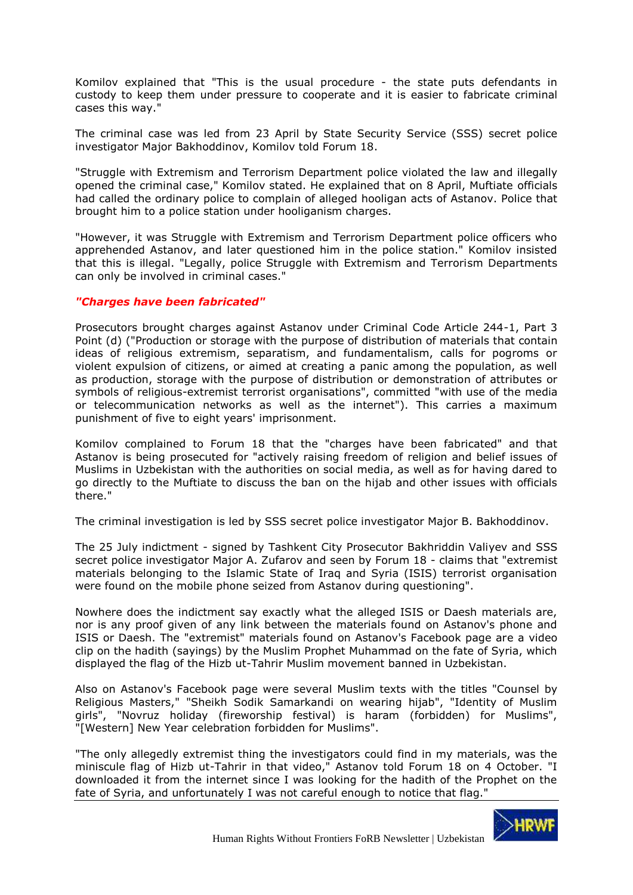Komilov explained that "This is the usual procedure - the state puts defendants in custody to keep them under pressure to cooperate and it is easier to fabricate criminal cases this way."

The criminal case was led from 23 April by State Security Service (SSS) secret police investigator Major Bakhoddinov, Komilov told Forum 18.

"Struggle with Extremism and Terrorism Department police violated the law and illegally opened the criminal case," Komilov stated. He explained that on 8 April, Muftiate officials had called the ordinary police to complain of alleged hooligan acts of Astanov. Police that brought him to a police station under hooliganism charges.

"However, it was Struggle with Extremism and Terrorism Department police officers who apprehended Astanov, and later questioned him in the police station." Komilov insisted that this is illegal. "Legally, police Struggle with Extremism and Terrorism Departments can only be involved in criminal cases."

***"Charges have been fabricated"***

Prosecutors brought charges against Astanov under Criminal Code Article 244-1, Part 3 Point (d) ("Production or storage with the purpose of distribution of materials that contain ideas of religious extremism, separatism, and fundamentalism, calls for pogroms or violent expulsion of citizens, or aimed at creating a panic among the population, as well as production, storage with the purpose of distribution or demonstration of attributes or symbols of religious-extremist terrorist organisations", committed "with use of the media or telecommunication networks as well as the internet"). This carries a maximum punishment of five to eight years' imprisonment.

Komilov complained to Forum 18 that the "charges have been fabricated" and that Astanov is being prosecuted for "actively raising freedom of religion and belief issues of Muslims in Uzbekistan with the authorities on social media, as well as for having dared to go directly to the Muftiate to discuss the ban on the hijab and other issues with officials there."

The criminal investigation is led by SSS secret police investigator Major B. Bakhoddinov.

The 25 July indictment - signed by Tashkent City Prosecutor Bakhriddin Valiyev and SSS secret police investigator Major A. Zufarov and seen by Forum 18 - claims that "extremist materials belonging to the Islamic State of Iraq and Syria (ISIS) terrorist organisation were found on the mobile phone seized from Astanov during questioning".

Nowhere does the indictment say exactly what the alleged ISIS or Daesh materials are, nor is any proof given of any link between the materials found on Astanov's phone and ISIS or Daesh. The "extremist" materials found on Astanov's Facebook page are a video clip on the hadith (sayings) by the Muslim Prophet Muhammad on the fate of Syria, which displayed the flag of the Hizb ut-Tahrir Muslim movement banned in Uzbekistan.

Also on Astanov's Facebook page were several Muslim texts with the titles "Counsel by Religious Masters," "Sheikh Sodik Samarkandi on wearing hijab", "Identity of Muslim girls", "Novruz holiday (fireworship festival) is haram (forbidden) for Muslims", "[Western] New Year celebration forbidden for Muslims".

"The only allegedly extremist thing the investigators could find in my materials, was the miniscule flag of Hizb ut-Tahrir in that video," Astanov told Forum 18 on 4 October. "I downloaded it from the internet since I was looking for the hadith of the Prophet on the fate of Syria, and unfortunately I was not careful enough to notice that flag."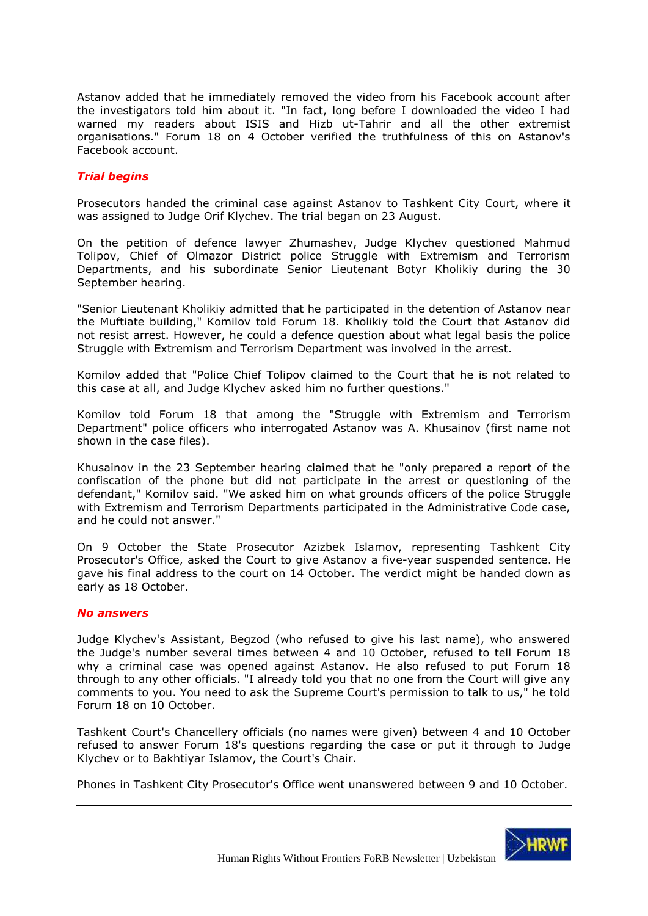Astanov added that he immediately removed the video from his Facebook account after the investigators told him about it. "In fact, long before I downloaded the video I had warned my readers about ISIS and Hizb ut-Tahrir and all the other extremist organisations." Forum 18 on 4 October verified the truthfulness of this on Astanov's Facebook account.

### *Trial begins*

Prosecutors handed the criminal case against Astanov to Tashkent City Court, where it was assigned to Judge Orif Klychev. The trial began on 23 August.

On the petition of defence lawyer Zhumashev, Judge Klychev questioned Mahmud Tolipov, Chief of Olmazor District police Struggle with Extremism and Terrorism Departments, and his subordinate Senior Lieutenant Botyr Kholikiy during the 30 September hearing.

"Senior Lieutenant Kholikiy admitted that he participated in the detention of Astanov near the Muftiate building," Komilov told Forum 18. Kholikiy told the Court that Astanov did not resist arrest. However, he could a defence question about what legal basis the police Struggle with Extremism and Terrorism Department was involved in the arrest.

Komilov added that "Police Chief Tolipov claimed to the Court that he is not related to this case at all, and Judge Klychev asked him no further questions."

Komilov told Forum 18 that among the "Struggle with Extremism and Terrorism Department" police officers who interrogated Astanov was A. Khusainov (first name not shown in the case files).

Khusainov in the 23 September hearing claimed that he "only prepared a report of the confiscation of the phone but did not participate in the arrest or questioning of the defendant," Komilov said. "We asked him on what grounds officers of the police Struggle with Extremism and Terrorism Departments participated in the Administrative Code case, and he could not answer."

On 9 October the State Prosecutor Azizbek Islamov, representing Tashkent City Prosecutor's Office, asked the Court to give Astanov a five-year suspended sentence. He gave his final address to the court on 14 October. The verdict might be handed down as early as 18 October.

### *No answers*

Judge Klychev's Assistant, Begzod (who refused to give his last name), who answered the Judge's number several times between 4 and 10 October, refused to tell Forum 18 why a criminal case was opened against Astanov. He also refused to put Forum 18 through to any other officials. "I already told you that no one from the Court will give any comments to you. You need to ask the Supreme Court's permission to talk to us," he told Forum 18 on 10 October.

Tashkent Court's Chancellery officials (no names were given) between 4 and 10 October refused to answer Forum 18's questions regarding the case or put it through to Judge Klychev or to Bakhtiyar Islamov, the Court's Chair.

Phones in Tashkent City Prosecutor's Office went unanswered between 9 and 10 October.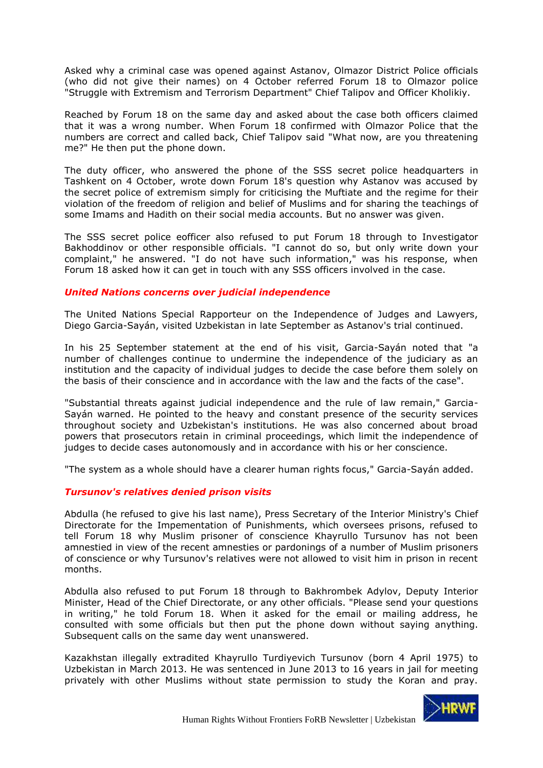Asked why a criminal case was opened against Astanov, Olmazor District Police officials (who did not give their names) on 4 October referred Forum 18 to Olmazor police "Struggle with Extremism and Terrorism Department" Chief Talipov and Officer Kholikiy.

Reached by Forum 18 on the same day and asked about the case both officers claimed that it was a wrong number. When Forum 18 confirmed with Olmazor Police that the numbers are correct and called back, Chief Talipov said "What now, are you threatening me?" He then put the phone down.

The duty officer, who answered the phone of the SSS secret police headquarters in Tashkent on 4 October, wrote down Forum 18's question why Astanov was accused by the secret police of extremism simply for criticising the Muftiate and the regime for their violation of the freedom of religion and belief of Muslims and for sharing the teachings of some Imams and Hadith on their social media accounts. But no answer was given.

The SSS secret police eofficer also refused to put Forum 18 through to Investigator Bakhoddinov or other responsible officials. "I cannot do so, but only write down your complaint," he answered. "I do not have such information," was his response, when Forum 18 asked how it can get in touch with any SSS officers involved in the case.

### *United Nations concerns over judicial independence*

The United Nations Special Rapporteur on the Independence of Judges and Lawyers, Diego Garcia-Sayán, visited Uzbekistan in late September as Astanov's trial continued.

In his 25 September statement at the end of his visit, Garcia-Sayán noted that "a number of challenges continue to undermine the independence of the judiciary as an institution and the capacity of individual judges to decide the case before them solely on the basis of their conscience and in accordance with the law and the facts of the case".

"Substantial threats against judicial independence and the rule of law remain," Garcia-Sayán warned. He pointed to the heavy and constant presence of the security services throughout society and Uzbekistan's institutions. He was also concerned about broad powers that prosecutors retain in criminal proceedings, which limit the independence of judges to decide cases autonomously and in accordance with his or her conscience.

"The system as a whole should have a clearer human rights focus," Garcia-Sayán added.

### *Tursunov's relatives denied prison visits*

Abdulla (he refused to give his last name), Press Secretary of the Interior Ministry's Chief Directorate for the Impementation of Punishments, which oversees prisons, refused to tell Forum 18 why Muslim prisoner of conscience Khayrullo Tursunov has not been amnestied in view of the recent amnesties or pardonings of a number of Muslim prisoners of conscience or why Tursunov's relatives were not allowed to visit him in prison in recent months.

Abdulla also refused to put Forum 18 through to Bakhrombek Adylov, Deputy Interior Minister, Head of the Chief Directorate, or any other officials. "Please send your questions in writing," he told Forum 18. When it asked for the email or mailing address, he consulted with some officials but then put the phone down without saying anything. Subsequent calls on the same day went unanswered.

Kazakhstan illegally extradited Khayrullo Turdiyevich Tursunov (born 4 April 1975) to Uzbekistan in March 2013. He was sentenced in June 2013 to 16 years in jail for meeting privately with other Muslims without state permission to study the Koran and pray.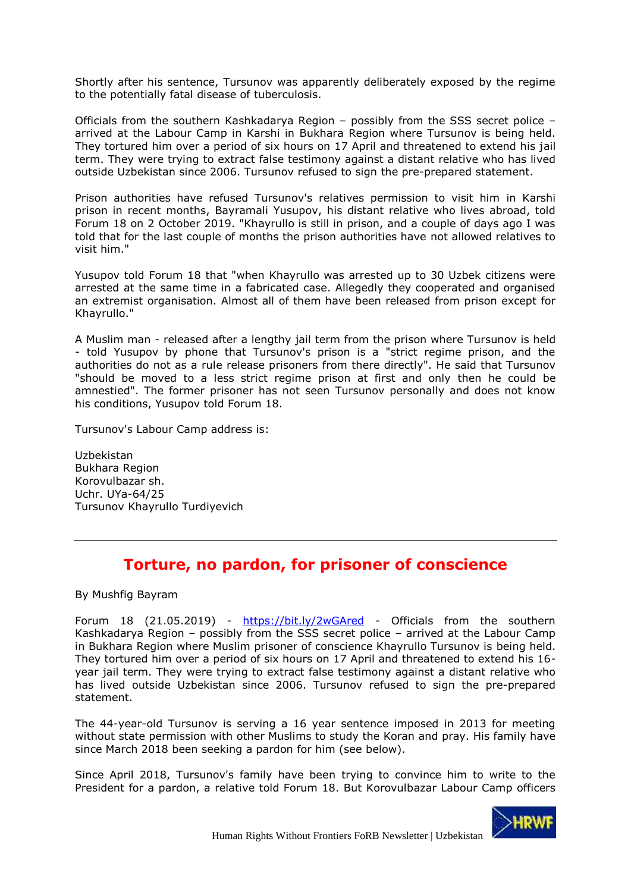Shortly after his sentence, Tursunov was apparently deliberately exposed by the regime to the potentially fatal disease of tuberculosis.

Officials from the southern Kashkadarya Region – possibly from the SSS secret police – arrived at the Labour Camp in Karshi in Bukhara Region where Tursunov is being held. They tortured him over a period of six hours on 17 April and threatened to extend his jail term. They were trying to extract false testimony against a distant relative who has lived outside Uzbekistan since 2006. Tursunov refused to sign the pre-prepared statement.

Prison authorities have refused Tursunov's relatives permission to visit him in Karshi prison in recent months, Bayramali Yusupov, his distant relative who lives abroad, told Forum 18 on 2 October 2019. "Khayrullo is still in prison, and a couple of days ago I was told that for the last couple of months the prison authorities have not allowed relatives to visit him."

Yusupov told Forum 18 that "when Khayrullo was arrested up to 30 Uzbek citizens were arrested at the same time in a fabricated case. Allegedly they cooperated and organised an extremist organisation. Almost all of them have been released from prison except for Khayrullo."

A Muslim man - released after a lengthy jail term from the prison where Tursunov is held - told Yusupov by phone that Tursunov's prison is a "strict regime prison, and the authorities do not as a rule release prisoners from there directly". He said that Tursunov "should be moved to a less strict regime prison at first and only then he could be amnestied". The former prisoner has not seen Tursunov personally and does not know his conditions, Yusupov told Forum 18.

Tursunov's Labour Camp address is:

Uzbekistan
Bukhara Region
Korovulbazar sh.
Uchr. UYa-64/25
Tursunov Khayrullo Turdiyevich

---

## Torture, no pardon, for prisoner of conscience

By Mushfig Bayram

Forum 18 (21.05.2019) - https://bit.ly/2wGAred - Officials from the southern Kashkadarya Region – possibly from the SSS secret police – arrived at the Labour Camp in Bukhara Region where Muslim prisoner of conscience Khayrullo Tursunov is being held. They tortured him over a period of six hours on 17 April and threatened to extend his 16-year jail term. They were trying to extract false testimony against a distant relative who has lived outside Uzbekistan since 2006. Tursunov refused to sign the pre-prepared statement.

The 44-year-old Tursunov is serving a 16 year sentence imposed in 2013 for meeting without state permission with other Muslims to study the Koran and pray. His family have since March 2018 been seeking a pardon for him (see below).

Since April 2018, Tursunov's family have been trying to convince him to write to the President for a pardon, a relative told Forum 18. But Korovulbazar Labour Camp officers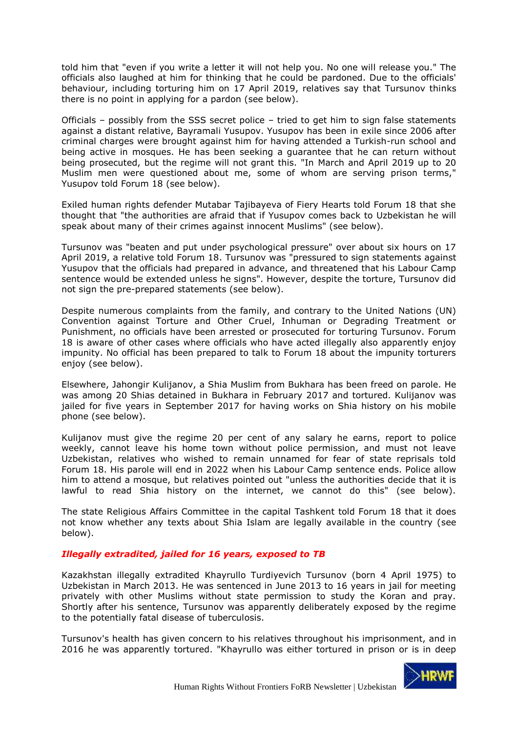told him that "even if you write a letter it will not help you. No one will release you." The officials also laughed at him for thinking that he could be pardoned. Due to the officials' behaviour, including torturing him on 17 April 2019, relatives say that Tursunov thinks there is no point in applying for a pardon (see below).

Officials – possibly from the SSS secret police – tried to get him to sign false statements against a distant relative, Bayramali Yusupov. Yusupov has been in exile since 2006 after criminal charges were brought against him for having attended a Turkish-run school and being active in mosques. He has been seeking a guarantee that he can return without being prosecuted, but the regime will not grant this. "In March and April 2019 up to 20 Muslim men were questioned about me, some of whom are serving prison terms," Yusupov told Forum 18 (see below).

Exiled human rights defender Mutabar Tajibayeva of Fiery Hearts told Forum 18 that she thought that "the authorities are afraid that if Yusupov comes back to Uzbekistan he will speak about many of their crimes against innocent Muslims" (see below).

Tursunov was "beaten and put under psychological pressure" over about six hours on 17 April 2019, a relative told Forum 18. Tursunov was "pressured to sign statements against Yusupov that the officials had prepared in advance, and threatened that his Labour Camp sentence would be extended unless he signs". However, despite the torture, Tursunov did not sign the pre-prepared statements (see below).

Despite numerous complaints from the family, and contrary to the United Nations (UN) Convention against Torture and Other Cruel, Inhuman or Degrading Treatment or Punishment, no officials have been arrested or prosecuted for torturing Tursunov. Forum 18 is aware of other cases where officials who have acted illegally also apparently enjoy impunity. No official has been prepared to talk to Forum 18 about the impunity torturers enjoy (see below).

Elsewhere, Jahongir Kulijanov, a Shia Muslim from Bukhara has been freed on parole. He was among 20 Shias detained in Bukhara in February 2017 and tortured. Kulijanov was jailed for five years in September 2017 for having works on Shia history on his mobile phone (see below).

Kulijanov must give the regime 20 per cent of any salary he earns, report to police weekly, cannot leave his home town without police permission, and must not leave Uzbekistan, relatives who wished to remain unnamed for fear of state reprisals told Forum 18. His parole will end in 2022 when his Labour Camp sentence ends. Police allow him to attend a mosque, but relatives pointed out "unless the authorities decide that it is lawful to read Shia history on the internet, we cannot do this" (see below).

The state Religious Affairs Committee in the capital Tashkent told Forum 18 that it does not know whether any texts about Shia Islam are legally available in the country (see below).

***Illegally extradited, jailed for 16 years, exposed to TB***

Kazakhstan illegally extradited Khayrullo Turdiyevich Tursunov (born 4 April 1975) to Uzbekistan in March 2013. He was sentenced in June 2013 to 16 years in jail for meeting privately with other Muslims without state permission to study the Koran and pray. Shortly after his sentence, Tursunov was apparently deliberately exposed by the regime to the potentially fatal disease of tuberculosis.

Tursunov's health has given concern to his relatives throughout his imprisonment, and in 2016 he was apparently tortured. "Khayrullo was either tortured in prison or is in deep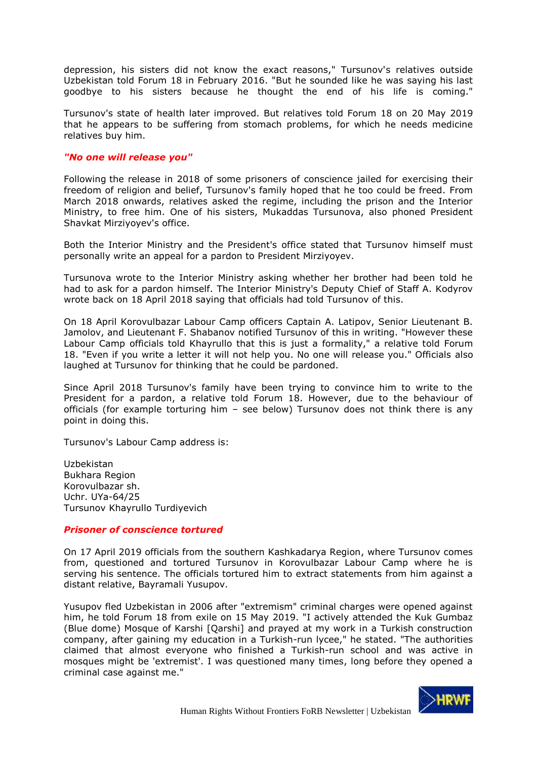depression, his sisters did not know the exact reasons," Tursunov's relatives outside Uzbekistan told Forum 18 in February 2016. "But he sounded like he was saying his last goodbye to his sisters because he thought the end of his life is coming."

Tursunov's state of health later improved. But relatives told Forum 18 on 20 May 2019 that he appears to be suffering from stomach problems, for which he needs medicine relatives buy him.

### *"No one will release you"*

Following the release in 2018 of some prisoners of conscience jailed for exercising their freedom of religion and belief, Tursunov's family hoped that he too could be freed. From March 2018 onwards, relatives asked the regime, including the prison and the Interior Ministry, to free him. One of his sisters, Mukaddas Tursunova, also phoned President Shavkat Mirziyoyev's office.

Both the Interior Ministry and the President's office stated that Tursunov himself must personally write an appeal for a pardon to President Mirziyoyev.

Tursunova wrote to the Interior Ministry asking whether her brother had been told he had to ask for a pardon himself. The Interior Ministry's Deputy Chief of Staff A. Kodyrov wrote back on 18 April 2018 saying that officials had told Tursunov of this.

On 18 April Korovulbazar Labour Camp officers Captain A. Latipov, Senior Lieutenant B. Jamolov, and Lieutenant F. Shabanov notified Tursunov of this in writing. "However these Labour Camp officials told Khayrullo that this is just a formality," a relative told Forum 18. "Even if you write a letter it will not help you. No one will release you." Officials also laughed at Tursunov for thinking that he could be pardoned.

Since April 2018 Tursunov's family have been trying to convince him to write to the President for a pardon, a relative told Forum 18. However, due to the behaviour of officials (for example torturing him – see below) Tursunov does not think there is any point in doing this.

Tursunov's Labour Camp address is:

Uzbekistan
Bukhara Region
Korovulbazar sh.
Uchr. UYa-64/25
Tursunov Khayrullo Turdiyevich

### *Prisoner of conscience tortured*

On 17 April 2019 officials from the southern Kashkadarya Region, where Tursunov comes from, questioned and tortured Tursunov in Korovulbazar Labour Camp where he is serving his sentence. The officials tortured him to extract statements from him against a distant relative, Bayramali Yusupov.

Yusupov fled Uzbekistan in 2006 after "extremism" criminal charges were opened against him, he told Forum 18 from exile on 15 May 2019. "I actively attended the Kuk Gumbaz (Blue dome) Mosque of Karshi [Qarshi] and prayed at my work in a Turkish construction company, after gaining my education in a Turkish-run lycee," he stated. "The authorities claimed that almost everyone who finished a Turkish-run school and was active in mosques might be 'extremist'. I was questioned many times, long before they opened a criminal case against me."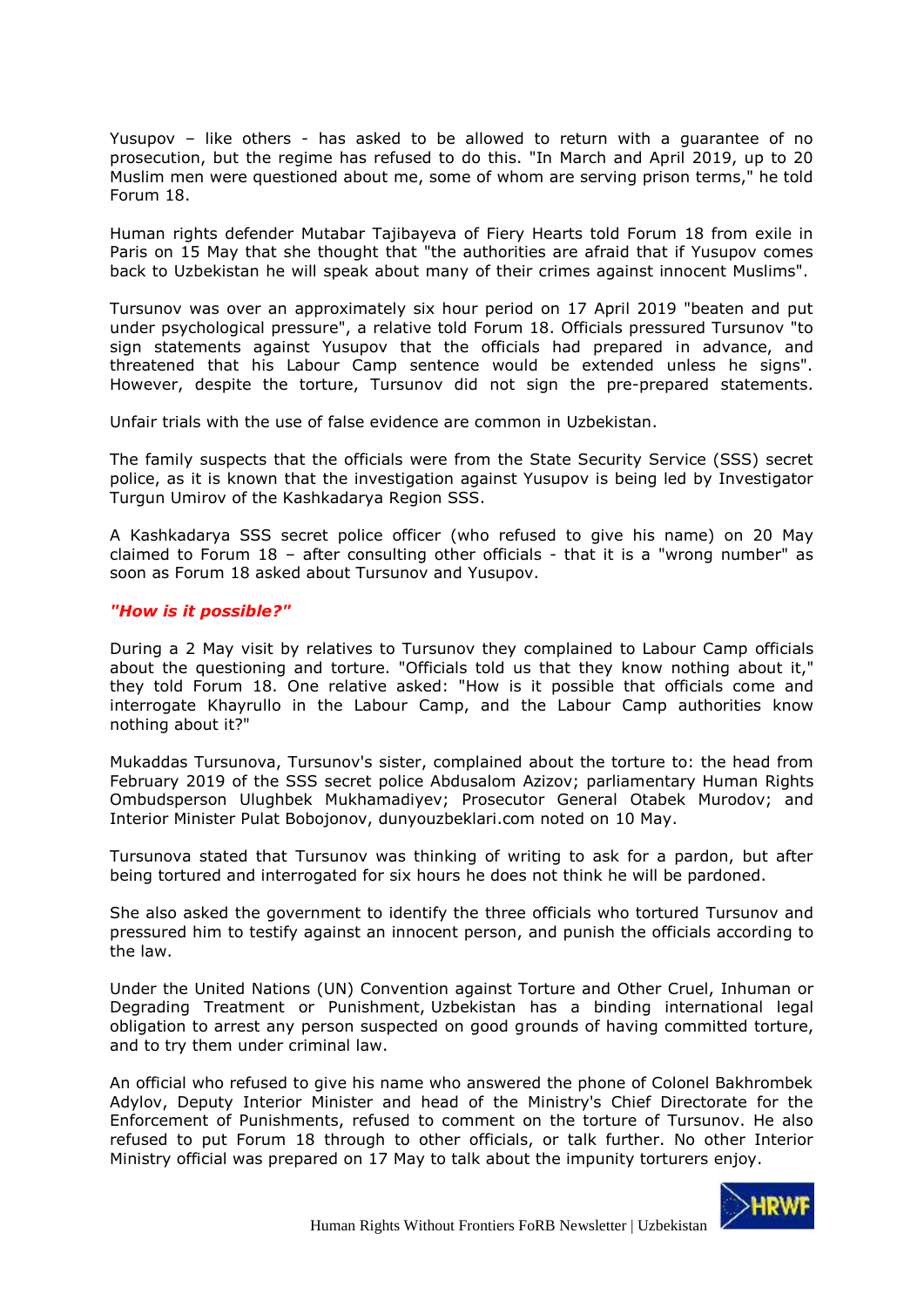Yusupov – like others - has asked to be allowed to return with a guarantee of no prosecution, but the regime has refused to do this. "In March and April 2019, up to 20 Muslim men were questioned about me, some of whom are serving prison terms," he told Forum 18.

Human rights defender Mutabar Tajibayeva of Fiery Hearts told Forum 18 from exile in Paris on 15 May that she thought that "the authorities are afraid that if Yusupov comes back to Uzbekistan he will speak about many of their crimes against innocent Muslims".

Tursunov was over an approximately six hour period on 17 April 2019 "beaten and put under psychological pressure", a relative told Forum 18. Officials pressured Tursunov "to sign statements against Yusupov that the officials had prepared in advance, and threatened that his Labour Camp sentence would be extended unless he signs". However, despite the torture, Tursunov did not sign the pre-prepared statements.

Unfair trials with the use of false evidence are common in Uzbekistan.

The family suspects that the officials were from the State Security Service (SSS) secret police, as it is known that the investigation against Yusupov is being led by Investigator Turgun Umirov of the Kashkadarya Region SSS.

A Kashkadarya SSS secret police officer (who refused to give his name) on 20 May claimed to Forum 18 – after consulting other officials - that it is a "wrong number" as soon as Forum 18 asked about Tursunov and Yusupov.

***"How is it possible?"***

During a 2 May visit by relatives to Tursunov they complained to Labour Camp officials about the questioning and torture. "Officials told us that they know nothing about it," they told Forum 18. One relative asked: "How is it possible that officials come and interrogate Khayrullo in the Labour Camp, and the Labour Camp authorities know nothing about it?"

Mukaddas Tursunova, Tursunov's sister, complained about the torture to: the head from February 2019 of the SSS secret police Abdusalom Azizov; parliamentary Human Rights Ombudsperson Ulughbek Mukhamadiyev; Prosecutor General Otabek Murodov; and Interior Minister Pulat Bobojonov, dunyouzbeklari.com noted on 10 May.

Tursunova stated that Tursunov was thinking of writing to ask for a pardon, but after being tortured and interrogated for six hours he does not think he will be pardoned.

She also asked the government to identify the three officials who tortured Tursunov and pressured him to testify against an innocent person, and punish the officials according to the law.

Under the United Nations (UN) Convention against Torture and Other Cruel, Inhuman or Degrading Treatment or Punishment, Uzbekistan has a binding international legal obligation to arrest any person suspected on good grounds of having committed torture, and to try them under criminal law.

An official who refused to give his name who answered the phone of Colonel Bakhrombek Adylov, Deputy Interior Minister and head of the Ministry's Chief Directorate for the Enforcement of Punishments, refused to comment on the torture of Tursunov. He also refused to put Forum 18 through to other officials, or talk further. No other Interior Ministry official was prepared on 17 May to talk about the impunity torturers enjoy.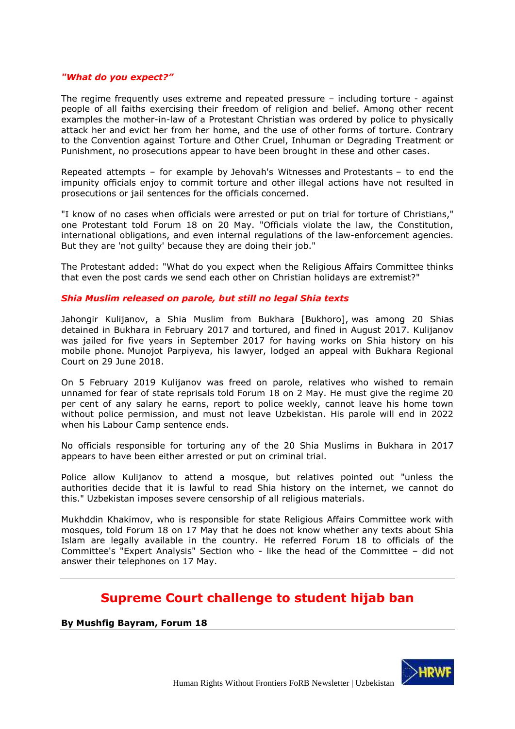### *"What do you expect?"*

The regime frequently uses extreme and repeated pressure – including torture - against people of all faiths exercising their freedom of religion and belief. Among other recent examples the mother-in-law of a Protestant Christian was ordered by police to physically attack her and evict her from her home, and the use of other forms of torture. Contrary to the Convention against Torture and Other Cruel, Inhuman or Degrading Treatment or Punishment, no prosecutions appear to have been brought in these and other cases.

Repeated attempts – for example by Jehovah's Witnesses and Protestants – to end the impunity officials enjoy to commit torture and other illegal actions have not resulted in prosecutions or jail sentences for the officials concerned.

"I know of no cases when officials were arrested or put on trial for torture of Christians," one Protestant told Forum 18 on 20 May. "Officials violate the law, the Constitution, international obligations, and even internal regulations of the law-enforcement agencies. But they are 'not guilty' because they are doing their job."

The Protestant added: "What do you expect when the Religious Affairs Committee thinks that even the post cards we send each other on Christian holidays are extremist?"

### *Shia Muslim released on parole, but still no legal Shia texts*

Jahongir Kulijanov, a Shia Muslim from Bukhara [Bukhoro], was among 20 Shias detained in Bukhara in February 2017 and tortured, and fined in August 2017. Kulijanov was jailed for five years in September 2017 for having works on Shia history on his mobile phone. Munojot Parpiyeva, his lawyer, lodged an appeal with Bukhara Regional Court on 29 June 2018.

On 5 February 2019 Kulijanov was freed on parole, relatives who wished to remain unnamed for fear of state reprisals told Forum 18 on 2 May. He must give the regime 20 per cent of any salary he earns, report to police weekly, cannot leave his home town without police permission, and must not leave Uzbekistan. His parole will end in 2022 when his Labour Camp sentence ends.

No officials responsible for torturing any of the 20 Shia Muslims in Bukhara in 2017 appears to have been either arrested or put on criminal trial.

Police allow Kulijanov to attend a mosque, but relatives pointed out "unless the authorities decide that it is lawful to read Shia history on the internet, we cannot do this." Uzbekistan imposes severe censorship of all religious materials.

Mukhddin Khakimov, who is responsible for state Religious Affairs Committee work with mosques, told Forum 18 on 17 May that he does not know whether any texts about Shia Islam are legally available in the country. He referred Forum 18 to officials of the Committee's "Expert Analysis" Section who - like the head of the Committee – did not answer their telephones on 17 May.

---

## Supreme Court challenge to student hijab ban

**By Mushfig Bayram, Forum 18**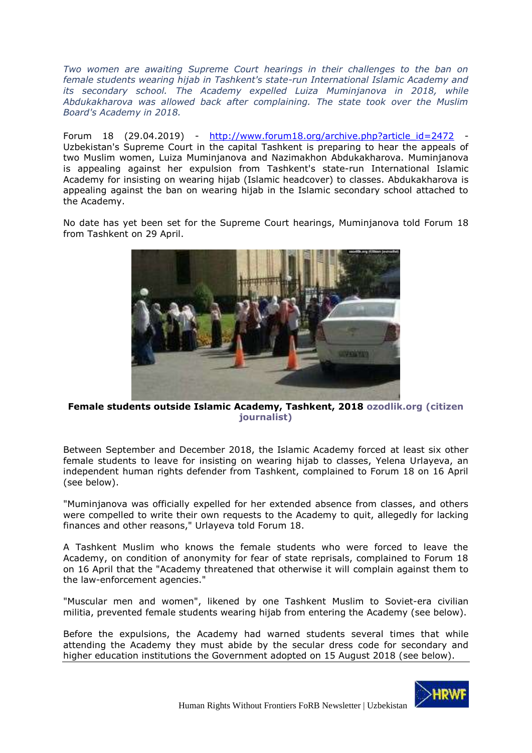*Two women are awaiting Supreme Court hearings in their challenges to the ban on female students wearing hijab in Tashkent's state-run International Islamic Academy and its secondary school. The Academy expelled Luiza Muminjanova in 2018, while Abdukakharova was allowed back after complaining. The state took over the Muslim Board's Academy in 2018.*

Forum 18 (29.04.2019) - http://www.forum18.org/archive.php?article_id=2472 - Uzbekistan's Supreme Court in the capital Tashkent is preparing to hear the appeals of two Muslim women, Luiza Muminjanova and Nazimakhon Abdukakharova. Muminjanova is appealing against her expulsion from Tashkent's state-run International Islamic Academy for insisting on wearing hijab (Islamic headcover) to classes. Abdukakharova is appealing against the ban on wearing hijab in the Islamic secondary school attached to the Academy.

No date has yet been set for the Supreme Court hearings, Muminjanova told Forum 18 from Tashkent on 29 April.

**Female students outside Islamic Academy, Tashkent, 2018** **ozodlik.org (citizen journalist)**

Between September and December 2018, the Islamic Academy forced at least six other female students to leave for insisting on wearing hijab to classes, Yelena Urlayeva, an independent human rights defender from Tashkent, complained to Forum 18 on 16 April (see below).

"Muminjanova was officially expelled for her extended absence from classes, and others were compelled to write their own requests to the Academy to quit, allegedly for lacking finances and other reasons," Urlayeva told Forum 18.

A Tashkent Muslim who knows the female students who were forced to leave the Academy, on condition of anonymity for fear of state reprisals, complained to Forum 18 on 16 April that the "Academy threatened that otherwise it will complain against them to the law-enforcement agencies."

"Muscular men and women", likened by one Tashkent Muslim to Soviet-era civilian militia, prevented female students wearing hijab from entering the Academy (see below).

Before the expulsions, the Academy had warned students several times that while attending the Academy they must abide by the secular dress code for secondary and higher education institutions the Government adopted on 15 August 2018 (see below).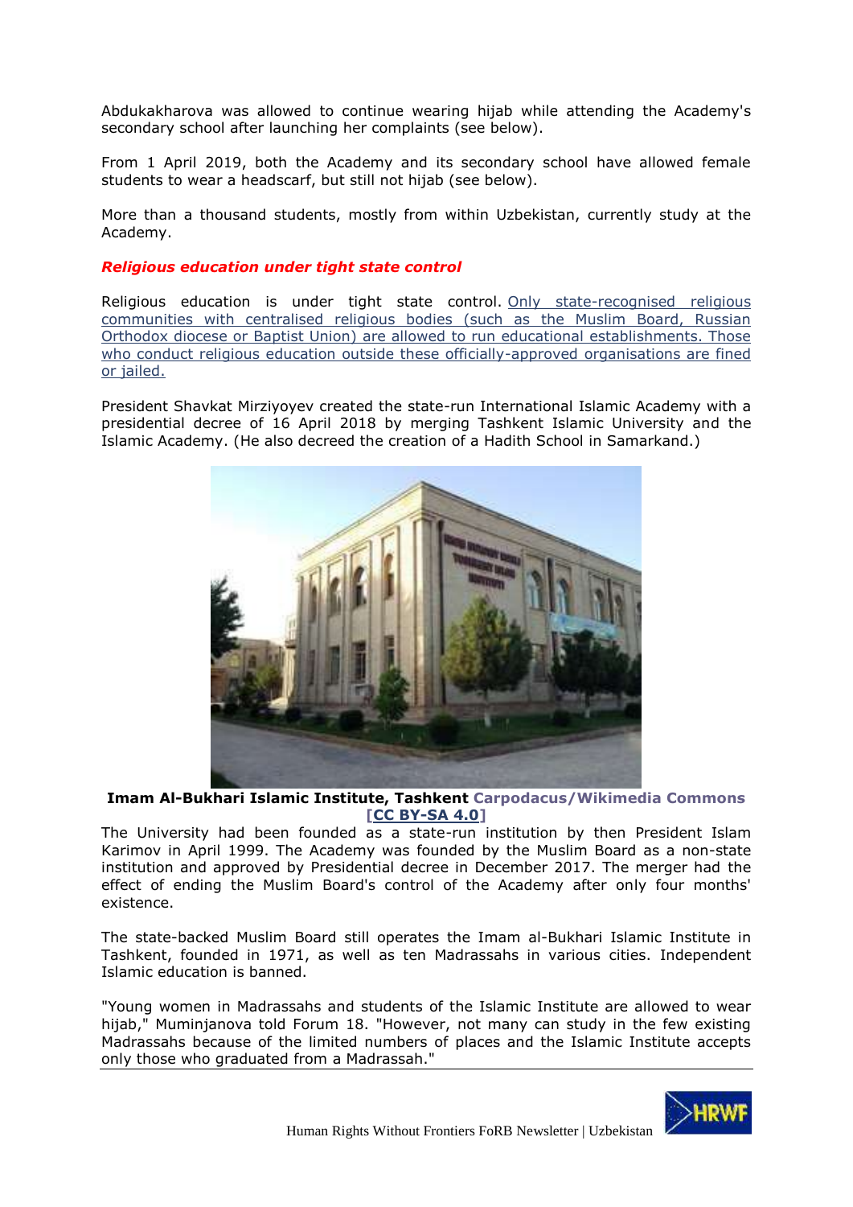Abdukakharova was allowed to continue wearing hijab while attending the Academy's secondary school after launching her complaints (see below).

From 1 April 2019, both the Academy and its secondary school have allowed female students to wear a headscarf, but still not hijab (see below).

More than a thousand students, mostly from within Uzbekistan, currently study at the Academy.

### *Religious education under tight state control*

Religious education is under tight state control. Only state-recognised religious communities with centralised religious bodies (such as the Muslim Board, Russian Orthodox diocese or Baptist Union) are allowed to run educational establishments. Those who conduct religious education outside these officially-approved organisations are fined or jailed.

President Shavkat Mirziyoyev created the state-run International Islamic Academy with a presidential decree of 16 April 2018 by merging Tashkent Islamic University and the Islamic Academy. (He also decreed the creation of a Hadith School in Samarkand.)

**Imam Al-Bukhari Islamic Institute, Tashkent** Carpodacus/Wikimedia Commons [CC BY-SA 4.0]

The University had been founded as a state-run institution by then President Islam Karimov in April 1999. The Academy was founded by the Muslim Board as a non-state institution and approved by Presidential decree in December 2017. The merger had the effect of ending the Muslim Board's control of the Academy after only four months' existence.

The state-backed Muslim Board still operates the Imam al-Bukhari Islamic Institute in Tashkent, founded in 1971, as well as ten Madrassahs in various cities. Independent Islamic education is banned.

"Young women in Madrassahs and students of the Islamic Institute are allowed to wear hijab," Muminjanova told Forum 18. "However, not many can study in the few existing Madrassahs because of the limited numbers of places and the Islamic Institute accepts only those who graduated from a Madrassah."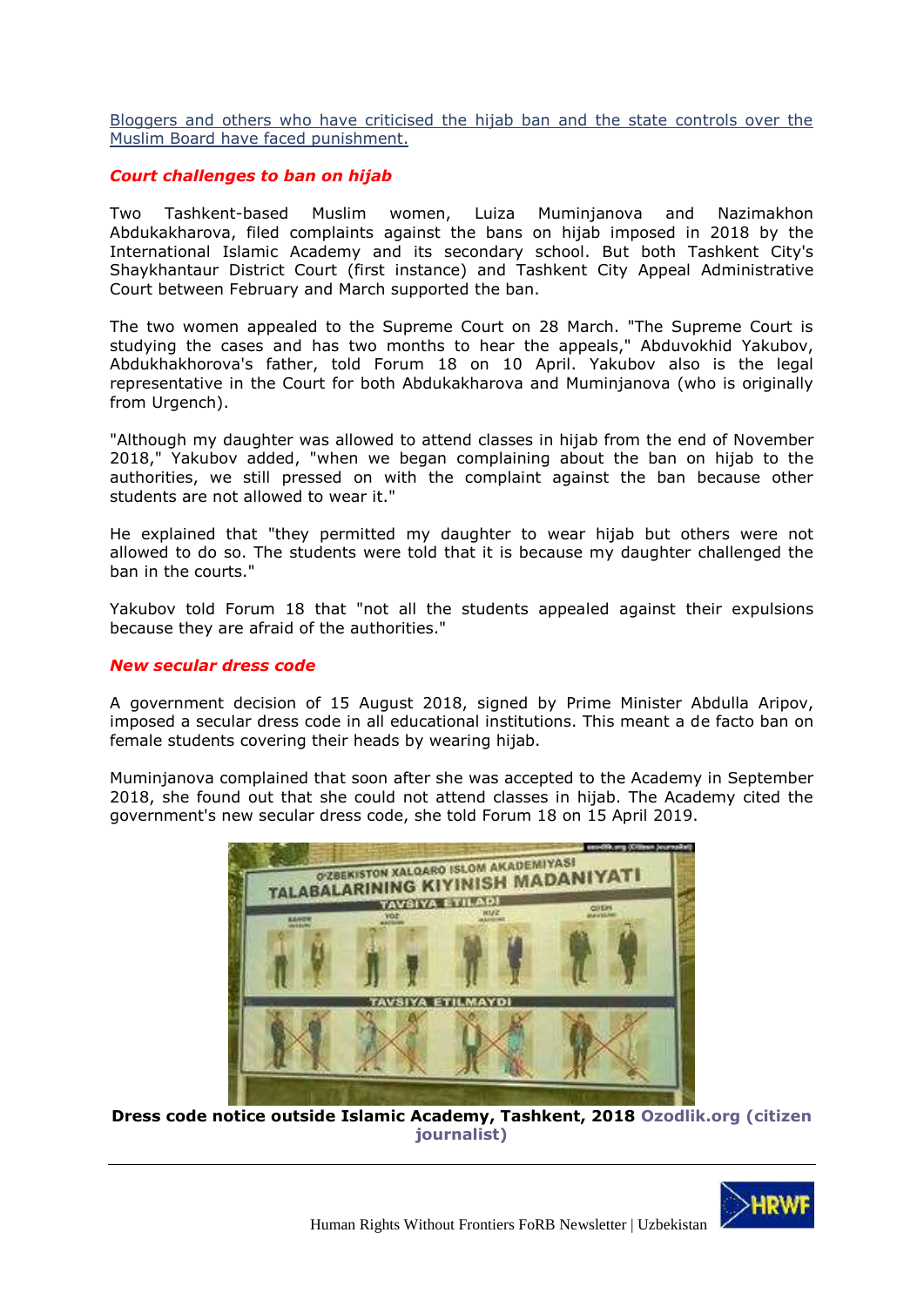[Bloggers and others who have criticised the hijab ban and the state controls over the Muslim Board have faced punishment.]

### *Court challenges to ban on hijab*

Two Tashkent-based Muslim women, Luiza Muminjanova and Nazimakhon Abdukakharova, filed complaints against the bans on hijab imposed in 2018 by the International Islamic Academy and its secondary school. But both Tashkent City's Shaykhantaur District Court (first instance) and Tashkent City Appeal Administrative Court between February and March supported the ban.

The two women appealed to the Supreme Court on 28 March. "The Supreme Court is studying the cases and has two months to hear the appeals," Abduvokhid Yakubov, Abdukhakhorova's father, told Forum 18 on 10 April. Yakubov also is the legal representative in the Court for both Abdukakharova and Muminjanova (who is originally from Urgench).

"Although my daughter was allowed to attend classes in hijab from the end of November 2018," Yakubov added, "when we began complaining about the ban on hijab to the authorities, we still pressed on with the complaint against the ban because other students are not allowed to wear it."

He explained that "they permitted my daughter to wear hijab but others were not allowed to do so. The students were told that it is because my daughter challenged the ban in the courts."

Yakubov told Forum 18 that "not all the students appealed against their expulsions because they are afraid of the authorities."

### *New secular dress code*

A government decision of 15 August 2018, signed by Prime Minister Abdulla Aripov, imposed a secular dress code in all educational institutions. This meant a de facto ban on female students covering their heads by wearing hijab.

Muminjanova complained that soon after she was accepted to the Academy in September 2018, she found out that she could not attend classes in hijab. The Academy cited the government's new secular dress code, she told Forum 18 on 15 April 2019.

**Dress code notice outside Islamic Academy, Tashkent, 2018 Ozodlik.org (citizen journalist)**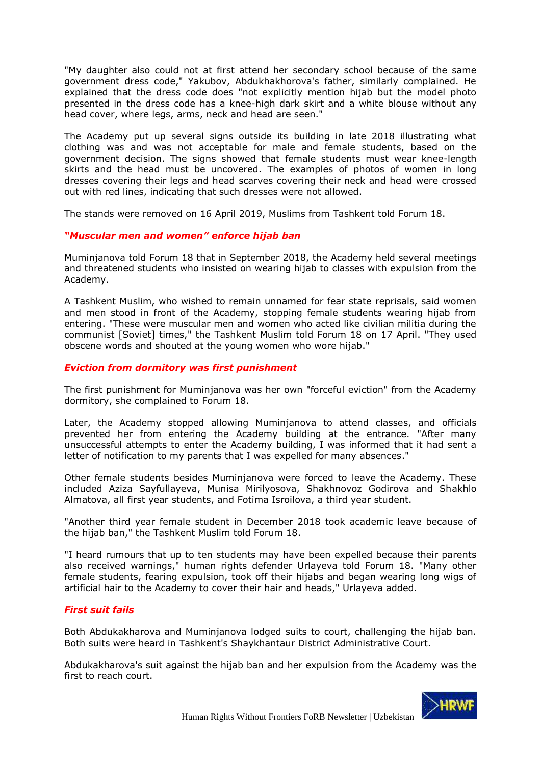"My daughter also could not at first attend her secondary school because of the same government dress code," Yakubov, Abdukhakhorova's father, similarly complained. He explained that the dress code does "not explicitly mention hijab but the model photo presented in the dress code has a knee-high dark skirt and a white blouse without any head cover, where legs, arms, neck and head are seen."

The Academy put up several signs outside its building in late 2018 illustrating what clothing was and was not acceptable for male and female students, based on the government decision. The signs showed that female students must wear knee-length skirts and the head must be uncovered. The examples of photos of women in long dresses covering their legs and head scarves covering their neck and head were crossed out with red lines, indicating that such dresses were not allowed.

The stands were removed on 16 April 2019, Muslims from Tashkent told Forum 18.

### *"Muscular men and women" enforce hijab ban*

Muminjanova told Forum 18 that in September 2018, the Academy held several meetings and threatened students who insisted on wearing hijab to classes with expulsion from the Academy.

A Tashkent Muslim, who wished to remain unnamed for fear state reprisals, said women and men stood in front of the Academy, stopping female students wearing hijab from entering. "These were muscular men and women who acted like civilian militia during the communist [Soviet] times," the Tashkent Muslim told Forum 18 on 17 April. "They used obscene words and shouted at the young women who wore hijab."

### *Eviction from dormitory was first punishment*

The first punishment for Muminjanova was her own "forceful eviction" from the Academy dormitory, she complained to Forum 18.

Later, the Academy stopped allowing Muminjanova to attend classes, and officials prevented her from entering the Academy building at the entrance. "After many unsuccessful attempts to enter the Academy building, I was informed that it had sent a letter of notification to my parents that I was expelled for many absences."

Other female students besides Muminjanova were forced to leave the Academy. These included Aziza Sayfullayeva, Munisa Mirilyosova, Shakhnovoz Godirova and Shakhlo Almatova, all first year students, and Fotima Isroilova, a third year student.

"Another third year female student in December 2018 took academic leave because of the hijab ban," the Tashkent Muslim told Forum 18.

"I heard rumours that up to ten students may have been expelled because their parents also received warnings," human rights defender Urlayeva told Forum 18. "Many other female students, fearing expulsion, took off their hijabs and began wearing long wigs of artificial hair to the Academy to cover their hair and heads," Urlayeva added.

### *First suit fails*

Both Abdukakharova and Muminjanova lodged suits to court, challenging the hijab ban. Both suits were heard in Tashkent's Shaykhantaur District Administrative Court.

Abdukakharova's suit against the hijab ban and her expulsion from the Academy was the first to reach court.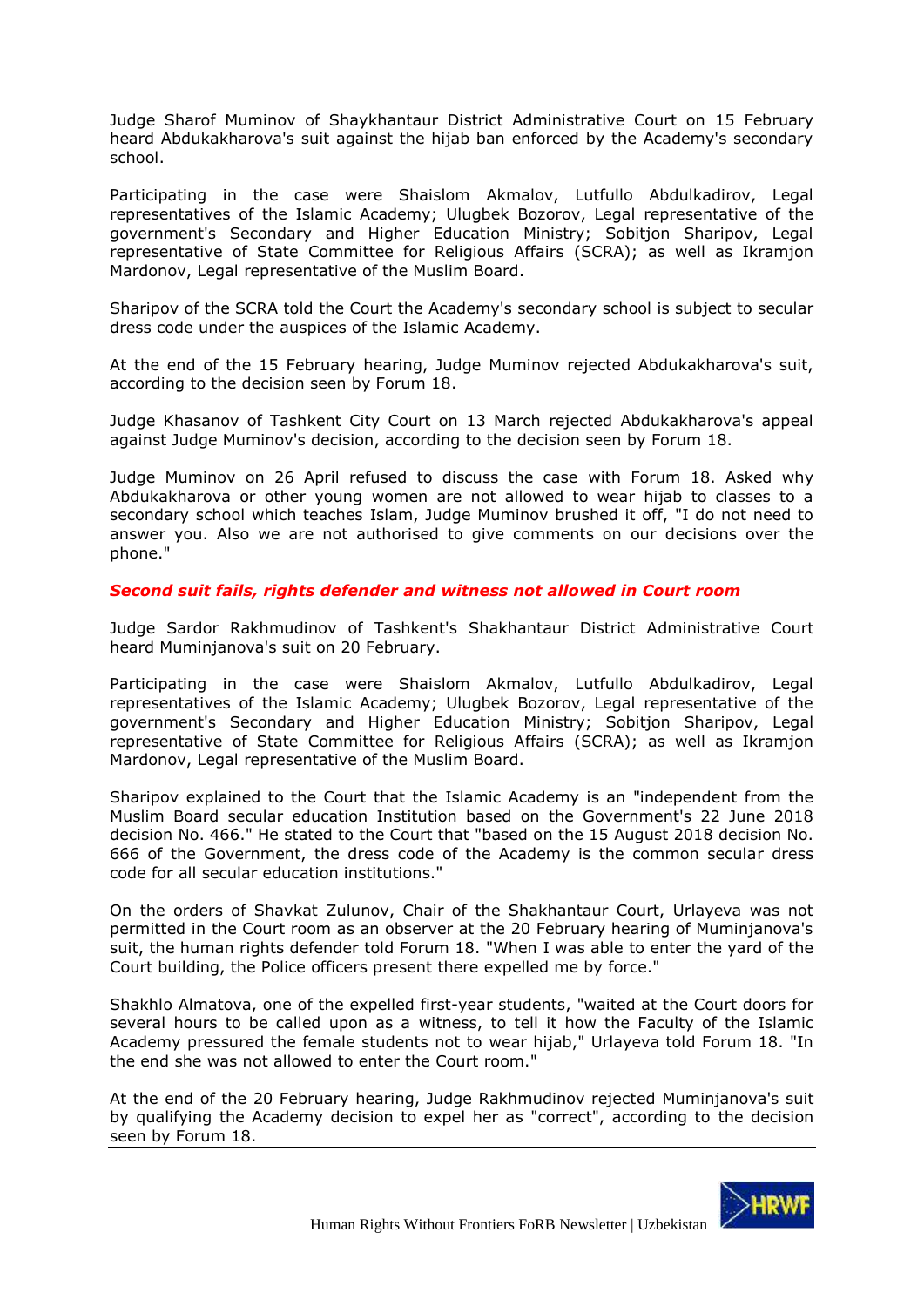Judge Sharof Muminov of Shaykhantaur District Administrative Court on 15 February heard Abdukakharova's suit against the hijab ban enforced by the Academy's secondary school.

Participating in the case were Shaislom Akmalov, Lutfullo Abdulkadirov, Legal representatives of the Islamic Academy; Ulugbek Bozorov, Legal representative of the government's Secondary and Higher Education Ministry; Sobitjon Sharipov, Legal representative of State Committee for Religious Affairs (SCRA); as well as Ikramjon Mardonov, Legal representative of the Muslim Board.

Sharipov of the SCRA told the Court the Academy's secondary school is subject to secular dress code under the auspices of the Islamic Academy.

At the end of the 15 February hearing, Judge Muminov rejected Abdukakharova's suit, according to the decision seen by Forum 18.

Judge Khasanov of Tashkent City Court on 13 March rejected Abdukakharova's appeal against Judge Muminov's decision, according to the decision seen by Forum 18.

Judge Muminov on 26 April refused to discuss the case with Forum 18. Asked why Abdukakharova or other young women are not allowed to wear hijab to classes to a secondary school which teaches Islam, Judge Muminov brushed it off, "I do not need to answer you. Also we are not authorised to give comments on our decisions over the phone."

***Second suit fails, rights defender and witness not allowed in Court room***

Judge Sardor Rakhmudinov of Tashkent's Shakhantaur District Administrative Court heard Muminjanova's suit on 20 February.

Participating in the case were Shaislom Akmalov, Lutfullo Abdulkadirov, Legal representatives of the Islamic Academy; Ulugbek Bozorov, Legal representative of the government's Secondary and Higher Education Ministry; Sobitjon Sharipov, Legal representative of State Committee for Religious Affairs (SCRA); as well as Ikramjon Mardonov, Legal representative of the Muslim Board.

Sharipov explained to the Court that the Islamic Academy is an "independent from the Muslim Board secular education Institution based on the Government's 22 June 2018 decision No. 466." He stated to the Court that "based on the 15 August 2018 decision No. 666 of the Government, the dress code of the Academy is the common secular dress code for all secular education institutions."

On the orders of Shavkat Zulunov, Chair of the Shakhantaur Court, Urlayeva was not permitted in the Court room as an observer at the 20 February hearing of Muminjanova's suit, the human rights defender told Forum 18. "When I was able to enter the yard of the Court building, the Police officers present there expelled me by force."

Shakhlo Almatova, one of the expelled first-year students, "waited at the Court doors for several hours to be called upon as a witness, to tell it how the Faculty of the Islamic Academy pressured the female students not to wear hijab," Urlayeva told Forum 18. "In the end she was not allowed to enter the Court room."

At the end of the 20 February hearing, Judge Rakhmudinov rejected Muminjanova's suit by qualifying the Academy decision to expel her as "correct", according to the decision seen by Forum 18.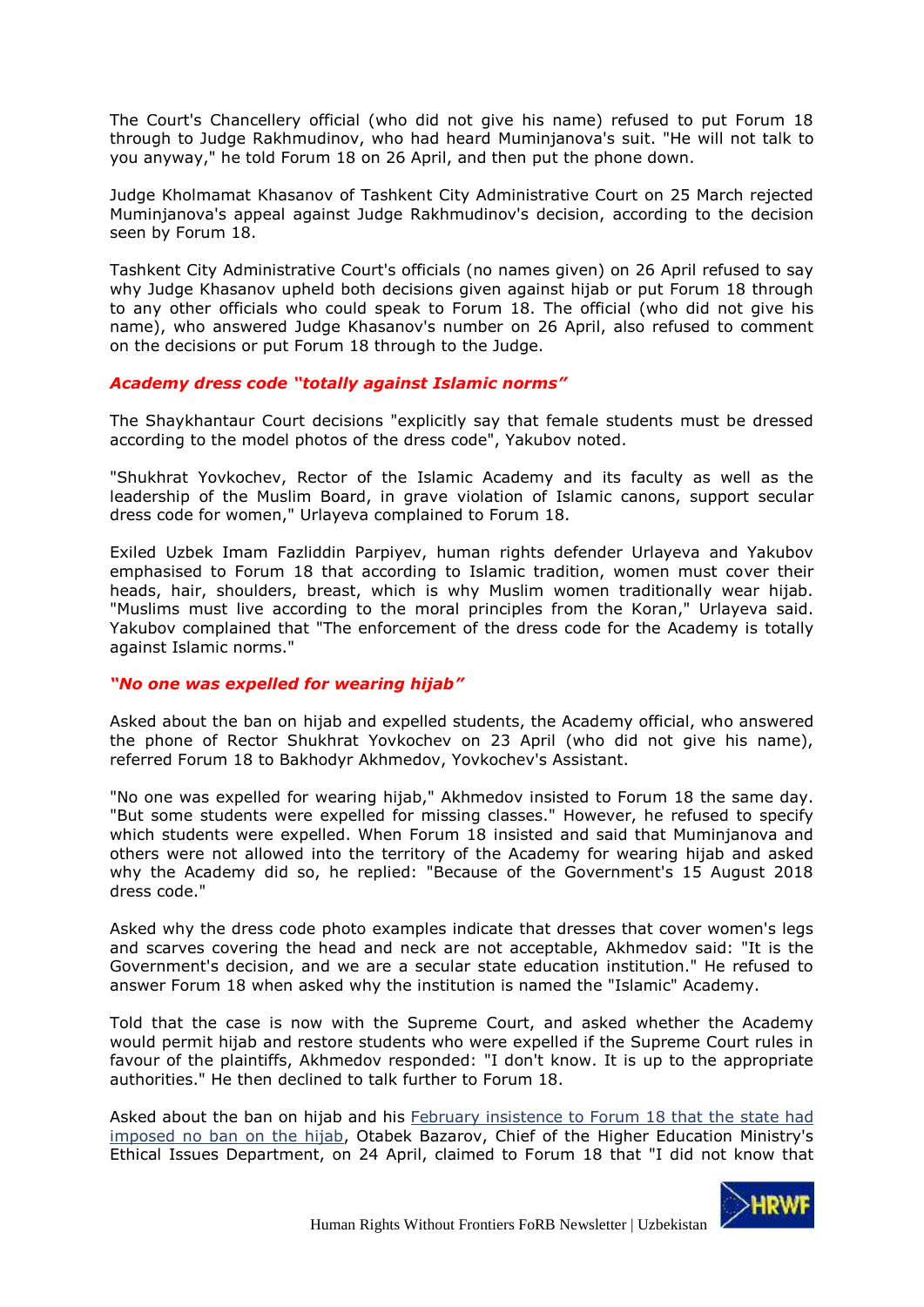The Court's Chancellery official (who did not give his name) refused to put Forum 18 through to Judge Rakhmudinov, who had heard Muminjanova's suit. "He will not talk to you anyway," he told Forum 18 on 26 April, and then put the phone down.

Judge Kholmamat Khasanov of Tashkent City Administrative Court on 25 March rejected Muminjanova's appeal against Judge Rakhmudinov's decision, according to the decision seen by Forum 18.

Tashkent City Administrative Court's officials (no names given) on 26 April refused to say why Judge Khasanov upheld both decisions given against hijab or put Forum 18 through to any other officials who could speak to Forum 18. The official (who did not give his name), who answered Judge Khasanov's number on 26 April, also refused to comment on the decisions or put Forum 18 through to the Judge.

### *Academy dress code "totally against Islamic norms"*

The Shaykhantaur Court decisions "explicitly say that female students must be dressed according to the model photos of the dress code", Yakubov noted.

"Shukhrat Yovkochev, Rector of the Islamic Academy and its faculty as well as the leadership of the Muslim Board, in grave violation of Islamic canons, support secular dress code for women," Urlayeva complained to Forum 18.

Exiled Uzbek Imam Fazliddin Parpiyev, human rights defender Urlayeva and Yakubov emphasised to Forum 18 that according to Islamic tradition, women must cover their heads, hair, shoulders, breast, which is why Muslim women traditionally wear hijab. "Muslims must live according to the moral principles from the Koran," Urlayeva said. Yakubov complained that "The enforcement of the dress code for the Academy is totally against Islamic norms."

### *"No one was expelled for wearing hijab"*

Asked about the ban on hijab and expelled students, the Academy official, who answered the phone of Rector Shukhrat Yovkochev on 23 April (who did not give his name), referred Forum 18 to Bakhodyr Akhmedov, Yovkochev's Assistant.

"No one was expelled for wearing hijab," Akhmedov insisted to Forum 18 the same day. "But some students were expelled for missing classes." However, he refused to specify which students were expelled. When Forum 18 insisted and said that Muminjanova and others were not allowed into the territory of the Academy for wearing hijab and asked why the Academy did so, he replied: "Because of the Government's 15 August 2018 dress code."

Asked why the dress code photo examples indicate that dresses that cover women's legs and scarves covering the head and neck are not acceptable, Akhmedov said: "It is the Government's decision, and we are a secular state education institution." He refused to answer Forum 18 when asked why the institution is named the "Islamic" Academy.

Told that the case is now with the Supreme Court, and asked whether the Academy would permit hijab and restore students who were expelled if the Supreme Court rules in favour of the plaintiffs, Akhmedov responded: "I don't know. It is up to the appropriate authorities." He then declined to talk further to Forum 18.

Asked about the ban on hijab and his February insistence to Forum 18 that the state had imposed no ban on the hijab, Otabek Bazarov, Chief of the Higher Education Ministry's Ethical Issues Department, on 24 April, claimed to Forum 18 that "I did not know that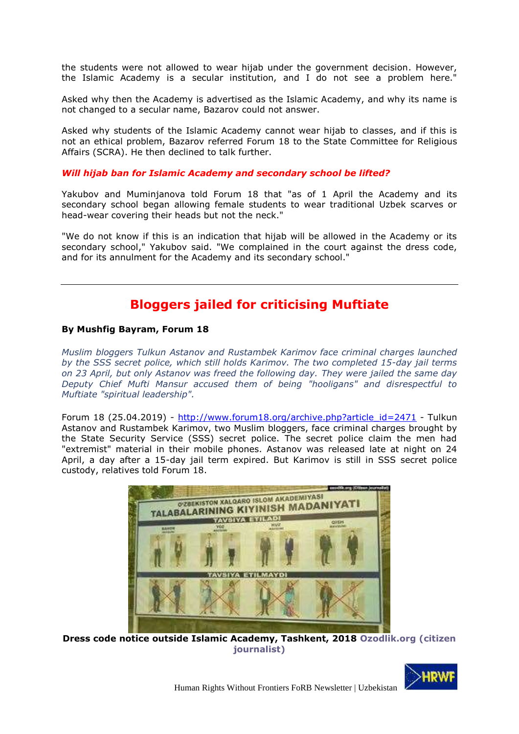the students were not allowed to wear hijab under the government decision. However, the Islamic Academy is a secular institution, and I do not see a problem here."

Asked why then the Academy is advertised as the Islamic Academy, and why its name is not changed to a secular name, Bazarov could not answer.

Asked why students of the Islamic Academy cannot wear hijab to classes, and if this is not an ethical problem, Bazarov referred Forum 18 to the State Committee for Religious Affairs (SCRA). He then declined to talk further.

***Will hijab ban for Islamic Academy and secondary school be lifted?***

Yakubov and Muminjanova told Forum 18 that "as of 1 April the Academy and its secondary school began allowing female students to wear traditional Uzbek scarves or head-wear covering their heads but not the neck."

"We do not know if this is an indication that hijab will be allowed in the Academy or its secondary school," Yakubov said. "We complained in the court against the dress code, and for its annulment for the Academy and its secondary school."

---

## Bloggers jailed for criticising Muftiate

**By Mushfig Bayram, Forum 18**

*Muslim bloggers Tulkun Astanov and Rustambek Karimov face criminal charges launched by the SSS secret police, which still holds Karimov. The two completed 15-day jail terms on 23 April, but only Astanov was freed the following day. They were jailed the same day Deputy Chief Mufti Mansur accused them of being "hooligans" and disrespectful to Muftiate "spiritual leadership".*

Forum 18 (25.04.2019) - http://www.forum18.org/archive.php?article_id=2471 - Tulkun Astanov and Rustambek Karimov, two Muslim bloggers, face criminal charges brought by the State Security Service (SSS) secret police. The secret police claim the men had "extremist" material in their mobile phones. Astanov was released late at night on 24 April, a day after a 15-day jail term expired. But Karimov is still in SSS secret police custody, relatives told Forum 18.

**Dress code notice outside Islamic Academy, Tashkent, 2018** **Ozodlik.org (citizen journalist)**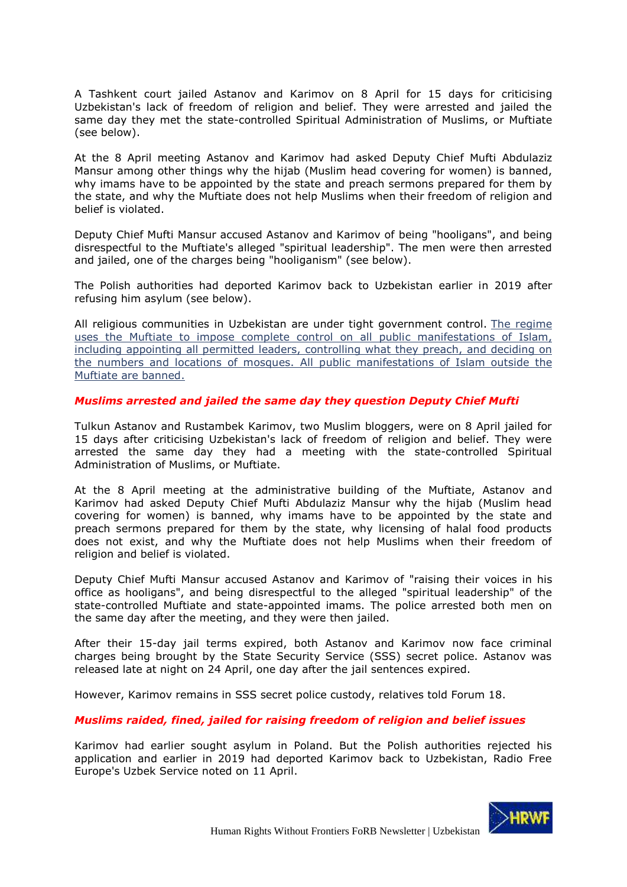A Tashkent court jailed Astanov and Karimov on 8 April for 15 days for criticising Uzbekistan's lack of freedom of religion and belief. They were arrested and jailed the same day they met the state-controlled Spiritual Administration of Muslims, or Muftiate (see below).

At the 8 April meeting Astanov and Karimov had asked Deputy Chief Mufti Abdulaziz Mansur among other things why the hijab (Muslim head covering for women) is banned, why imams have to be appointed by the state and preach sermons prepared for them by the state, and why the Muftiate does not help Muslims when their freedom of religion and belief is violated.

Deputy Chief Mufti Mansur accused Astanov and Karimov of being "hooligans", and being disrespectful to the Muftiate's alleged "spiritual leadership". The men were then arrested and jailed, one of the charges being "hooliganism" (see below).

The Polish authorities had deported Karimov back to Uzbekistan earlier in 2019 after refusing him asylum (see below).

All religious communities in Uzbekistan are under tight government control. The regime uses the Muftiate to impose complete control on all public manifestations of Islam, including appointing all permitted leaders, controlling what they preach, and deciding on the numbers and locations of mosques. All public manifestations of Islam outside the Muftiate are banned.

### *Muslims arrested and jailed the same day they question Deputy Chief Mufti*

Tulkun Astanov and Rustambek Karimov, two Muslim bloggers, were on 8 April jailed for 15 days after criticising Uzbekistan's lack of freedom of religion and belief. They were arrested the same day they had a meeting with the state-controlled Spiritual Administration of Muslims, or Muftiate.

At the 8 April meeting at the administrative building of the Muftiate, Astanov and Karimov had asked Deputy Chief Mufti Abdulaziz Mansur why the hijab (Muslim head covering for women) is banned, why imams have to be appointed by the state and preach sermons prepared for them by the state, why licensing of halal food products does not exist, and why the Muftiate does not help Muslims when their freedom of religion and belief is violated.

Deputy Chief Mufti Mansur accused Astanov and Karimov of "raising their voices in his office as hooligans", and being disrespectful to the alleged "spiritual leadership" of the state-controlled Muftiate and state-appointed imams. The police arrested both men on the same day after the meeting, and they were then jailed.

After their 15-day jail terms expired, both Astanov and Karimov now face criminal charges being brought by the State Security Service (SSS) secret police. Astanov was released late at night on 24 April, one day after the jail sentences expired.

However, Karimov remains in SSS secret police custody, relatives told Forum 18.

### *Muslims raided, fined, jailed for raising freedom of religion and belief issues*

Karimov had earlier sought asylum in Poland. But the Polish authorities rejected his application and earlier in 2019 had deported Karimov back to Uzbekistan, Radio Free Europe's Uzbek Service noted on 11 April.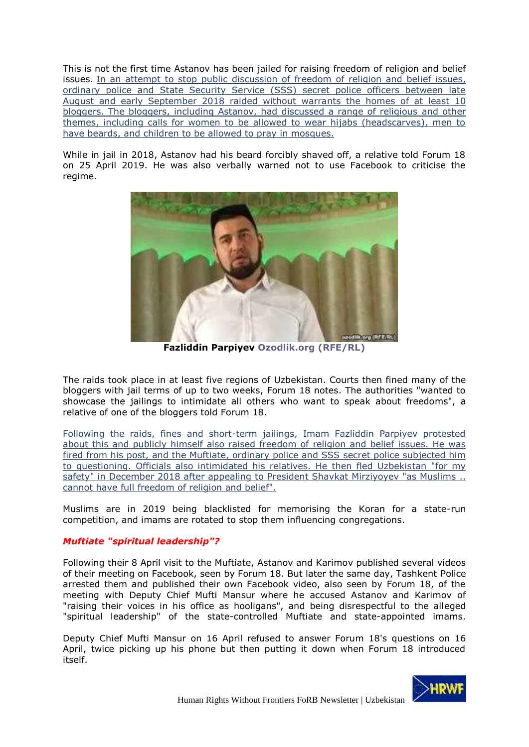This is not the first time Astanov has been jailed for raising freedom of religion and belief issues. In an attempt to stop public discussion of freedom of religion and belief issues, ordinary police and State Security Service (SSS) secret police officers between late August and early September 2018 raided without warrants the homes of at least 10 bloggers. The bloggers, including Astanov, had discussed a range of religious and other themes, including calls for women to be allowed to wear hijabs (headscarves), men to have beards, and children to be allowed to pray in mosques.

While in jail in 2018, Astanov had his beard forcibly shaved off, a relative told Forum 18 on 25 April 2019. He was also verbally warned not to use Facebook to criticise the regime.

**Fazliddin Parpiyev Ozodlik.org (RFE/RL)**

The raids took place in at least five regions of Uzbekistan. Courts then fined many of the bloggers with jail terms of up to two weeks, Forum 18 notes. The authorities "wanted to showcase the jailings to intimidate all others who want to speak about freedoms", a relative of one of the bloggers told Forum 18.

Following the raids, fines and short-term jailings, Imam Fazliddin Parpiyev protested about this and publicly himself also raised freedom of religion and belief issues. He was fired from his post, and the Muftiate, ordinary police and SSS secret police subjected him to questioning. Officials also intimidated his relatives. He then fled Uzbekistan "for my safety" in December 2018 after appealing to President Shavkat Mirziyoyev "as Muslims .. cannot have full freedom of religion and belief".

Muslims are in 2019 being blacklisted for memorising the Koran for a state-run competition, and imams are rotated to stop them influencing congregations.

### *Muftiate "spiritual leadership"?*

Following their 8 April visit to the Muftiate, Astanov and Karimov published several videos of their meeting on Facebook, seen by Forum 18. But later the same day, Tashkent Police arrested them and published their own Facebook video, also seen by Forum 18, of the meeting with Deputy Chief Mufti Mansur where he accused Astanov and Karimov of "raising their voices in his office as hooligans", and being disrespectful to the alleged "spiritual leadership" of the state-controlled Muftiate and state-appointed imams.

Deputy Chief Mufti Mansur on 16 April refused to answer Forum 18's questions on 16 April, twice picking up his phone but then putting it down when Forum 18 introduced itself.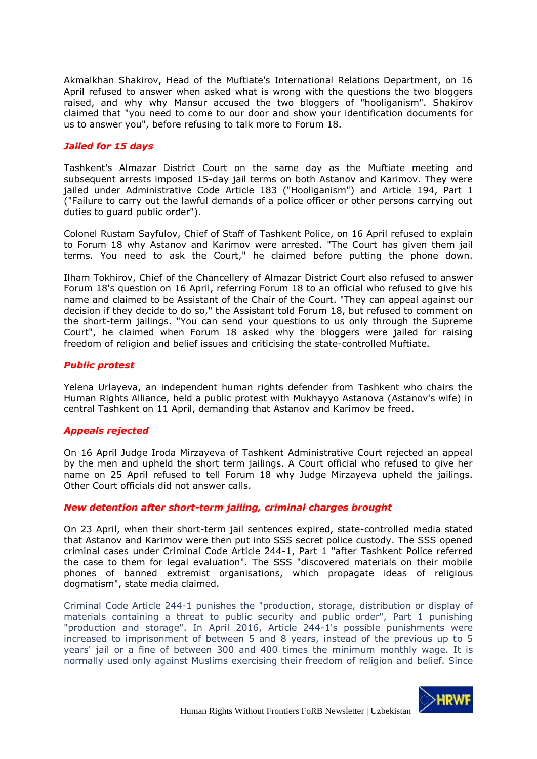Akmalkhan Shakirov, Head of the Muftiate's International Relations Department, on 16 April refused to answer when asked what is wrong with the questions the two bloggers raised, and why why Mansur accused the two bloggers of "hooliganism". Shakirov claimed that "you need to come to our door and show your identification documents for us to answer you", before refusing to talk more to Forum 18.

### *Jailed for 15 days*

Tashkent's Almazar District Court on the same day as the Muftiate meeting and subsequent arrests imposed 15-day jail terms on both Astanov and Karimov. They were jailed under Administrative Code Article 183 ("Hooliganism") and Article 194, Part 1 ("Failure to carry out the lawful demands of a police officer or other persons carrying out duties to guard public order").

Colonel Rustam Sayfulov, Chief of Staff of Tashkent Police, on 16 April refused to explain to Forum 18 why Astanov and Karimov were arrested. "The Court has given them jail terms. You need to ask the Court," he claimed before putting the phone down.

Ilham Tokhirov, Chief of the Chancellery of Almazar District Court also refused to answer Forum 18's question on 16 April, referring Forum 18 to an official who refused to give his name and claimed to be Assistant of the Chair of the Court. "They can appeal against our decision if they decide to do so," the Assistant told Forum 18, but refused to comment on the short-term jailings. "You can send your questions to us only through the Supreme Court", he claimed when Forum 18 asked why the bloggers were jailed for raising freedom of religion and belief issues and criticising the state-controlled Muftiate.

### *Public protest*

Yelena Urlayeva, an independent human rights defender from Tashkent who chairs the Human Rights Alliance, held a public protest with Mukhayyo Astanova (Astanov's wife) in central Tashkent on 11 April, demanding that Astanov and Karimov be freed.

### *Appeals rejected*

On 16 April Judge Iroda Mirzayeva of Tashkent Administrative Court rejected an appeal by the men and upheld the short term jailings. A Court official who refused to give her name on 25 April refused to tell Forum 18 why Judge Mirzayeva upheld the jailings. Other Court officials did not answer calls.

### *New detention after short-term jailing, criminal charges brought*

On 23 April, when their short-term jail sentences expired, state-controlled media stated that Astanov and Karimov were then put into SSS secret police custody. The SSS opened criminal cases under Criminal Code Article 244-1, Part 1 "after Tashkent Police referred the case to them for legal evaluation". The SSS "discovered materials on their mobile phones of banned extremist organisations, which propagate ideas of religious dogmatism", state media claimed.

Criminal Code Article 244-1 punishes the "production, storage, distribution or display of materials containing a threat to public security and public order", Part 1 punishing "production and storage". In April 2016, Article 244-1's possible punishments were increased to imprisonment of between 5 and 8 years, instead of the previous up to 5 years' jail or a fine of between 300 and 400 times the minimum monthly wage. It is normally used only against Muslims exercising their freedom of religion and belief. Since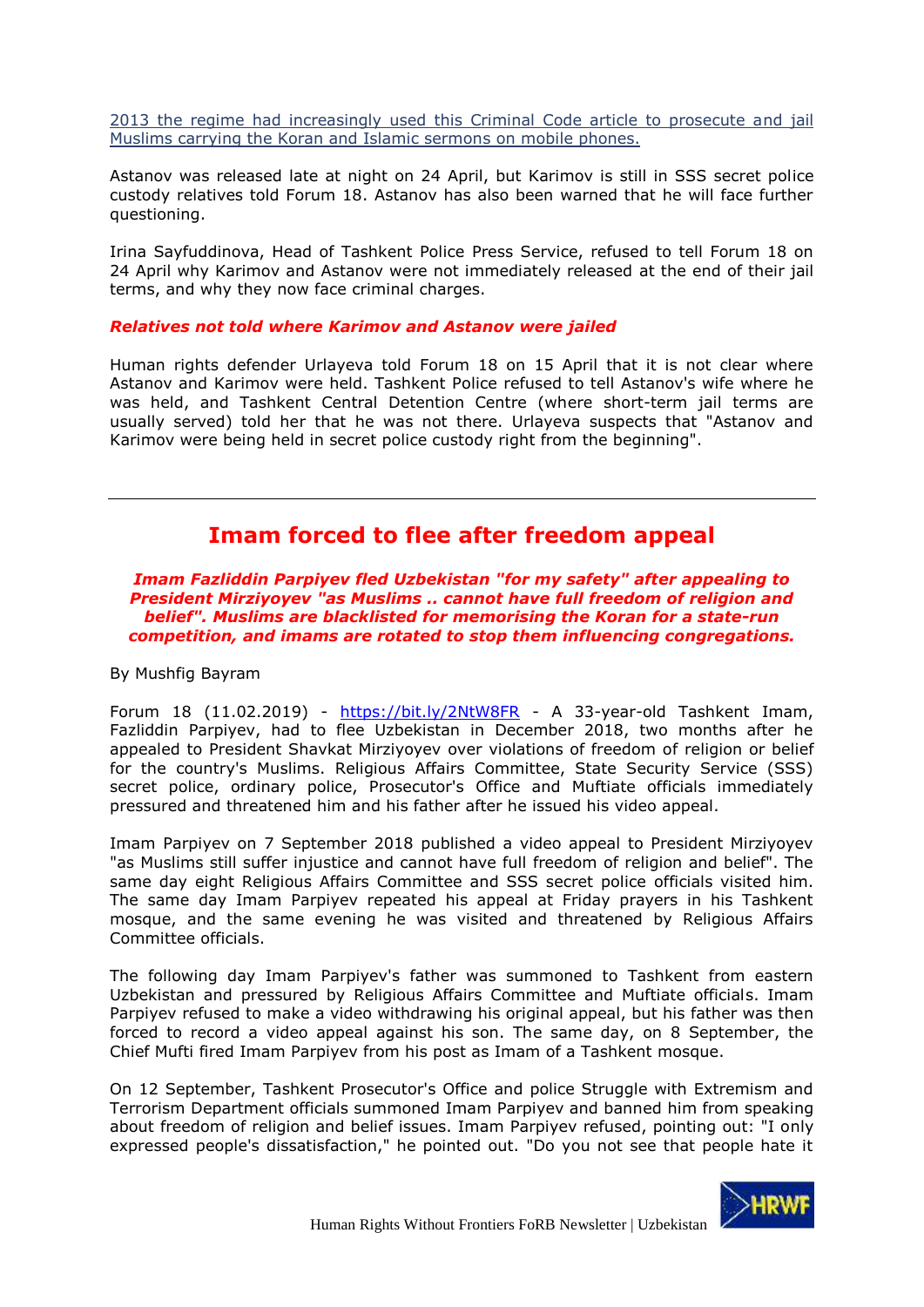[2013 the regime had increasingly used this Criminal Code article to prosecute and jail Muslims carrying the Koran and Islamic sermons on mobile phones.]

Astanov was released late at night on 24 April, but Karimov is still in SSS secret police custody relatives told Forum 18. Astanov has also been warned that he will face further questioning.

Irina Sayfuddinova, Head of Tashkent Police Press Service, refused to tell Forum 18 on 24 April why Karimov and Astanov were not immediately released at the end of their jail terms, and why they now face criminal charges.

***Relatives not told where Karimov and Astanov were jailed***

Human rights defender Urlayeva told Forum 18 on 15 April that it is not clear where Astanov and Karimov were held. Tashkent Police refused to tell Astanov's wife where he was held, and Tashkent Central Detention Centre (where short-term jail terms are usually served) told her that he was not there. Urlayeva suspects that "Astanov and Karimov were being held in secret police custody right from the beginning".

---

## Imam forced to flee after freedom appeal

***Imam Fazliddin Parpiyev fled Uzbekistan "for my safety" after appealing to President Mirziyoyev "as Muslims .. cannot have full freedom of religion and belief". Muslims are blacklisted for memorising the Koran for a state-run competition, and imams are rotated to stop them influencing congregations.***

By Mushfig Bayram

Forum 18 (11.02.2019) - https://bit.ly/2NtW8FR - A 33-year-old Tashkent Imam, Fazliddin Parpiyev, had to flee Uzbekistan in December 2018, two months after he appealed to President Shavkat Mirziyoyev over violations of freedom of religion or belief for the country's Muslims. Religious Affairs Committee, State Security Service (SSS) secret police, ordinary police, Prosecutor's Office and Muftiate officials immediately pressured and threatened him and his father after he issued his video appeal.

Imam Parpiyev on 7 September 2018 published a video appeal to President Mirziyoyev "as Muslims still suffer injustice and cannot have full freedom of religion and belief". The same day eight Religious Affairs Committee and SSS secret police officials visited him. The same day Imam Parpiyev repeated his appeal at Friday prayers in his Tashkent mosque, and the same evening he was visited and threatened by Religious Affairs Committee officials.

The following day Imam Parpiyev's father was summoned to Tashkent from eastern Uzbekistan and pressured by Religious Affairs Committee and Muftiate officials. Imam Parpiyev refused to make a video withdrawing his original appeal, but his father was then forced to record a video appeal against his son. The same day, on 8 September, the Chief Mufti fired Imam Parpiyev from his post as Imam of a Tashkent mosque.

On 12 September, Tashkent Prosecutor's Office and police Struggle with Extremism and Terrorism Department officials summoned Imam Parpiyev and banned him from speaking about freedom of religion and belief issues. Imam Parpiyev refused, pointing out: "I only expressed people's dissatisfaction," he pointed out. "Do you not see that people hate it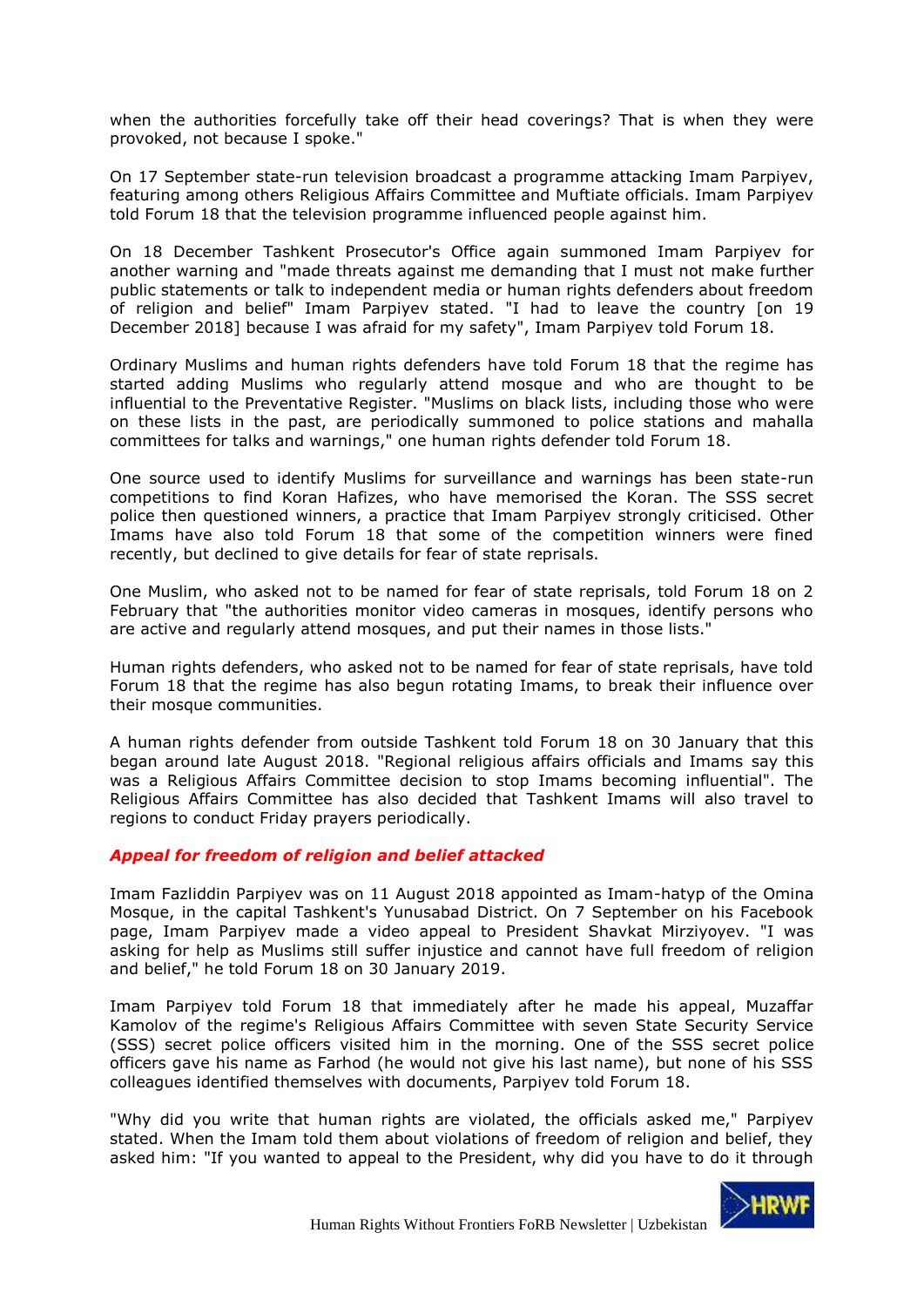when the authorities forcefully take off their head coverings? That is when they were provoked, not because I spoke."

On 17 September state-run television broadcast a programme attacking Imam Parpiyev, featuring among others Religious Affairs Committee and Muftiate officials. Imam Parpiyev told Forum 18 that the television programme influenced people against him.

On 18 December Tashkent Prosecutor's Office again summoned Imam Parpiyev for another warning and "made threats against me demanding that I must not make further public statements or talk to independent media or human rights defenders about freedom of religion and belief" Imam Parpiyev stated. "I had to leave the country [on 19 December 2018] because I was afraid for my safety", Imam Parpiyev told Forum 18.

Ordinary Muslims and human rights defenders have told Forum 18 that the regime has started adding Muslims who regularly attend mosque and who are thought to be influential to the Preventative Register. "Muslims on black lists, including those who were on these lists in the past, are periodically summoned to police stations and mahalla committees for talks and warnings," one human rights defender told Forum 18.

One source used to identify Muslims for surveillance and warnings has been state-run competitions to find Koran Hafizes, who have memorised the Koran. The SSS secret police then questioned winners, a practice that Imam Parpiyev strongly criticised. Other Imams have also told Forum 18 that some of the competition winners were fined recently, but declined to give details for fear of state reprisals.

One Muslim, who asked not to be named for fear of state reprisals, told Forum 18 on 2 February that "the authorities monitor video cameras in mosques, identify persons who are active and regularly attend mosques, and put their names in those lists."

Human rights defenders, who asked not to be named for fear of state reprisals, have told Forum 18 that the regime has also begun rotating Imams, to break their influence over their mosque communities.

A human rights defender from outside Tashkent told Forum 18 on 30 January that this began around late August 2018. "Regional religious affairs officials and Imams say this was a Religious Affairs Committee decision to stop Imams becoming influential". The Religious Affairs Committee has also decided that Tashkent Imams will also travel to regions to conduct Friday prayers periodically.

### *Appeal for freedom of religion and belief attacked*

Imam Fazliddin Parpiyev was on 11 August 2018 appointed as Imam-hatyp of the Omina Mosque, in the capital Tashkent's Yunusabad District. On 7 September on his Facebook page, Imam Parpiyev made a video appeal to President Shavkat Mirziyoyev. "I was asking for help as Muslims still suffer injustice and cannot have full freedom of religion and belief," he told Forum 18 on 30 January 2019.

Imam Parpiyev told Forum 18 that immediately after he made his appeal, Muzaffar Kamolov of the regime's Religious Affairs Committee with seven State Security Service (SSS) secret police officers visited him in the morning. One of the SSS secret police officers gave his name as Farhod (he would not give his last name), but none of his SSS colleagues identified themselves with documents, Parpiyev told Forum 18.

"Why did you write that human rights are violated, the officials asked me," Parpiyev stated. When the Imam told them about violations of freedom of religion and belief, they asked him: "If you wanted to appeal to the President, why did you have to do it through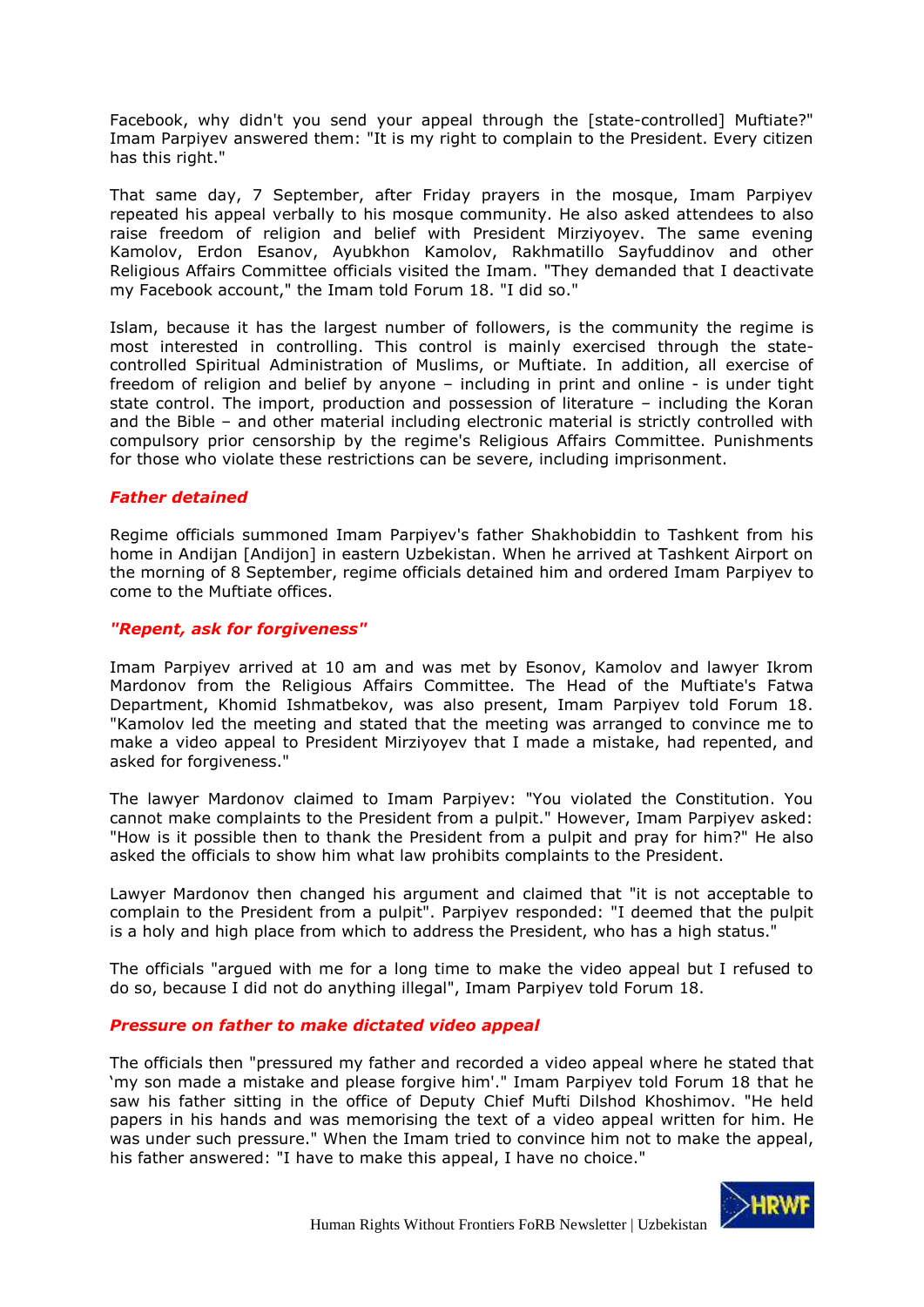Facebook, why didn't you send your appeal through the [state-controlled] Muftiate?" Imam Parpiyev answered them: "It is my right to complain to the President. Every citizen has this right."

That same day, 7 September, after Friday prayers in the mosque, Imam Parpiyev repeated his appeal verbally to his mosque community. He also asked attendees to also raise freedom of religion and belief with President Mirziyoyev. The same evening Kamolov, Erdon Esanov, Ayubkhon Kamolov, Rakhmatillo Sayfuddinov and other Religious Affairs Committee officials visited the Imam. "They demanded that I deactivate my Facebook account," the Imam told Forum 18. "I did so."

Islam, because it has the largest number of followers, is the community the regime is most interested in controlling. This control is mainly exercised through the state-controlled Spiritual Administration of Muslims, or Muftiate. In addition, all exercise of freedom of religion and belief by anyone – including in print and online - is under tight state control. The import, production and possession of literature – including the Koran and the Bible – and other material including electronic material is strictly controlled with compulsory prior censorship by the regime's Religious Affairs Committee. Punishments for those who violate these restrictions can be severe, including imprisonment.

### *Father detained*

Regime officials summoned Imam Parpiyev's father Shakhobiddin to Tashkent from his home in Andijan [Andijon] in eastern Uzbekistan. When he arrived at Tashkent Airport on the morning of 8 September, regime officials detained him and ordered Imam Parpiyev to come to the Muftiate offices.

### *"Repent, ask for forgiveness"*

Imam Parpiyev arrived at 10 am and was met by Esonov, Kamolov and lawyer Ikrom Mardonov from the Religious Affairs Committee. The Head of the Muftiate's Fatwa Department, Khomid Ishmatbekov, was also present, Imam Parpiyev told Forum 18. "Kamolov led the meeting and stated that the meeting was arranged to convince me to make a video appeal to President Mirziyoyev that I made a mistake, had repented, and asked for forgiveness."

The lawyer Mardonov claimed to Imam Parpiyev: "You violated the Constitution. You cannot make complaints to the President from a pulpit." However, Imam Parpiyev asked: "How is it possible then to thank the President from a pulpit and pray for him?" He also asked the officials to show him what law prohibits complaints to the President.

Lawyer Mardonov then changed his argument and claimed that "it is not acceptable to complain to the President from a pulpit". Parpiyev responded: "I deemed that the pulpit is a holy and high place from which to address the President, who has a high status."

The officials "argued with me for a long time to make the video appeal but I refused to do so, because I did not do anything illegal", Imam Parpiyev told Forum 18.

### *Pressure on father to make dictated video appeal*

The officials then "pressured my father and recorded a video appeal where he stated that 'my son made a mistake and please forgive him'." Imam Parpiyev told Forum 18 that he saw his father sitting in the office of Deputy Chief Mufti Dilshod Khoshimov. "He held papers in his hands and was memorising the text of a video appeal written for him. He was under such pressure." When the Imam tried to convince him not to make the appeal, his father answered: "I have to make this appeal, I have no choice."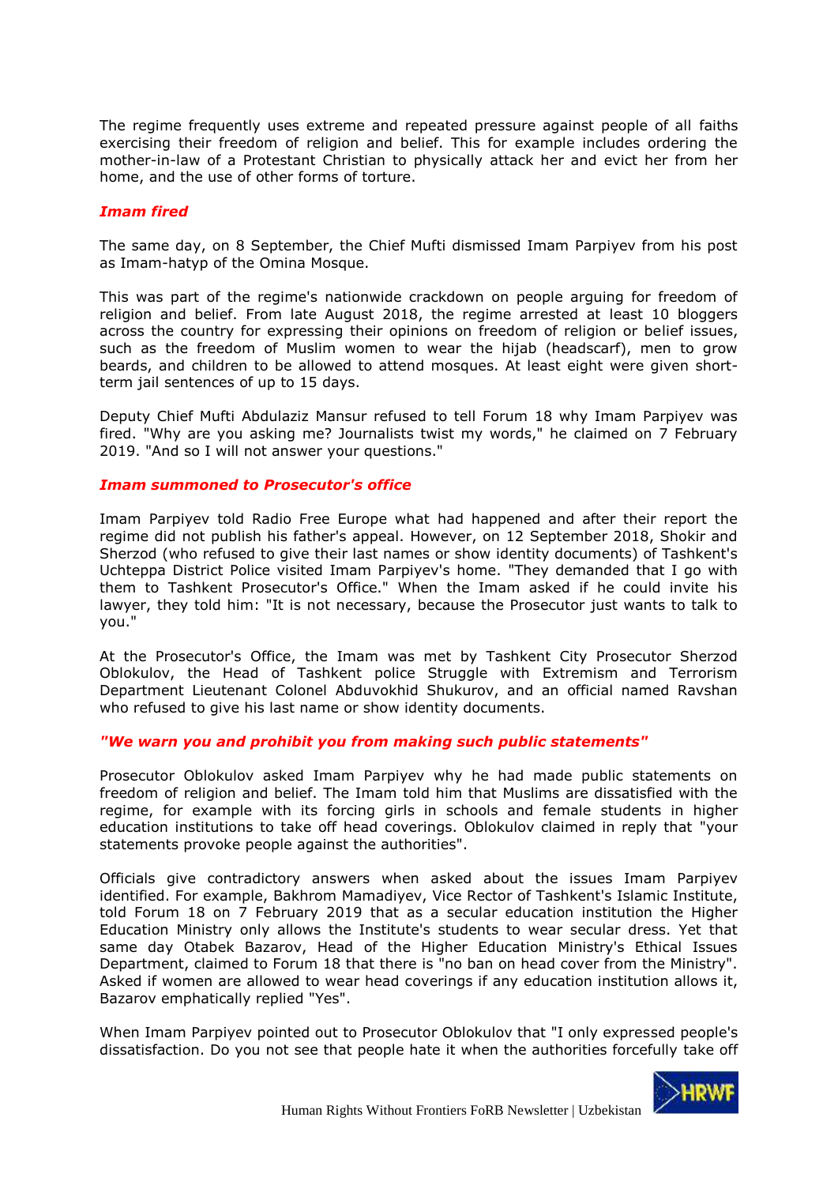The regime frequently uses extreme and repeated pressure against people of all faiths exercising their freedom of religion and belief. This for example includes ordering the mother-in-law of a Protestant Christian to physically attack her and evict her from her home, and the use of other forms of torture.

### *Imam fired*

The same day, on 8 September, the Chief Mufti dismissed Imam Parpiyev from his post as Imam-hatyp of the Omina Mosque.

This was part of the regime's nationwide crackdown on people arguing for freedom of religion and belief. From late August 2018, the regime arrested at least 10 bloggers across the country for expressing their opinions on freedom of religion or belief issues, such as the freedom of Muslim women to wear the hijab (headscarf), men to grow beards, and children to be allowed to attend mosques. At least eight were given short-term jail sentences of up to 15 days.

Deputy Chief Mufti Abdulaziz Mansur refused to tell Forum 18 why Imam Parpiyev was fired. "Why are you asking me? Journalists twist my words," he claimed on 7 February 2019. "And so I will not answer your questions."

### *Imam summoned to Prosecutor's office*

Imam Parpiyev told Radio Free Europe what had happened and after their report the regime did not publish his father's appeal. However, on 12 September 2018, Shokir and Sherzod (who refused to give their last names or show identity documents) of Tashkent's Uchteppa District Police visited Imam Parpiyev's home. "They demanded that I go with them to Tashkent Prosecutor's Office." When the Imam asked if he could invite his lawyer, they told him: "It is not necessary, because the Prosecutor just wants to talk to you."

At the Prosecutor's Office, the Imam was met by Tashkent City Prosecutor Sherzod Oblokulov, the Head of Tashkent police Struggle with Extremism and Terrorism Department Lieutenant Colonel Abduvokhid Shukurov, and an official named Ravshan who refused to give his last name or show identity documents.

### *"We warn you and prohibit you from making such public statements"*

Prosecutor Oblokulov asked Imam Parpiyev why he had made public statements on freedom of religion and belief. The Imam told him that Muslims are dissatisfied with the regime, for example with its forcing girls in schools and female students in higher education institutions to take off head coverings. Oblokulov claimed in reply that "your statements provoke people against the authorities".

Officials give contradictory answers when asked about the issues Imam Parpiyev identified. For example, Bakhrom Mamadiyev, Vice Rector of Tashkent's Islamic Institute, told Forum 18 on 7 February 2019 that as a secular education institution the Higher Education Ministry only allows the Institute's students to wear secular dress. Yet that same day Otabek Bazarov, Head of the Higher Education Ministry's Ethical Issues Department, claimed to Forum 18 that there is "no ban on head cover from the Ministry". Asked if women are allowed to wear head coverings if any education institution allows it, Bazarov emphatically replied "Yes".

When Imam Parpiyev pointed out to Prosecutor Oblokulov that "I only expressed people's dissatisfaction. Do you not see that people hate it when the authorities forcefully take off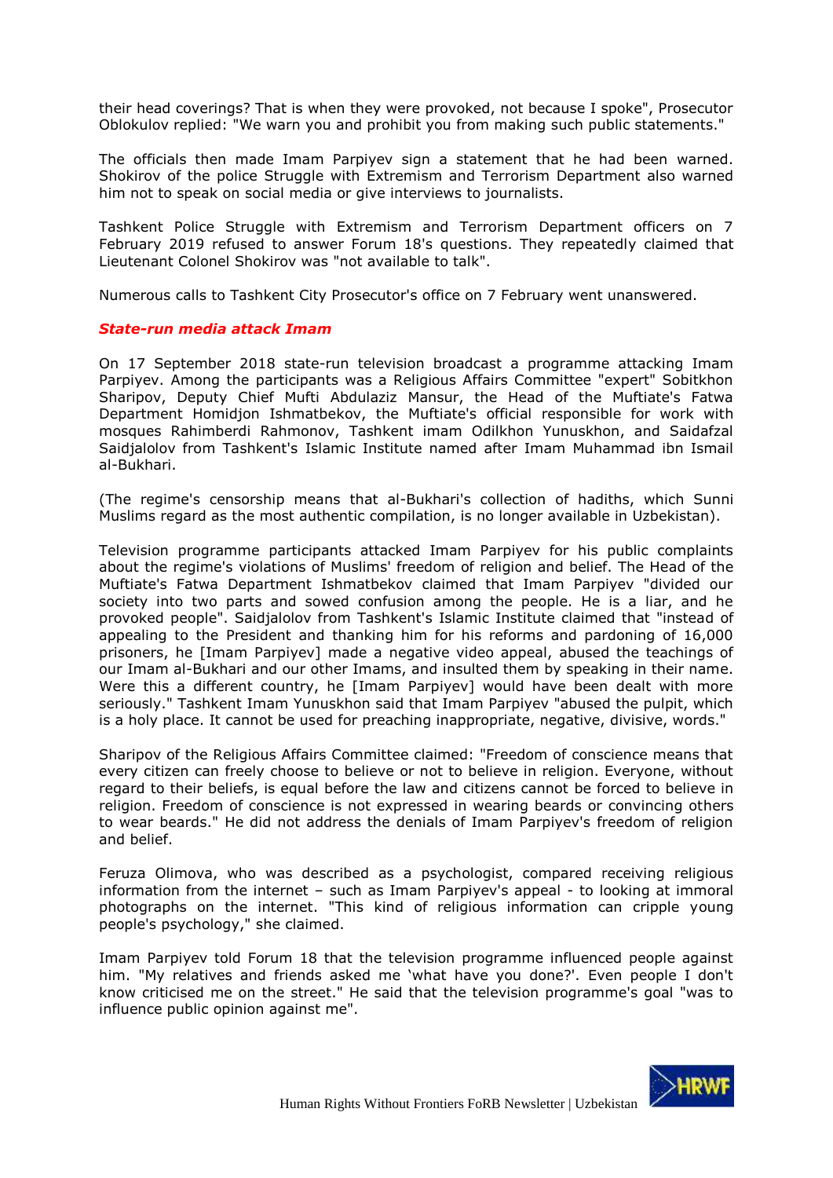their head coverings? That is when they were provoked, not because I spoke", Prosecutor Oblokulov replied: "We warn you and prohibit you from making such public statements."

The officials then made Imam Parpiyev sign a statement that he had been warned. Shokirov of the police Struggle with Extremism and Terrorism Department also warned him not to speak on social media or give interviews to journalists.

Tashkent Police Struggle with Extremism and Terrorism Department officers on 7 February 2019 refused to answer Forum 18's questions. They repeatedly claimed that Lieutenant Colonel Shokirov was "not available to talk".

Numerous calls to Tashkent City Prosecutor's office on 7 February went unanswered.

### *State-run media attack Imam*

On 17 September 2018 state-run television broadcast a programme attacking Imam Parpiyev. Among the participants was a Religious Affairs Committee "expert" Sobitkhon Sharipov, Deputy Chief Mufti Abdulaziz Mansur, the Head of the Muftiate's Fatwa Department Homidjon Ishmatbekov, the Muftiate's official responsible for work with mosques Rahimberdi Rahmonov, Tashkent imam Odilkhon Yunuskhon, and Saidafzal Saidjalolov from Tashkent's Islamic Institute named after Imam Muhammad ibn Ismail al-Bukhari.

(The regime's censorship means that al-Bukhari's collection of hadiths, which Sunni Muslims regard as the most authentic compilation, is no longer available in Uzbekistan).

Television programme participants attacked Imam Parpiyev for his public complaints about the regime's violations of Muslims' freedom of religion and belief. The Head of the Muftiate's Fatwa Department Ishmatbekov claimed that Imam Parpiyev "divided our society into two parts and sowed confusion among the people. He is a liar, and he provoked people". Saidjalolov from Tashkent's Islamic Institute claimed that "instead of appealing to the President and thanking him for his reforms and pardoning of 16,000 prisoners, he [Imam Parpiyev] made a negative video appeal, abused the teachings of our Imam al-Bukhari and our other Imams, and insulted them by speaking in their name. Were this a different country, he [Imam Parpiyev] would have been dealt with more seriously." Tashkent Imam Yunuskhon said that Imam Parpiyev "abused the pulpit, which is a holy place. It cannot be used for preaching inappropriate, negative, divisive, words."

Sharipov of the Religious Affairs Committee claimed: "Freedom of conscience means that every citizen can freely choose to believe or not to believe in religion. Everyone, without regard to their beliefs, is equal before the law and citizens cannot be forced to believe in religion. Freedom of conscience is not expressed in wearing beards or convincing others to wear beards." He did not address the denials of Imam Parpiyev's freedom of religion and belief.

Feruza Olimova, who was described as a psychologist, compared receiving religious information from the internet – such as Imam Parpiyev's appeal - to looking at immoral photographs on the internet. "This kind of religious information can cripple young people's psychology," she claimed.

Imam Parpiyev told Forum 18 that the television programme influenced people against him. "My relatives and friends asked me 'what have you done?'. Even people I don't know criticised me on the street." He said that the television programme's goal "was to influence public opinion against me".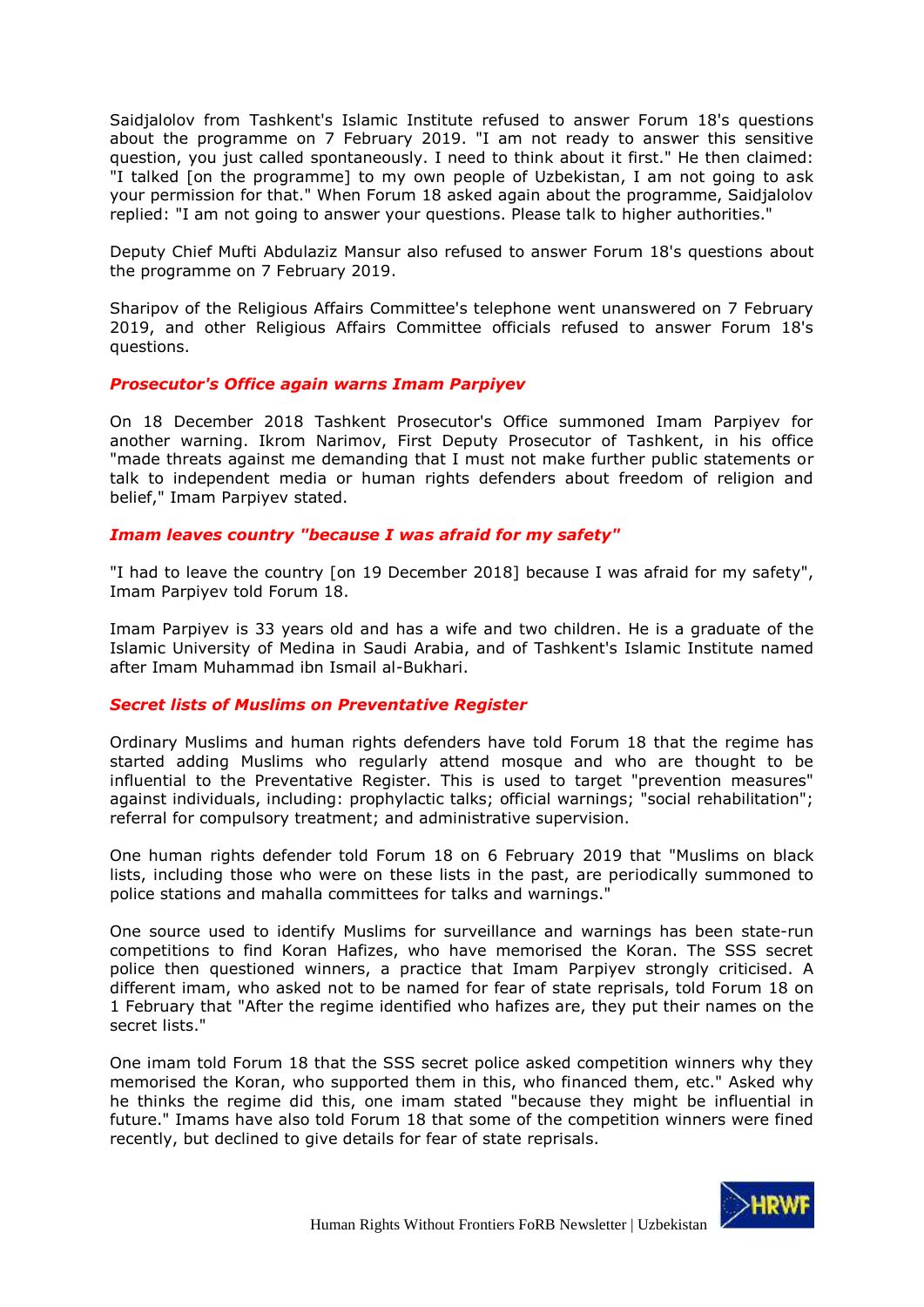Saidjalolov from Tashkent's Islamic Institute refused to answer Forum 18's questions about the programme on 7 February 2019. "I am not ready to answer this sensitive question, you just called spontaneously. I need to think about it first." He then claimed: "I talked [on the programme] to my own people of Uzbekistan, I am not going to ask your permission for that." When Forum 18 asked again about the programme, Saidjalolov replied: "I am not going to answer your questions. Please talk to higher authorities."

Deputy Chief Mufti Abdulaziz Mansur also refused to answer Forum 18's questions about the programme on 7 February 2019.

Sharipov of the Religious Affairs Committee's telephone went unanswered on 7 February 2019, and other Religious Affairs Committee officials refused to answer Forum 18's questions.

### *Prosecutor's Office again warns Imam Parpiyev*

On 18 December 2018 Tashkent Prosecutor's Office summoned Imam Parpiyev for another warning. Ikrom Narimov, First Deputy Prosecutor of Tashkent, in his office "made threats against me demanding that I must not make further public statements or talk to independent media or human rights defenders about freedom of religion and belief," Imam Parpiyev stated.

### *Imam leaves country "because I was afraid for my safety"*

"I had to leave the country [on 19 December 2018] because I was afraid for my safety", Imam Parpiyev told Forum 18.

Imam Parpiyev is 33 years old and has a wife and two children. He is a graduate of the Islamic University of Medina in Saudi Arabia, and of Tashkent's Islamic Institute named after Imam Muhammad ibn Ismail al-Bukhari.

### *Secret lists of Muslims on Preventative Register*

Ordinary Muslims and human rights defenders have told Forum 18 that the regime has started adding Muslims who regularly attend mosque and who are thought to be influential to the Preventative Register. This is used to target "prevention measures" against individuals, including: prophylactic talks; official warnings; "social rehabilitation"; referral for compulsory treatment; and administrative supervision.

One human rights defender told Forum 18 on 6 February 2019 that "Muslims on black lists, including those who were on these lists in the past, are periodically summoned to police stations and mahalla committees for talks and warnings."

One source used to identify Muslims for surveillance and warnings has been state-run competitions to find Koran Hafizes, who have memorised the Koran. The SSS secret police then questioned winners, a practice that Imam Parpiyev strongly criticised. A different imam, who asked not to be named for fear of state reprisals, told Forum 18 on 1 February that "After the regime identified who hafizes are, they put their names on the secret lists."

One imam told Forum 18 that the SSS secret police asked competition winners why they memorised the Koran, who supported them in this, who financed them, etc." Asked why he thinks the regime did this, one imam stated "because they might be influential in future." Imams have also told Forum 18 that some of the competition winners were fined recently, but declined to give details for fear of state reprisals.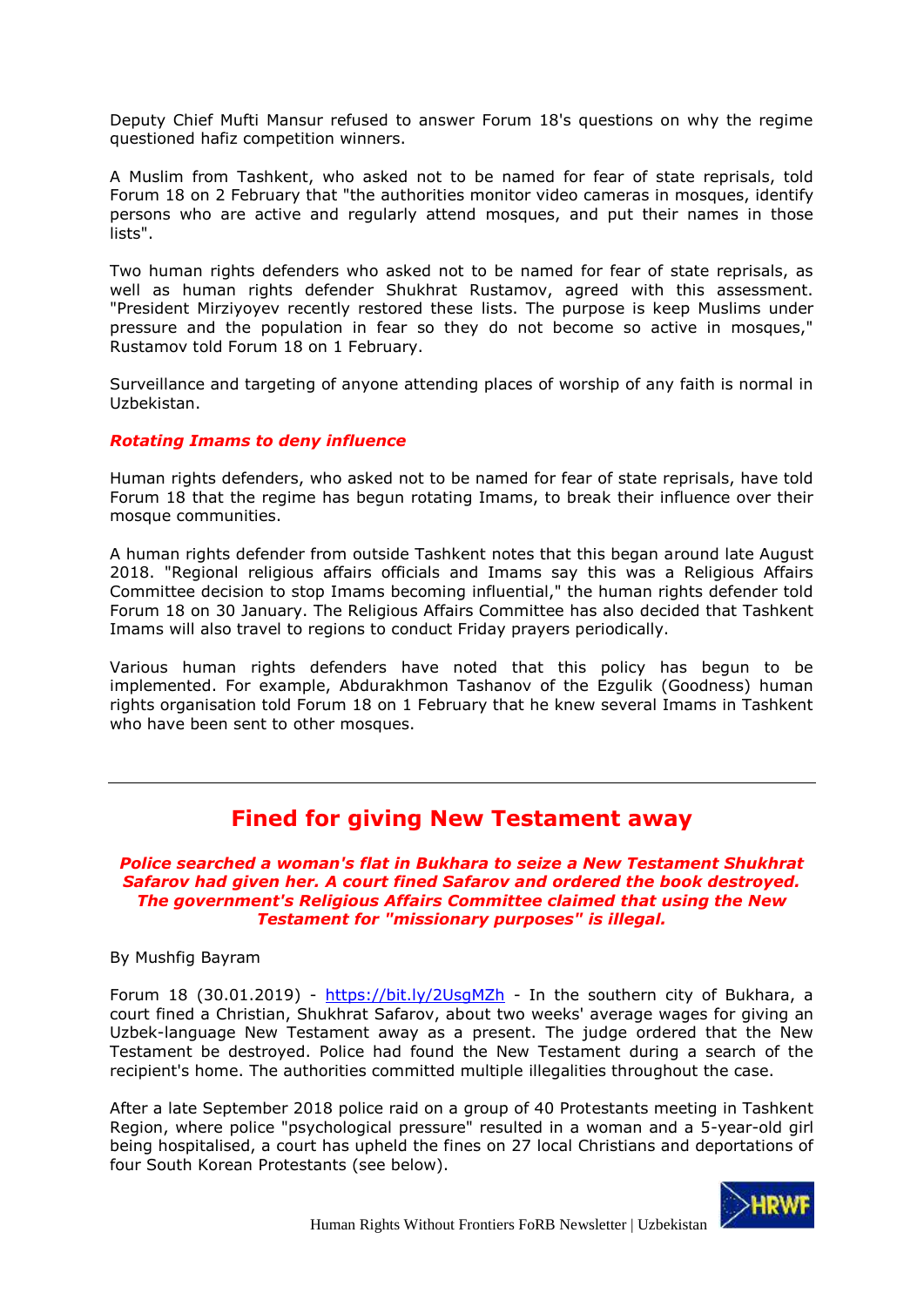Deputy Chief Mufti Mansur refused to answer Forum 18's questions on why the regime questioned hafiz competition winners.

A Muslim from Tashkent, who asked not to be named for fear of state reprisals, told Forum 18 on 2 February that "the authorities monitor video cameras in mosques, identify persons who are active and regularly attend mosques, and put their names in those lists".

Two human rights defenders who asked not to be named for fear of state reprisals, as well as human rights defender Shukhrat Rustamov, agreed with this assessment. "President Mirziyoyev recently restored these lists. The purpose is keep Muslims under pressure and the population in fear so they do not become so active in mosques," Rustamov told Forum 18 on 1 February.

Surveillance and targeting of anyone attending places of worship of any faith is normal in Uzbekistan.

***Rotating Imams to deny influence***

Human rights defenders, who asked not to be named for fear of state reprisals, have told Forum 18 that the regime has begun rotating Imams, to break their influence over their mosque communities.

A human rights defender from outside Tashkent notes that this began around late August 2018. "Regional religious affairs officials and Imams say this was a Religious Affairs Committee decision to stop Imams becoming influential," the human rights defender told Forum 18 on 30 January. The Religious Affairs Committee has also decided that Tashkent Imams will also travel to regions to conduct Friday prayers periodically.

Various human rights defenders have noted that this policy has begun to be implemented. For example, Abdurakhmon Tashanov of the Ezgulik (Goodness) human rights organisation told Forum 18 on 1 February that he knew several Imams in Tashkent who have been sent to other mosques.

---

## Fined for giving New Testament away

***Police searched a woman's flat in Bukhara to seize a New Testament Shukhrat Safarov had given her. A court fined Safarov and ordered the book destroyed. The government's Religious Affairs Committee claimed that using the New Testament for "missionary purposes" is illegal.***

By Mushfig Bayram

Forum 18 (30.01.2019) - https://bit.ly/2UsgMZh - In the southern city of Bukhara, a court fined a Christian, Shukhrat Safarov, about two weeks' average wages for giving an Uzbek-language New Testament away as a present. The judge ordered that the New Testament be destroyed. Police had found the New Testament during a search of the recipient's home. The authorities committed multiple illegalities throughout the case.

After a late September 2018 police raid on a group of 40 Protestants meeting in Tashkent Region, where police "psychological pressure" resulted in a woman and a 5-year-old girl being hospitalised, a court has upheld the fines on 27 local Christians and deportations of four South Korean Protestants (see below).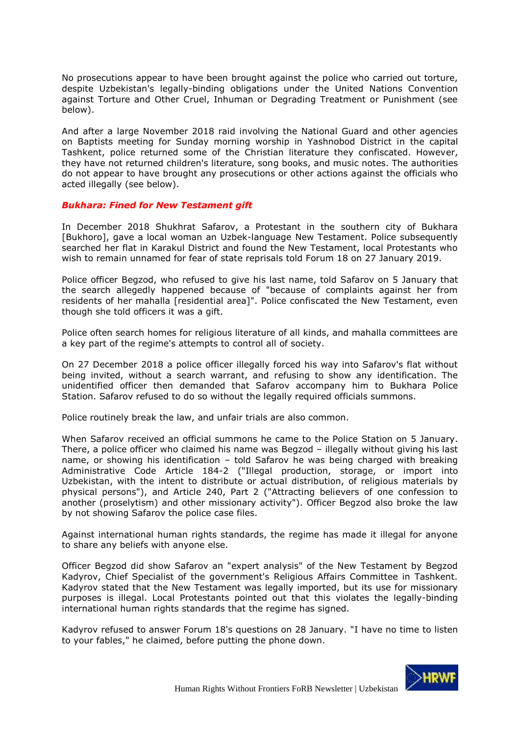No prosecutions appear to have been brought against the police who carried out torture, despite Uzbekistan's legally-binding obligations under the United Nations Convention against Torture and Other Cruel, Inhuman or Degrading Treatment or Punishment (see below).

And after a large November 2018 raid involving the National Guard and other agencies on Baptists meeting for Sunday morning worship in Yashnobod District in the capital Tashkent, police returned some of the Christian literature they confiscated. However, they have not returned children's literature, song books, and music notes. The authorities do not appear to have brought any prosecutions or other actions against the officials who acted illegally (see below).

### *Bukhara: Fined for New Testament gift*

In December 2018 Shukhrat Safarov, a Protestant in the southern city of Bukhara [Bukhoro], gave a local woman an Uzbek-language New Testament. Police subsequently searched her flat in Karakul District and found the New Testament, local Protestants who wish to remain unnamed for fear of state reprisals told Forum 18 on 27 January 2019.

Police officer Begzod, who refused to give his last name, told Safarov on 5 January that the search allegedly happened because of "because of complaints against her from residents of her mahalla [residential area]". Police confiscated the New Testament, even though she told officers it was a gift.

Police often search homes for religious literature of all kinds, and mahalla committees are a key part of the regime's attempts to control all of society.

On 27 December 2018 a police officer illegally forced his way into Safarov's flat without being invited, without a search warrant, and refusing to show any identification. The unidentified officer then demanded that Safarov accompany him to Bukhara Police Station. Safarov refused to do so without the legally required officials summons.

Police routinely break the law, and unfair trials are also common.

When Safarov received an official summons he came to the Police Station on 5 January. There, a police officer who claimed his name was Begzod – illegally without giving his last name, or showing his identification – told Safarov he was being charged with breaking Administrative Code Article 184-2 ("Illegal production, storage, or import into Uzbekistan, with the intent to distribute or actual distribution, of religious materials by physical persons"), and Article 240, Part 2 ("Attracting believers of one confession to another (proselytism) and other missionary activity"). Officer Begzod also broke the law by not showing Safarov the police case files.

Against international human rights standards, the regime has made it illegal for anyone to share any beliefs with anyone else.

Officer Begzod did show Safarov an "expert analysis" of the New Testament by Begzod Kadyrov, Chief Specialist of the government's Religious Affairs Committee in Tashkent. Kadyrov stated that the New Testament was legally imported, but its use for missionary purposes is illegal. Local Protestants pointed out that this violates the legally-binding international human rights standards that the regime has signed.

Kadyrov refused to answer Forum 18's questions on 28 January. "I have no time to listen to your fables," he claimed, before putting the phone down.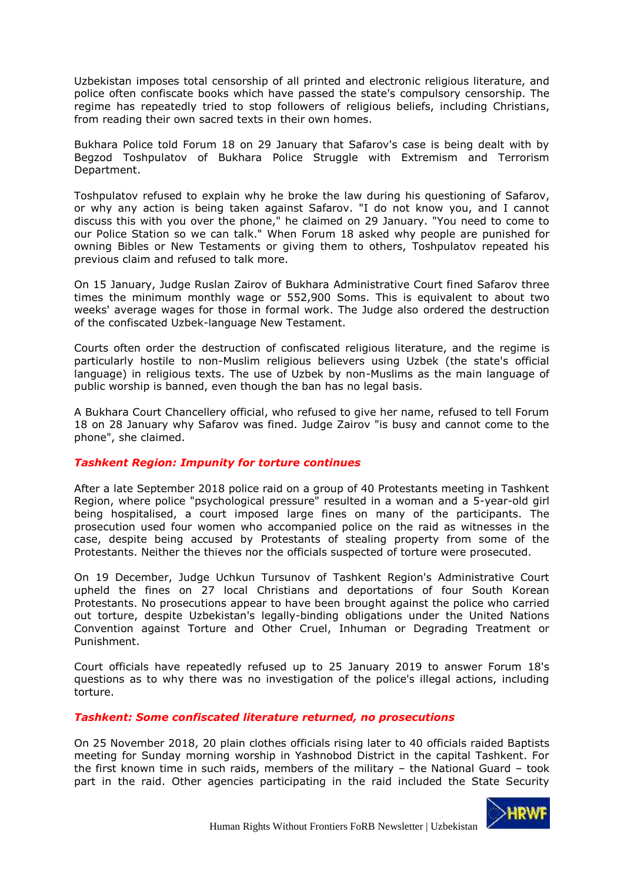Uzbekistan imposes total censorship of all printed and electronic religious literature, and police often confiscate books which have passed the state's compulsory censorship. The regime has repeatedly tried to stop followers of religious beliefs, including Christians, from reading their own sacred texts in their own homes.

Bukhara Police told Forum 18 on 29 January that Safarov's case is being dealt with by Begzod Toshpulatov of Bukhara Police Struggle with Extremism and Terrorism Department.

Toshpulatov refused to explain why he broke the law during his questioning of Safarov, or why any action is being taken against Safarov. "I do not know you, and I cannot discuss this with you over the phone," he claimed on 29 January. "You need to come to our Police Station so we can talk." When Forum 18 asked why people are punished for owning Bibles or New Testaments or giving them to others, Toshpulatov repeated his previous claim and refused to talk more.

On 15 January, Judge Ruslan Zairov of Bukhara Administrative Court fined Safarov three times the minimum monthly wage or 552,900 Soms. This is equivalent to about two weeks' average wages for those in formal work. The Judge also ordered the destruction of the confiscated Uzbek-language New Testament.

Courts often order the destruction of confiscated religious literature, and the regime is particularly hostile to non-Muslim religious believers using Uzbek (the state's official language) in religious texts. The use of Uzbek by non-Muslims as the main language of public worship is banned, even though the ban has no legal basis.

A Bukhara Court Chancellery official, who refused to give her name, refused to tell Forum 18 on 28 January why Safarov was fined. Judge Zairov "is busy and cannot come to the phone", she claimed.

### *Tashkent Region: Impunity for torture continues*

After a late September 2018 police raid on a group of 40 Protestants meeting in Tashkent Region, where police "psychological pressure" resulted in a woman and a 5-year-old girl being hospitalised, a court imposed large fines on many of the participants. The prosecution used four women who accompanied police on the raid as witnesses in the case, despite being accused by Protestants of stealing property from some of the Protestants. Neither the thieves nor the officials suspected of torture were prosecuted.

On 19 December, Judge Uchkun Tursunov of Tashkent Region's Administrative Court upheld the fines on 27 local Christians and deportations of four South Korean Protestants. No prosecutions appear to have been brought against the police who carried out torture, despite Uzbekistan's legally-binding obligations under the United Nations Convention against Torture and Other Cruel, Inhuman or Degrading Treatment or Punishment.

Court officials have repeatedly refused up to 25 January 2019 to answer Forum 18's questions as to why there was no investigation of the police's illegal actions, including torture.

### *Tashkent: Some confiscated literature returned, no prosecutions*

On 25 November 2018, 20 plain clothes officials rising later to 40 officials raided Baptists meeting for Sunday morning worship in Yashnobod District in the capital Tashkent. For the first known time in such raids, members of the military – the National Guard – took part in the raid. Other agencies participating in the raid included the State Security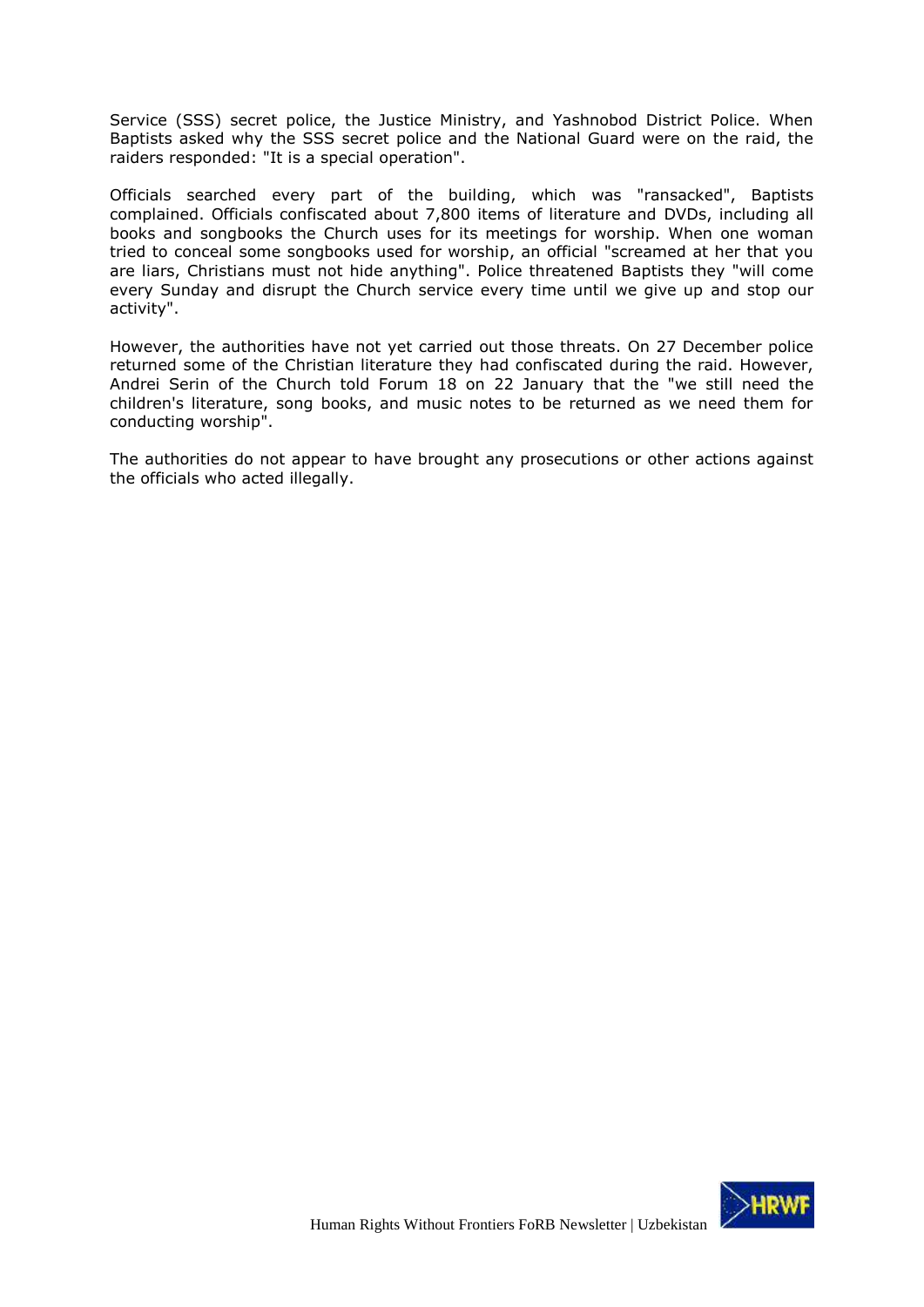Service (SSS) secret police, the Justice Ministry, and Yashnobod District Police. When Baptists asked why the SSS secret police and the National Guard were on the raid, the raiders responded: "It is a special operation".

Officials searched every part of the building, which was "ransacked", Baptists complained. Officials confiscated about 7,800 items of literature and DVDs, including all books and songbooks the Church uses for its meetings for worship. When one woman tried to conceal some songbooks used for worship, an official "screamed at her that you are liars, Christians must not hide anything". Police threatened Baptists they "will come every Sunday and disrupt the Church service every time until we give up and stop our activity".

However, the authorities have not yet carried out those threats. On 27 December police returned some of the Christian literature they had confiscated during the raid. However, Andrei Serin of the Church told Forum 18 on 22 January that the "we still need the children's literature, song books, and music notes to be returned as we need them for conducting worship".

The authorities do not appear to have brought any prosecutions or other actions against the officials who acted illegally.